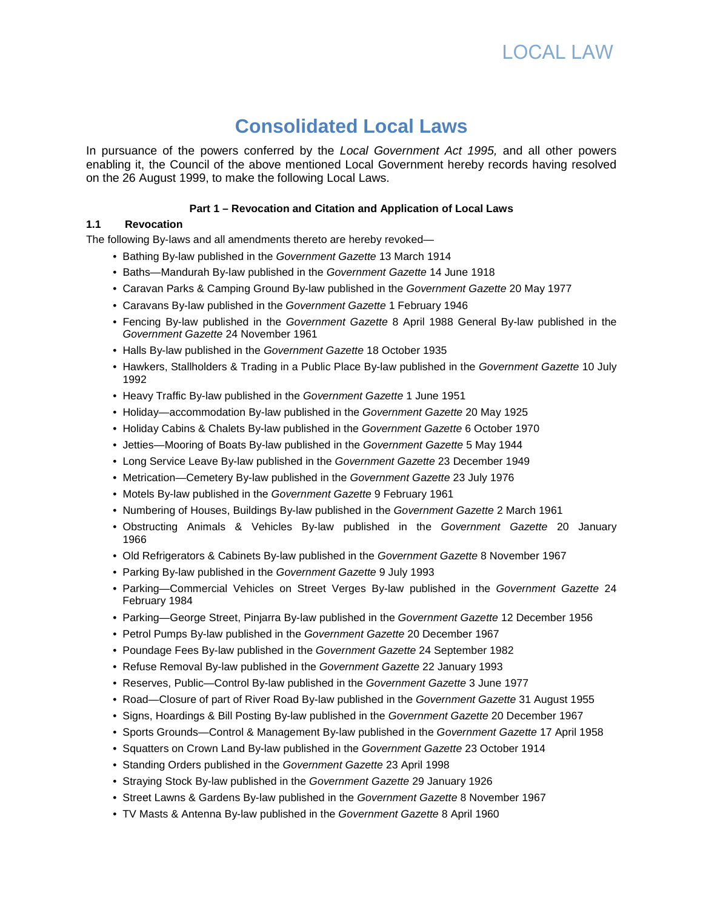# Consolidated Local Laws

In pursuance of the powers conferred by the *Local Government Act 1995,* and all other powers enabling it, the Council of the above mentioned Local Government hereby records having resolved on the 26 August 1999, to make the following Local Laws.

#### Part 1 – Revocation and Citation and Application of Local Laws

### 1.1 Revocation

The following By-laws and all amendments thereto are hereby revoked—

- Bathing By-law published in the *Government Gazette* 13 March 1914
- Baths—Mandurah By-law published in the *Government Gazette* 14 June 1918
- Caravan Parks & Camping Ground By-law published in the *Government Gazette* 20 May 1977
- Caravans By-law published in the *Government Gazette* 1 February 1946
- Fencing By-law published in the *Government Gazette* 8 April 1988 General By-law published in the *Government Gazette* 24 November 1961
- Halls By-law published in the *Government Gazette* 18 October 1935
- Hawkers, Stallholders & Trading in a Public Place By-law published in the *Government Gazette* 10 July 1992
- Heavy Traffic By-law published in the *Government Gazette* 1 June 1951
- Holiday—accommodation By-law published in the *Government Gazette* 20 May 1925
- Holiday Cabins & Chalets By-law published in the *Government Gazette* 6 October 1970
- Jetties—Mooring of Boats By-law published in the *Government Gazette* 5 May 1944
- Long Service Leave By-law published in the *Government Gazette* 23 December 1949
- Metrication—Cemetery By-law published in the *Government Gazette* 23 July 1976
- Motels By-law published in the *Government Gazette* 9 February 1961
- Numbering of Houses, Buildings By-law published in the *Government Gazette* 2 March 1961
- Obstructing Animals & Vehicles By-law published in the *Government Gazette* 20 January 1966
- Old Refrigerators & Cabinets By-law published in the *Government Gazette* 8 November 1967
- Parking By-law published in the *Government Gazette* 9 July 1993
- Parking—Commercial Vehicles on Street Verges By-law published in the *Government Gazette* 24 February 1984
- Parking—George Street, Pinjarra By-law published in the *Government Gazette* 12 December 1956
- Petrol Pumps By-law published in the *Government Gazette* 20 December 1967
- Poundage Fees By-law published in the *Government Gazette* 24 September 1982
- Refuse Removal By-law published in the *Government Gazette* 22 January 1993
- Reserves, Public—Control By-law published in the *Government Gazette* 3 June 1977
- Road—Closure of part of River Road By-law published in the *Government Gazette* 31 August 1955
- Signs, Hoardings & Bill Posting By-law published in the *Government Gazette* 20 December 1967
- Sports Grounds—Control & Management By-law published in the *Government Gazette* 17 April 1958
- Squatters on Crown Land By-law published in the *Government Gazette* 23 October 1914
- Standing Orders published in the *Government Gazette* 23 April 1998
- Straying Stock By-law published in the *Government Gazette* 29 January 1926
- Street Lawns & Gardens By-law published in the *Government Gazette* 8 November 1967
- TV Masts & Antenna By-law published in the *Government Gazette* 8 April 1960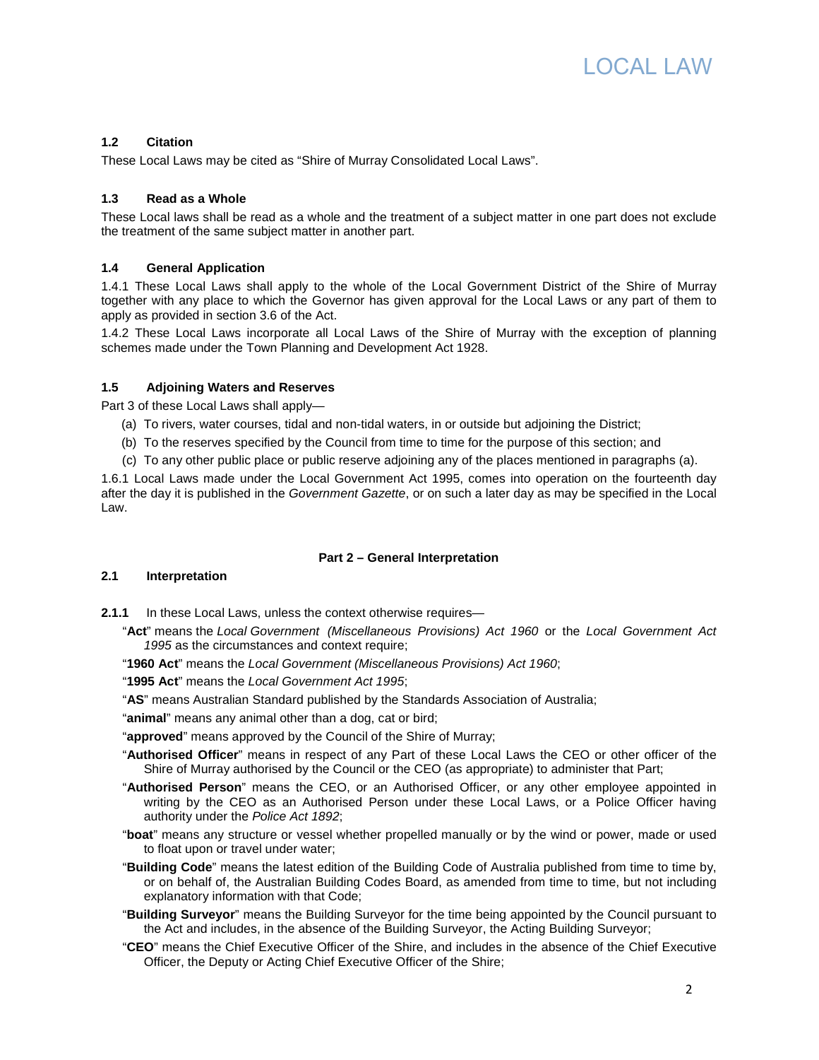### 1.2 Citation

These Local Laws may be cited as "Shire of Murray Consolidated Local Laws".

### 1.3 Read as a Whole

These Local laws shall be read as a whole and the treatment of a subject matter in one part does not exclude the treatment of the same subject matter in another part.

### 1.4 General Application

1.4.1 These Local Laws shall apply to the whole of the Local Government District of the Shire of Murray together with any place to which the Governor has given approval for the Local Laws or any part of them to apply as provided in section 3.6 of the Act.

1.4.2 These Local Laws incorporate all Local Laws of the Shire of Murray with the exception of planning schemes made under the Town Planning and Development Act 1928.

### 1.5 Adjoining Waters and Reserves

Part 3 of these Local Laws shall apply—

(a) To rivers, water courses, tidal and non-tidal waters, in or outside but adjoining the District;

(b) To the reserves specified by the Council from time to time for the purpose of this section; and

(c) To any other public place or public reserve adjoining any of the places mentioned in paragraphs (a).

1.6.1 Local Laws made under the Local Government Act 1995, comes into operation on the fourteenth day after the day it is published in the *Government Gazette*, or on such a later day as may be specified in the Local Law.

## Part 2 – General Interpretation

### 2.1 Interpretation

**2.1.1** In these Local Laws, unless the context otherwise requires—

"**Act**" means the *Local Government (Miscellaneous Provisions) Act 1960* or the *Local Government Act 1995* as the circumstances and context require;

"**1960 Act**" means the *Local Government (Miscellaneous Provisions) Act 1960*;

"**1995 Act**" means the *Local Government Act 1995*;

"**AS**" means Australian Standard published by the Standards Association of Australia;

"**animal**" means any animal other than a dog, cat or bird;

"**approved**" means approved by the Council of the Shire of Murray;

"**Authorised Officer**" means in respect of any Part of these Local Laws the CEO or other officer of the Shire of Murray authorised by the Council or the CEO (as appropriate) to administer that Part;

"**Authorised Person**" means the CEO, or an Authorised Officer, or any other employee appointed in writing by the CEO as an Authorised Person under these Local Laws, or a Police Officer having authority under the *Police Act 1892*;

"**boat**" means any structure or vessel whether propelled manually or by the wind or power, made or used to float upon or travel under water;

"**Building Code**" means the latest edition of the Building Code of Australia published from time to time by, or on behalf of, the Australian Building Codes Board, as amended from time to time, but not including explanatory information with that Code;

"**Building Surveyor**" means the Building Surveyor for the time being appointed by the Council pursuant to the Act and includes, in the absence of the Building Surveyor, the Acting Building Surveyor;

"**CEO**" means the Chief Executive Officer of the Shire, and includes in the absence of the Chief Executive Officer, the Deputy or Acting Chief Executive Officer of the Shire;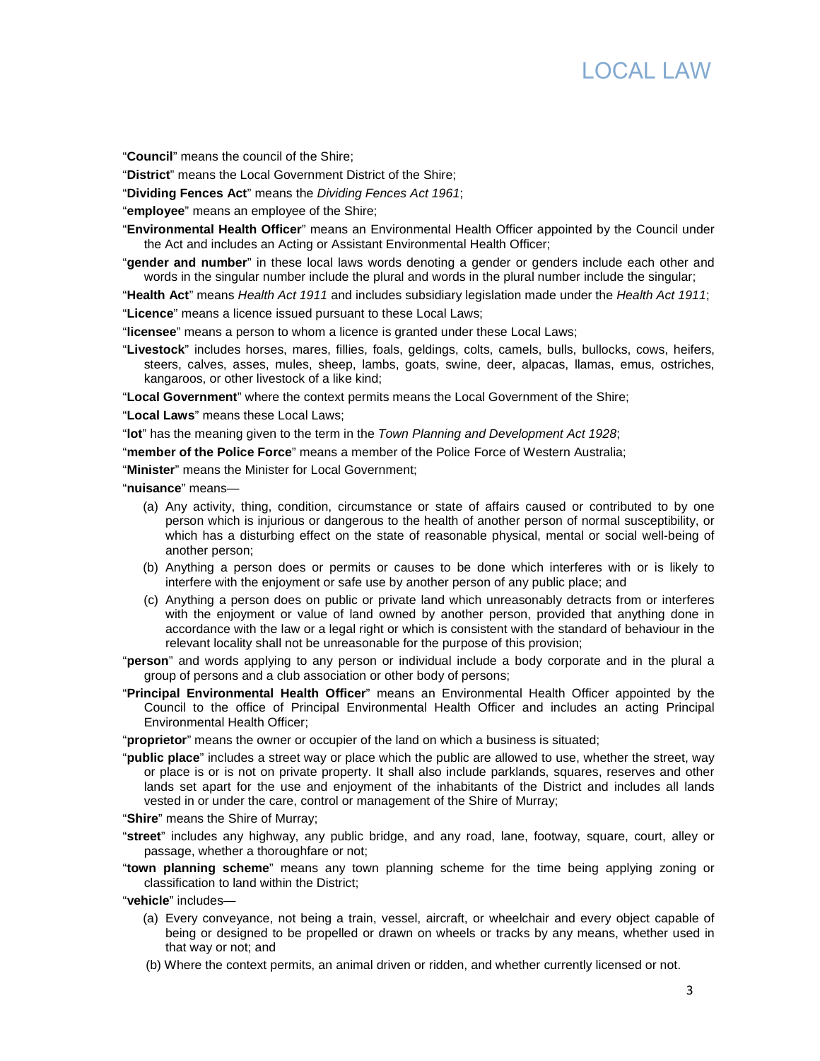"**Council**" means the council of the Shire;

"**District**" means the Local Government District of the Shire;

"**Dividing Fences Act**" means the *Dividing Fences Act 1961*;

"**employee**" means an employee of the Shire;

"**Environmental Health Officer**" means an Environmental Health Officer appointed by the Council under the Act and includes an Acting or Assistant Environmental Health Officer;

"**gender and number**" in these local laws words denoting a gender or genders include each other and words in the singular number include the plural and words in the plural number include the singular;

"**Health Act**" means *Health Act 1911* and includes subsidiary legislation made under the *Health Act 1911*;

"**Licence**" means a licence issued pursuant to these Local Laws;

"**licensee**" means a person to whom a licence is granted under these Local Laws;

"**Livestock**" includes horses, mares, fillies, foals, geldings, colts, camels, bulls, bullocks, cows, heifers, steers, calves, asses, mules, sheep, lambs, goats, swine, deer, alpacas, llamas, emus, ostriches, kangaroos, or other livestock of a like kind;

"**Local Government**" where the context permits means the Local Government of the Shire;

"**Local Laws**" means these Local Laws;

"**lot**" has the meaning given to the term in the *Town Planning and Development Act 1928*;

"**member of the Police Force**" means a member of the Police Force of Western Australia;

"**Minister**" means the Minister for Local Government;

"**nuisance**" means—

(a) Any activity, thing, condition, circumstance or state of affairs caused or contributed to by one person which is injurious or dangerous to the health of another person of normal susceptibility, or which has a disturbing effect on the state of reasonable physical, mental or social well-being of another person;

(b) Anything a person does or permits or causes to be done which interferes with or is likely to interfere with the enjoyment or safe use by another person of any public place; and

(c) Anything a person does on public or private land which unreasonably detracts from or interferes with the enjoyment or value of land owned by another person, provided that anything done in accordance with the law or a legal right or which is consistent with the standard of behaviour in the relevant locality shall not be unreasonable for the purpose of this provision;

"**person**" and words applying to any person or individual include a body corporate and in the plural a group of persons and a club association or other body of persons;

"**Principal Environmental Health Officer**" means an Environmental Health Officer appointed by the Council to the office of Principal Environmental Health Officer and includes an acting Principal Environmental Health Officer;

"**proprietor**" means the owner or occupier of the land on which a business is situated;

"**public place**" includes a street way or place which the public are allowed to use, whether the street, way or place is or is not on private property. It shall also include parklands, squares, reserves and other lands set apart for the use and enjoyment of the inhabitants of the District and includes all lands vested in or under the care, control or management of the Shire of Murray;

"**Shire**" means the Shire of Murray;

"**street**" includes any highway, any public bridge, and any road, lane, footway, square, court, alley or passage, whether a thoroughfare or not;

"**town planning scheme**" means any town planning scheme for the time being applying zoning or classification to land within the District;

"**vehicle**" includes—

(a) Every conveyance, not being a train, vessel, aircraft, or wheelchair and every object capable of being or designed to be propelled or drawn on wheels or tracks by any means, whether used in that way or not; and

(b) Where the context permits, an animal driven or ridden, and whether currently licensed or not.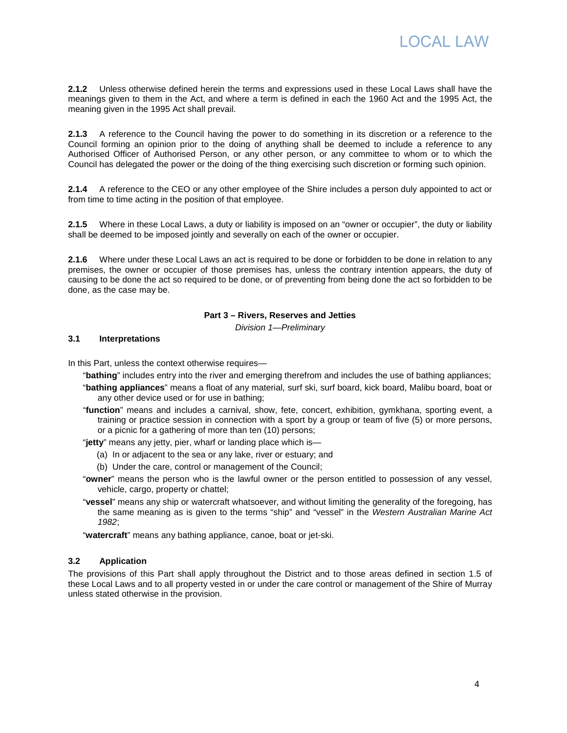**2.1.2** Unless otherwise defined herein the terms and expressions used in these Local Laws shall have the meanings given to them in the Act, and where a term is defined in each the 1960 Act and the 1995 Act, the meaning given in the 1995 Act shall prevail.

**2.1.3** A reference to the Council having the power to do something in its discretion or a reference to the Council forming an opinion prior to the doing of anything shall be deemed to include a reference to any Authorised Officer of Authorised Person, or any other person, or any committee to whom or to which the Council has delegated the power or the doing of the thing exercising such discretion or forming such opinion.

**2.1.4** A reference to the CEO or any other employee of the Shire includes a person duly appointed to act or from time to time acting in the position of that employee.

**2.1.5** Where in these Local Laws, a duty or liability is imposed on an "owner or occupier", the duty or liability shall be deemed to be imposed jointly and severally on each of the owner or occupier.

**2.1.6** Where under these Local Laws an act is required to be done or forbidden to be done in relation to any premises, the owner or occupier of those premises has, unless the contrary intention appears, the duty of causing to be done the act so required to be done, or of preventing from being done the act so forbidden to be done, as the case may be.

## Part 3 – Rivers, Reserves and Jetties

*Division 1—Preliminary*

### 3.1 Interpretations

In this Part, unless the context otherwise requires—

"**bathing**" includes entry into the river and emerging therefrom and includes the use of bathing appliances;

"**bathing appliances**" means a float of any material, surf ski, surf board, kick board, Malibu board, boat or any other device used or for use in bathing;

"**function**" means and includes a carnival, show, fete, concert, exhibition, gymkhana, sporting event, a training or practice session in connection with a sport by a group or team of five (5) or more persons, or a picnic for a gathering of more than ten (10) persons;

"**jetty**" means any jetty, pier, wharf or landing place which is—

(a) In or adjacent to the sea or any lake, river or estuary; and

(b) Under the care, control or management of the Council;

"**owner**" means the person who is the lawful owner or the person entitled to possession of any vessel, vehicle, cargo, property or chattel;

"**vessel**" means any ship or watercraft whatsoever, and without limiting the generality of the foregoing, has the same meaning as is given to the terms "ship" and "vessel" in the *Western Australian Marine Act 1982*;

"**watercraft**" means any bathing appliance, canoe, boat or jet-ski.

### 3.2 Application

The provisions of this Part shall apply throughout the District and to those areas defined in section 1.5 of these Local Laws and to all property vested in or under the care control or management of the Shire of Murray unless stated otherwise in the provision.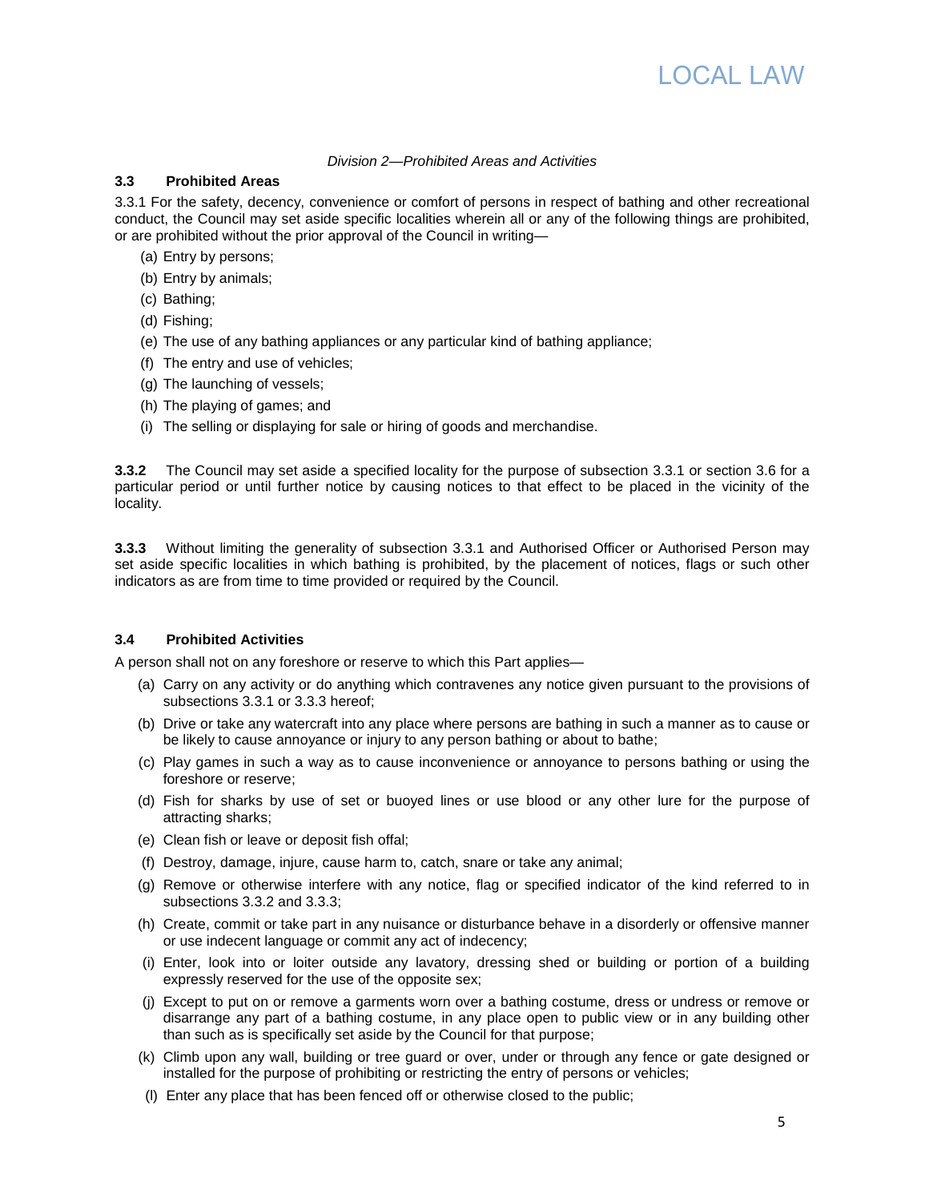*Division 2—Prohibited Areas and Activities*

### 3.3 Prohibited Areas

3.3.1 For the safety, decency, convenience or comfort of persons in respect of bathing and other recreational conduct, the Council may set aside specific localities wherein all or any of the following things are prohibited, or are prohibited without the prior approval of the Council in writing—

(a) Entry by persons;

(b) Entry by animals;

(c) Bathing;

(d) Fishing;

(e) The use of any bathing appliances or any particular kind of bathing appliance;

(f) The entry and use of vehicles;

(g) The launching of vessels;

(h) The playing of games; and

(i) The selling or displaying for sale or hiring of goods and merchandise.

**3.3.2** The Council may set aside a specified locality for the purpose of subsection 3.3.1 or section 3.6 for a particular period or until further notice by causing notices to that effect to be placed in the vicinity of the locality.

**3.3.3** Without limiting the generality of subsection 3.3.1 and Authorised Officer or Authorised Person may set aside specific localities in which bathing is prohibited, by the placement of notices, flags or such other indicators as are from time to time provided or required by the Council.

### 3.4 Prohibited Activities

A person shall not on any foreshore or reserve to which this Part applies—

(a) Carry on any activity or do anything which contravenes any notice given pursuant to the provisions of subsections 3.3.1 or 3.3.3 hereof;

(b) Drive or take any watercraft into any place where persons are bathing in such a manner as to cause or be likely to cause annoyance or injury to any person bathing or about to bathe;

(c) Play games in such a way as to cause inconvenience or annoyance to persons bathing or using the foreshore or reserve;

(d) Fish for sharks by use of set or buoyed lines or use blood or any other lure for the purpose of attracting sharks;

(e) Clean fish or leave or deposit fish offal;

(f) Destroy, damage, injure, cause harm to, catch, snare or take any animal;

(g) Remove or otherwise interfere with any notice, flag or specified indicator of the kind referred to in subsections 3.3.2 and 3.3.3;

(h) Create, commit or take part in any nuisance or disturbance behave in a disorderly or offensive manner or use indecent language or commit any act of indecency;

(i) Enter, look into or loiter outside any lavatory, dressing shed or building or portion of a building expressly reserved for the use of the opposite sex;

(j) Except to put on or remove a garments worn over a bathing costume, dress or undress or remove or disarrange any part of a bathing costume, in any place open to public view or in any building other than such as is specifically set aside by the Council for that purpose;

(k) Climb upon any wall, building or tree guard or over, under or through any fence or gate designed or installed for the purpose of prohibiting or restricting the entry of persons or vehicles;

(l) Enter any place that has been fenced off or otherwise closed to the public;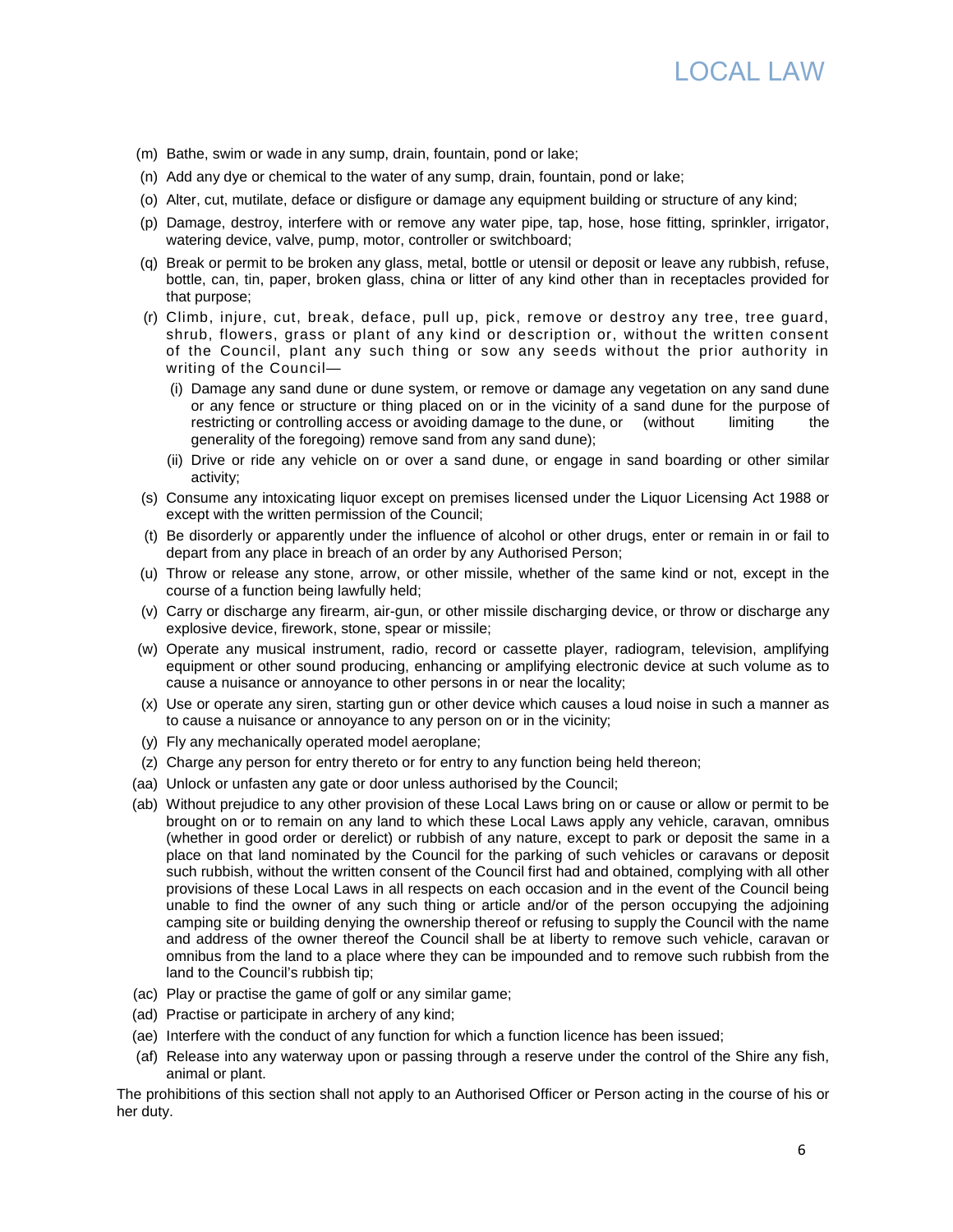(m) Bathe, swim or wade in any sump, drain, fountain, pond or lake;

(n) Add any dye or chemical to the water of any sump, drain, fountain, pond or lake;

(o) Alter, cut, mutilate, deface or disfigure or damage any equipment building or structure of any kind;

(p) Damage, destroy, interfere with or remove any water pipe, tap, hose, hose fitting, sprinkler, irrigator, watering device, valve, pump, motor, controller or switchboard;

(q) Break or permit to be broken any glass, metal, bottle or utensil or deposit or leave any rubbish, refuse, bottle, can, tin, paper, broken glass, china or litter of any kind other than in receptacles provided for that purpose;

(r) Climb, injure, cut, break, deface, pull up, pick, remove or destroy any tree, tree guard, shrub, flowers, grass or plant of any kind or description or, without the written consent of the Council, plant any such thing or sow any seeds without the prior authority in writing of the Council—

  (i) Damage any sand dune or dune system, or remove or damage any vegetation on any sand dune or any fence or structure or thing placed on or in the vicinity of a sand dune for the purpose of restricting or controlling access or avoiding damage to the dune, or (without limiting the generality of the foregoing) remove sand from any sand dune);

  (ii) Drive or ride any vehicle on or over a sand dune, or engage in sand boarding or other similar activity;

(s) Consume any intoxicating liquor except on premises licensed under the Liquor Licensing Act 1988 or except with the written permission of the Council;

(t) Be disorderly or apparently under the influence of alcohol or other drugs, enter or remain in or fail to depart from any place in breach of an order by any Authorised Person;

(u) Throw or release any stone, arrow, or other missile, whether of the same kind or not, except in the course of a function being lawfully held;

(v) Carry or discharge any firearm, air-gun, or other missile discharging device, or throw or discharge any explosive device, firework, stone, spear or missile;

(w) Operate any musical instrument, radio, record or cassette player, radiogram, television, amplifying equipment or other sound producing, enhancing or amplifying electronic device at such volume as to cause a nuisance or annoyance to other persons in or near the locality;

(x) Use or operate any siren, starting gun or other device which causes a loud noise in such a manner as to cause a nuisance or annoyance to any person on or in the vicinity;

(y) Fly any mechanically operated model aeroplane;

(z) Charge any person for entry thereto or for entry to any function being held thereon;

(aa) Unlock or unfasten any gate or door unless authorised by the Council;

(ab) Without prejudice to any other provision of these Local Laws bring on or cause or allow or permit to be brought on or to remain on any land to which these Local Laws apply any vehicle, caravan, omnibus (whether in good order or derelict) or rubbish of any nature, except to park or deposit the same in a place on that land nominated by the Council for the parking of such vehicles or caravans or deposit such rubbish, without the written consent of the Council first had and obtained, complying with all other provisions of these Local Laws in all respects on each occasion and in the event of the Council being unable to find the owner of any such thing or article and/or of the person occupying the adjoining camping site or building denying the ownership thereof or refusing to supply the Council with the name and address of the owner thereof the Council shall be at liberty to remove such vehicle, caravan or omnibus from the land to a place where they can be impounded and to remove such rubbish from the land to the Council's rubbish tip;

(ac) Play or practise the game of golf or any similar game;

(ad) Practise or participate in archery of any kind;

(ae) Interfere with the conduct of any function for which a function licence has been issued;

(af) Release into any waterway upon or passing through a reserve under the control of the Shire any fish, animal or plant.

The prohibitions of this section shall not apply to an Authorised Officer or Person acting in the course of his or her duty.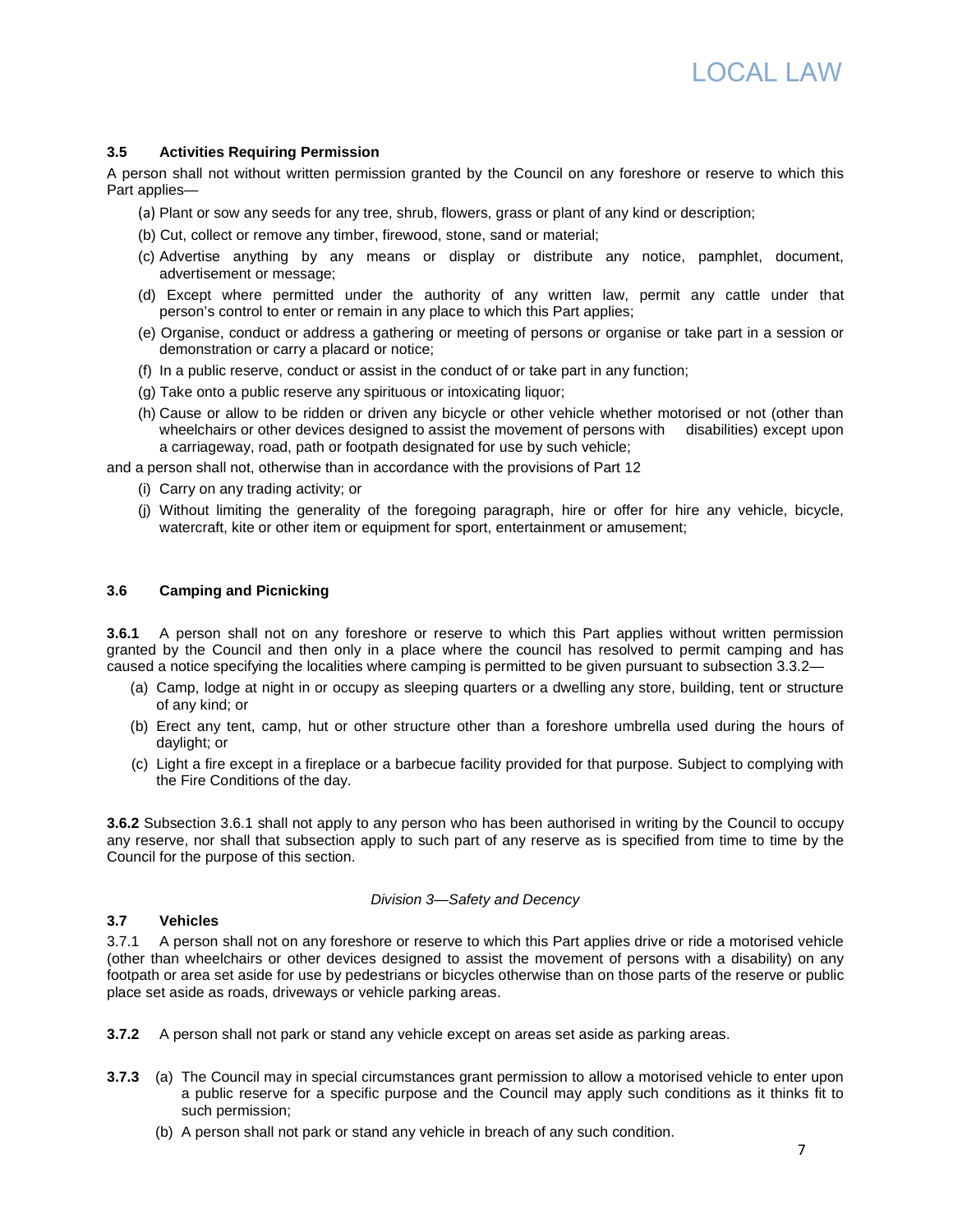### 3.5 Activities Requiring Permission

A person shall not without written permission granted by the Council on any foreshore or reserve to which this Part applies—

(a) Plant or sow any seeds for any tree, shrub, flowers, grass or plant of any kind or description;

(b) Cut, collect or remove any timber, firewood, stone, sand or material;

(c) Advertise anything by any means or display or distribute any notice, pamphlet, document, advertisement or message;

(d) Except where permitted under the authority of any written law, permit any cattle under that person's control to enter or remain in any place to which this Part applies;

(e) Organise, conduct or address a gathering or meeting of persons or organise or take part in a session or demonstration or carry a placard or notice;

(f) In a public reserve, conduct or assist in the conduct of or take part in any function;

(g) Take onto a public reserve any spirituous or intoxicating liquor;

(h) Cause or allow to be ridden or driven any bicycle or other vehicle whether motorised or not (other than wheelchairs or other devices designed to assist the movement of persons with disabilities) except upon a carriageway, road, path or footpath designated for use by such vehicle;

and a person shall not, otherwise than in accordance with the provisions of Part 12

(i) Carry on any trading activity; or

(j) Without limiting the generality of the foregoing paragraph, hire or offer for hire any vehicle, bicycle, watercraft, kite or other item or equipment for sport, entertainment or amusement;

### 3.6 Camping and Picnicking

**3.6.1** A person shall not on any foreshore or reserve to which this Part applies without written permission granted by the Council and then only in a place where the council has resolved to permit camping and has caused a notice specifying the localities where camping is permitted to be given pursuant to subsection 3.3.2—

(a) Camp, lodge at night in or occupy as sleeping quarters or a dwelling any store, building, tent or structure of any kind; or

(b) Erect any tent, camp, hut or other structure other than a foreshore umbrella used during the hours of daylight; or

(c) Light a fire except in a fireplace or a barbecue facility provided for that purpose. Subject to complying with the Fire Conditions of the day.

**3.6.2** Subsection 3.6.1 shall not apply to any person who has been authorised in writing by the Council to occupy any reserve, nor shall that subsection apply to such part of any reserve as is specified from time to time by the Council for the purpose of this section.

*Division 3—Safety and Decency*

### 3.7 Vehicles

3.7.1 A person shall not on any foreshore or reserve to which this Part applies drive or ride a motorised vehicle (other than wheelchairs or other devices designed to assist the movement of persons with a disability) on any footpath or area set aside for use by pedestrians or bicycles otherwise than on those parts of the reserve or public place set aside as roads, driveways or vehicle parking areas.

**3.7.2** A person shall not park or stand any vehicle except on areas set aside as parking areas.

**3.7.3** (a) The Council may in special circumstances grant permission to allow a motorised vehicle to enter upon a public reserve for a specific purpose and the Council may apply such conditions as it thinks fit to such permission;

(b) A person shall not park or stand any vehicle in breach of any such condition.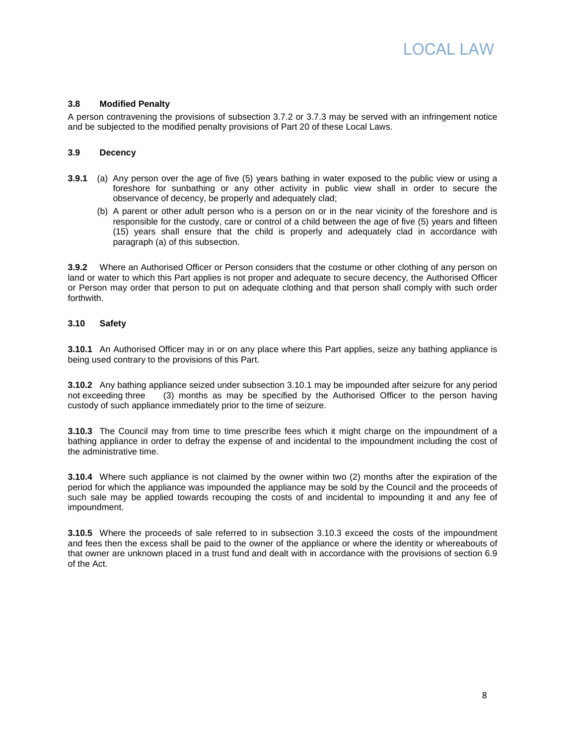### 3.8 Modified Penalty

A person contravening the provisions of subsection 3.7.2 or 3.7.3 may be served with an infringement notice and be subjected to the modified penalty provisions of Part 20 of these Local Laws.

### 3.9 Decency

**3.9.1** (a) Any person over the age of five (5) years bathing in water exposed to the public view or using a foreshore for sunbathing or any other activity in public view shall in order to secure the observance of decency, be properly and adequately clad;

(b) A parent or other adult person who is a person on or in the near vicinity of the foreshore and is responsible for the custody, care or control of a child between the age of five (5) years and fifteen (15) years shall ensure that the child is properly and adequately clad in accordance with paragraph (a) of this subsection.

**3.9.2** Where an Authorised Officer or Person considers that the costume or other clothing of any person on land or water to which this Part applies is not proper and adequate to secure decency, the Authorised Officer or Person may order that person to put on adequate clothing and that person shall comply with such order forthwith.

### 3.10 Safety

**3.10.1** An Authorised Officer may in or on any place where this Part applies, seize any bathing appliance is being used contrary to the provisions of this Part.

**3.10.2** Any bathing appliance seized under subsection 3.10.1 may be impounded after seizure for any period not exceeding three (3) months as may be specified by the Authorised Officer to the person having custody of such appliance immediately prior to the time of seizure.

**3.10.3** The Council may from time to time prescribe fees which it might charge on the impoundment of a bathing appliance in order to defray the expense of and incidental to the impoundment including the cost of the administrative time.

**3.10.4** Where such appliance is not claimed by the owner within two (2) months after the expiration of the period for which the appliance was impounded the appliance may be sold by the Council and the proceeds of such sale may be applied towards recouping the costs of and incidental to impounding it and any fee of impoundment.

**3.10.5** Where the proceeds of sale referred to in subsection 3.10.3 exceed the costs of the impoundment and fees then the excess shall be paid to the owner of the appliance or where the identity or whereabouts of that owner are unknown placed in a trust fund and dealt with in accordance with the provisions of section 6.9 of the Act.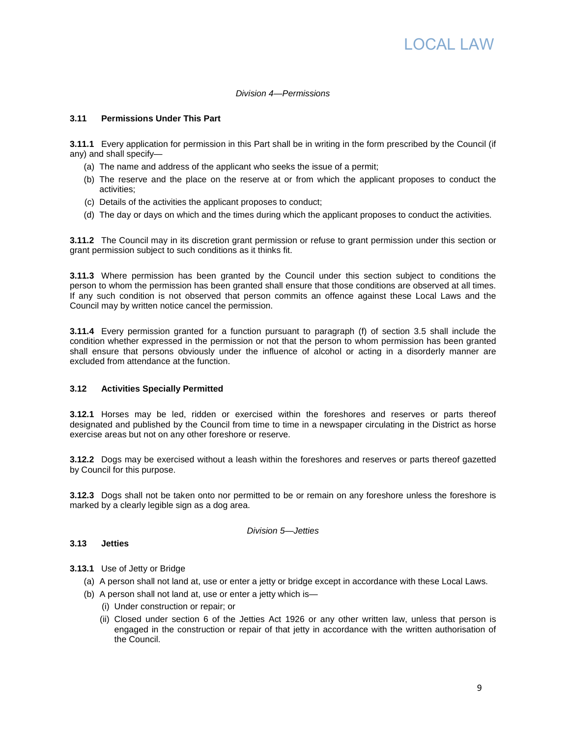*Division 4—Permissions*

### 3.11 Permissions Under This Part

**3.11.1** Every application for permission in this Part shall be in writing in the form prescribed by the Council (if any) and shall specify—

(a) The name and address of the applicant who seeks the issue of a permit;

(b) The reserve and the place on the reserve at or from which the applicant proposes to conduct the activities;

(c) Details of the activities the applicant proposes to conduct;

(d) The day or days on which and the times during which the applicant proposes to conduct the activities.

**3.11.2** The Council may in its discretion grant permission or refuse to grant permission under this section or grant permission subject to such conditions as it thinks fit.

**3.11.3** Where permission has been granted by the Council under this section subject to conditions the person to whom the permission has been granted shall ensure that those conditions are observed at all times. If any such condition is not observed that person commits an offence against these Local Laws and the Council may by written notice cancel the permission.

**3.11.4** Every permission granted for a function pursuant to paragraph (f) of section 3.5 shall include the condition whether expressed in the permission or not that the person to whom permission has been granted shall ensure that persons obviously under the influence of alcohol or acting in a disorderly manner are excluded from attendance at the function.

### 3.12 Activities Specially Permitted

**3.12.1** Horses may be led, ridden or exercised within the foreshores and reserves or parts thereof designated and published by the Council from time to time in a newspaper circulating in the District as horse exercise areas but not on any other foreshore or reserve.

**3.12.2** Dogs may be exercised without a leash within the foreshores and reserves or parts thereof gazetted by Council for this purpose.

**3.12.3** Dogs shall not be taken onto nor permitted to be or remain on any foreshore unless the foreshore is marked by a clearly legible sign as a dog area.

*Division 5—Jetties*

### 3.13 Jetties

**3.13.1** Use of Jetty or Bridge

(a) A person shall not land at, use or enter a jetty or bridge except in accordance with these Local Laws.

(b) A person shall not land at, use or enter a jetty which is—

(i) Under construction or repair; or

(ii) Closed under section 6 of the Jetties Act 1926 or any other written law, unless that person is engaged in the construction or repair of that jetty in accordance with the written authorisation of the Council.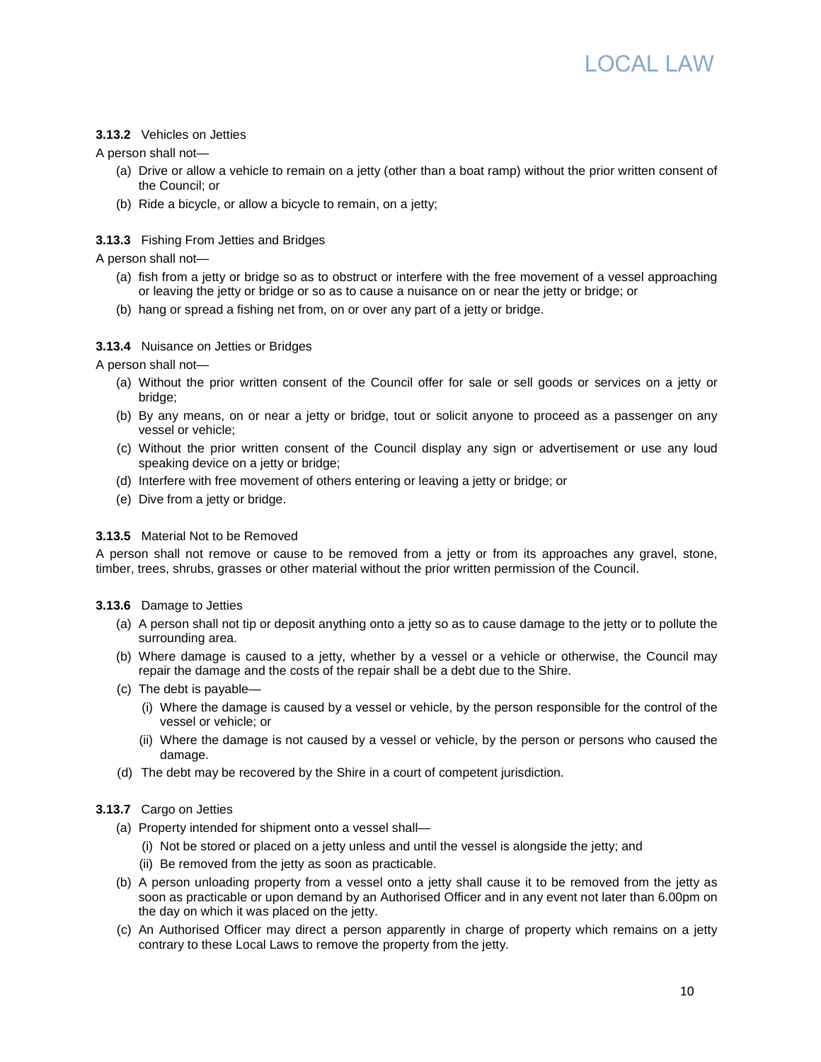**3.13.2** Vehicles on Jetties

A person shall not—

(a) Drive or allow a vehicle to remain on a jetty (other than a boat ramp) without the prior written consent of the Council; or

(b) Ride a bicycle, or allow a bicycle to remain, on a jetty;

**3.13.3** Fishing From Jetties and Bridges

A person shall not—

(a) fish from a jetty or bridge so as to obstruct or interfere with the free movement of a vessel approaching or leaving the jetty or bridge or so as to cause a nuisance on or near the jetty or bridge; or

(b) hang or spread a fishing net from, on or over any part of a jetty or bridge.

**3.13.4** Nuisance on Jetties or Bridges

A person shall not—

(a) Without the prior written consent of the Council offer for sale or sell goods or services on a jetty or bridge;

(b) By any means, on or near a jetty or bridge, tout or solicit anyone to proceed as a passenger on any vessel or vehicle;

(c) Without the prior written consent of the Council display any sign or advertisement or use any loud speaking device on a jetty or bridge;

(d) Interfere with free movement of others entering or leaving a jetty or bridge; or

(e) Dive from a jetty or bridge.

**3.13.5** Material Not to be Removed

A person shall not remove or cause to be removed from a jetty or from its approaches any gravel, stone, timber, trees, shrubs, grasses or other material without the prior written permission of the Council.

**3.13.6** Damage to Jetties

(a) A person shall not tip or deposit anything onto a jetty so as to cause damage to the jetty or to pollute the surrounding area.

(b) Where damage is caused to a jetty, whether by a vessel or a vehicle or otherwise, the Council may repair the damage and the costs of the repair shall be a debt due to the Shire.

(c) The debt is payable—

(i) Where the damage is caused by a vessel or vehicle, by the person responsible for the control of the vessel or vehicle; or

(ii) Where the damage is not caused by a vessel or vehicle, by the person or persons who caused the damage.

(d) The debt may be recovered by the Shire in a court of competent jurisdiction.

**3.13.7** Cargo on Jetties

(a) Property intended for shipment onto a vessel shall—

(i) Not be stored or placed on a jetty unless and until the vessel is alongside the jetty; and

(ii) Be removed from the jetty as soon as practicable.

(b) A person unloading property from a vessel onto a jetty shall cause it to be removed from the jetty as soon as practicable or upon demand by an Authorised Officer and in any event not later than 6.00pm on the day on which it was placed on the jetty.

(c) An Authorised Officer may direct a person apparently in charge of property which remains on a jetty contrary to these Local Laws to remove the property from the jetty.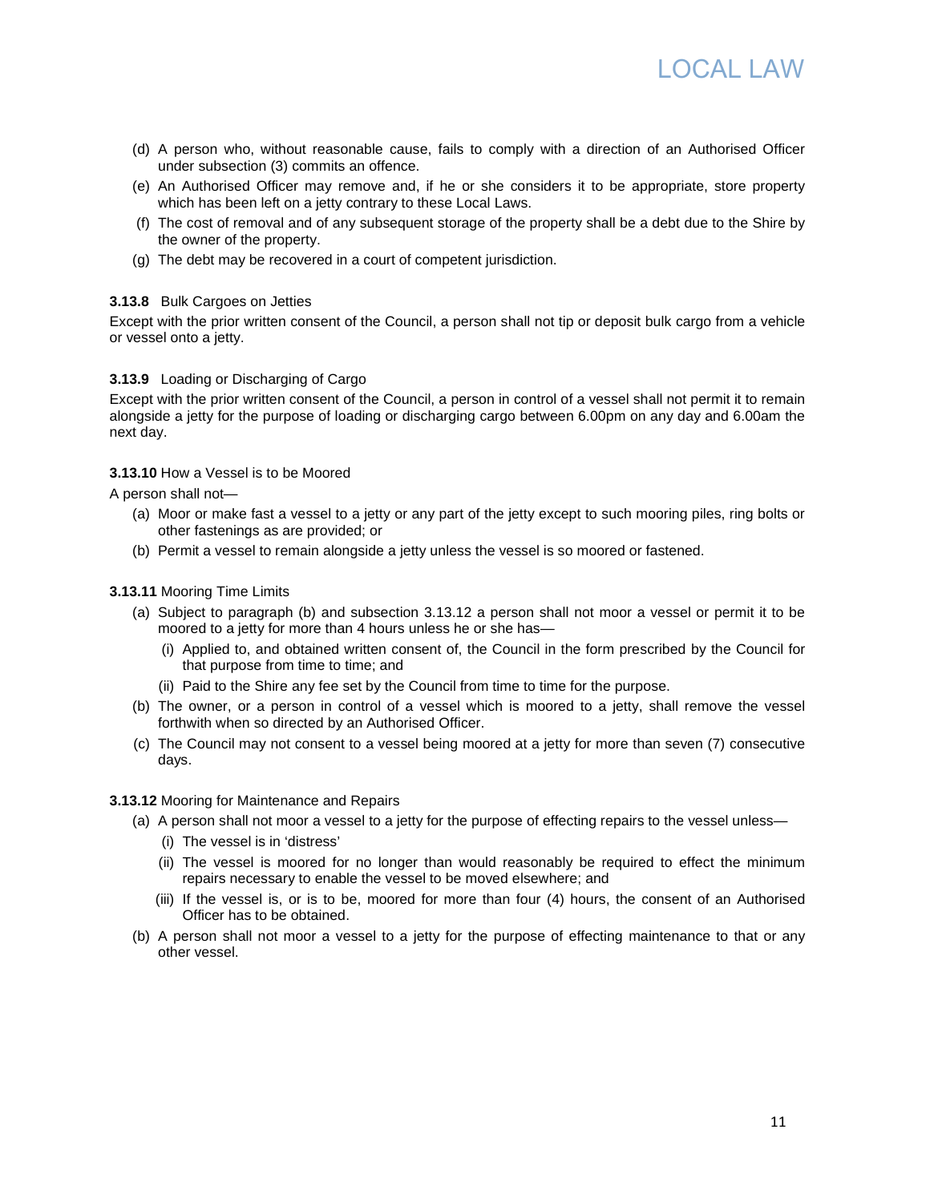(d) A person who, without reasonable cause, fails to comply with a direction of an Authorised Officer under subsection (3) commits an offence.

(e) An Authorised Officer may remove and, if he or she considers it to be appropriate, store property which has been left on a jetty contrary to these Local Laws.

(f) The cost of removal and of any subsequent storage of the property shall be a debt due to the Shire by the owner of the property.

(g) The debt may be recovered in a court of competent jurisdiction.

**3.13.8** Bulk Cargoes on Jetties

Except with the prior written consent of the Council, a person shall not tip or deposit bulk cargo from a vehicle or vessel onto a jetty.

**3.13.9** Loading or Discharging of Cargo

Except with the prior written consent of the Council, a person in control of a vessel shall not permit it to remain alongside a jetty for the purpose of loading or discharging cargo between 6.00pm on any day and 6.00am the next day.

**3.13.10** How a Vessel is to be Moored

A person shall not—

(a) Moor or make fast a vessel to a jetty or any part of the jetty except to such mooring piles, ring bolts or other fastenings as are provided; or

(b) Permit a vessel to remain alongside a jetty unless the vessel is so moored or fastened.

**3.13.11** Mooring Time Limits

(a) Subject to paragraph (b) and subsection 3.13.12 a person shall not moor a vessel or permit it to be moored to a jetty for more than 4 hours unless he or she has—

  (i) Applied to, and obtained written consent of, the Council in the form prescribed by the Council for that purpose from time to time; and

  (ii) Paid to the Shire any fee set by the Council from time to time for the purpose.

(b) The owner, or a person in control of a vessel which is moored to a jetty, shall remove the vessel forthwith when so directed by an Authorised Officer.

(c) The Council may not consent to a vessel being moored at a jetty for more than seven (7) consecutive days.

**3.13.12** Mooring for Maintenance and Repairs

(a) A person shall not moor a vessel to a jetty for the purpose of effecting repairs to the vessel unless—

  (i) The vessel is in 'distress'

  (ii) The vessel is moored for no longer than would reasonably be required to effect the minimum repairs necessary to enable the vessel to be moved elsewhere; and

  (iii) If the vessel is, or is to be, moored for more than four (4) hours, the consent of an Authorised Officer has to be obtained.

(b) A person shall not moor a vessel to a jetty for the purpose of effecting maintenance to that or any other vessel.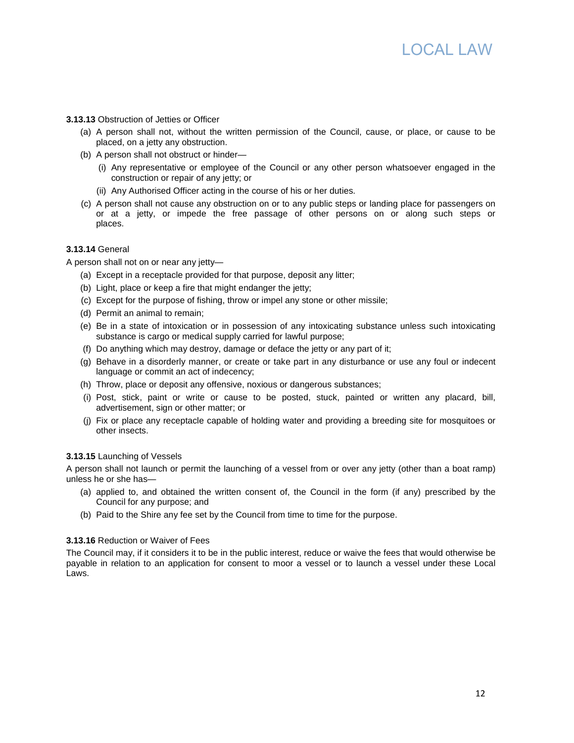**3.13.13** Obstruction of Jetties or Officer

(a) A person shall not, without the written permission of the Council, cause, or place, or cause to be placed, on a jetty any obstruction.

(b) A person shall not obstruct or hinder—

  (i) Any representative or employee of the Council or any other person whatsoever engaged in the construction or repair of any jetty; or

  (ii) Any Authorised Officer acting in the course of his or her duties.

(c) A person shall not cause any obstruction on or to any public steps or landing place for passengers on or at a jetty, or impede the free passage of other persons on or along such steps or places.

**3.13.14** General

A person shall not on or near any jetty—

(a) Except in a receptacle provided for that purpose, deposit any litter;

(b) Light, place or keep a fire that might endanger the jetty;

(c) Except for the purpose of fishing, throw or impel any stone or other missile;

(d) Permit an animal to remain;

(e) Be in a state of intoxication or in possession of any intoxicating substance unless such intoxicating substance is cargo or medical supply carried for lawful purpose;

(f) Do anything which may destroy, damage or deface the jetty or any part of it;

(g) Behave in a disorderly manner, or create or take part in any disturbance or use any foul or indecent language or commit an act of indecency;

(h) Throw, place or deposit any offensive, noxious or dangerous substances;

(i) Post, stick, paint or write or cause to be posted, stuck, painted or written any placard, bill, advertisement, sign or other matter; or

(j) Fix or place any receptacle capable of holding water and providing a breeding site for mosquitoes or other insects.

**3.13.15** Launching of Vessels

A person shall not launch or permit the launching of a vessel from or over any jetty (other than a boat ramp) unless he or she has—

(a) applied to, and obtained the written consent of, the Council in the form (if any) prescribed by the Council for any purpose; and

(b) Paid to the Shire any fee set by the Council from time to time for the purpose.

**3.13.16** Reduction or Waiver of Fees

The Council may, if it considers it to be in the public interest, reduce or waive the fees that would otherwise be payable in relation to an application for consent to moor a vessel or to launch a vessel under these Local Laws.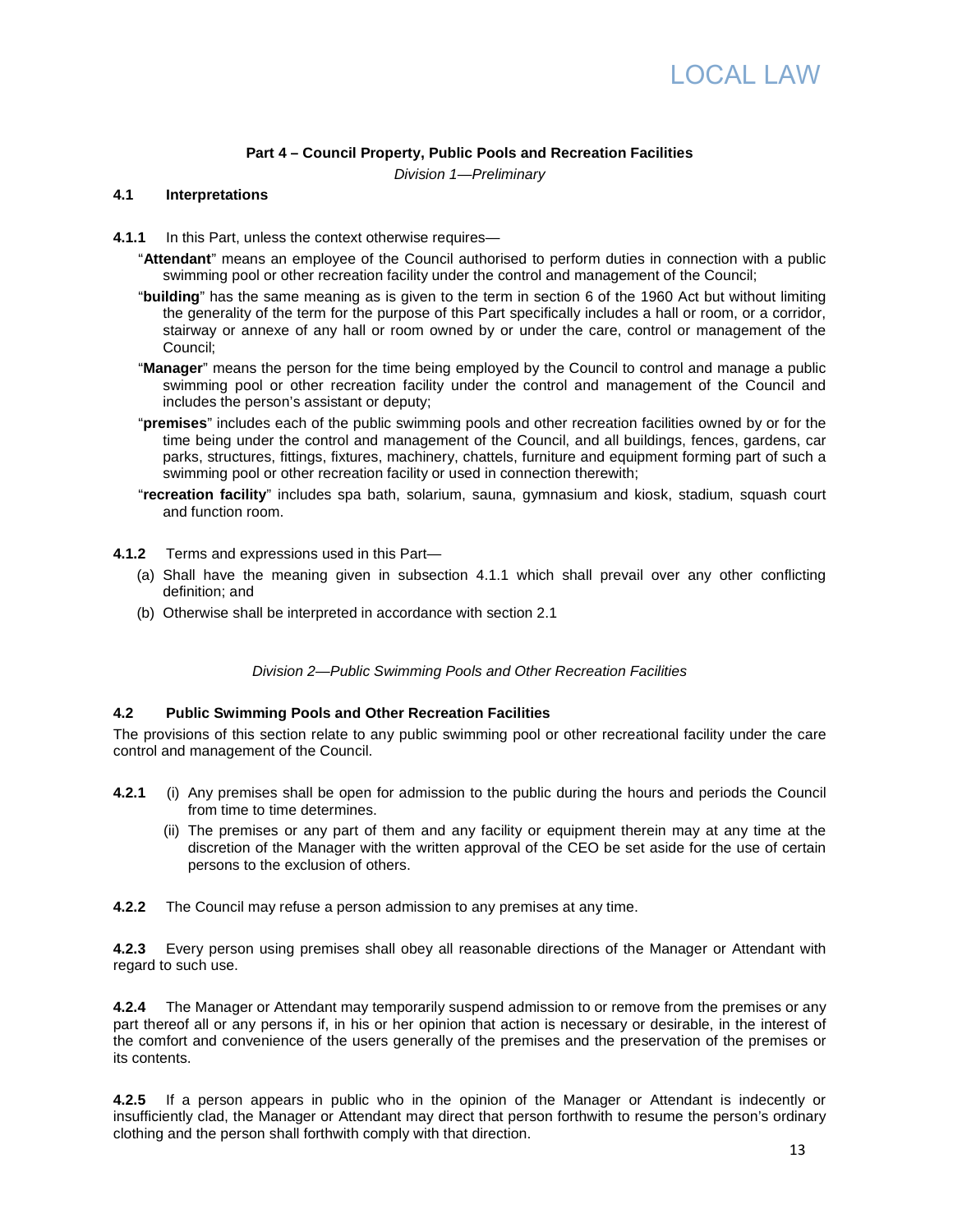## Part 4 – Council Property, Public Pools and Recreation Facilities

*Division 1—Preliminary*

### 4.1 Interpretations

**4.1.1** In this Part, unless the context otherwise requires—

"**Attendant**" means an employee of the Council authorised to perform duties in connection with a public swimming pool or other recreation facility under the control and management of the Council;

"**building**" has the same meaning as is given to the term in section 6 of the 1960 Act but without limiting the generality of the term for the purpose of this Part specifically includes a hall or room, or a corridor, stairway or annexe of any hall or room owned by or under the care, control or management of the Council;

"**Manager**" means the person for the time being employed by the Council to control and manage a public swimming pool or other recreation facility under the control and management of the Council and includes the person's assistant or deputy;

"**premises**" includes each of the public swimming pools and other recreation facilities owned by or for the time being under the control and management of the Council, and all buildings, fences, gardens, car parks, structures, fittings, fixtures, machinery, chattels, furniture and equipment forming part of such a swimming pool or other recreation facility or used in connection therewith;

"**recreation facility**" includes spa bath, solarium, sauna, gymnasium and kiosk, stadium, squash court and function room.

**4.1.2** Terms and expressions used in this Part—

(a) Shall have the meaning given in subsection 4.1.1 which shall prevail over any other conflicting definition; and

(b) Otherwise shall be interpreted in accordance with section 2.1

*Division 2—Public Swimming Pools and Other Recreation Facilities*

### 4.2 Public Swimming Pools and Other Recreation Facilities

The provisions of this section relate to any public swimming pool or other recreational facility under the care control and management of the Council.

**4.2.1** (i) Any premises shall be open for admission to the public during the hours and periods the Council from time to time determines.

(ii) The premises or any part of them and any facility or equipment therein may at any time at the discretion of the Manager with the written approval of the CEO be set aside for the use of certain persons to the exclusion of others.

**4.2.2** The Council may refuse a person admission to any premises at any time.

**4.2.3** Every person using premises shall obey all reasonable directions of the Manager or Attendant with regard to such use.

**4.2.4** The Manager or Attendant may temporarily suspend admission to or remove from the premises or any part thereof all or any persons if, in his or her opinion that action is necessary or desirable, in the interest of the comfort and convenience of the users generally of the premises and the preservation of the premises or its contents.

**4.2.5** If a person appears in public who in the opinion of the Manager or Attendant is indecently or insufficiently clad, the Manager or Attendant may direct that person forthwith to resume the person's ordinary clothing and the person shall forthwith comply with that direction.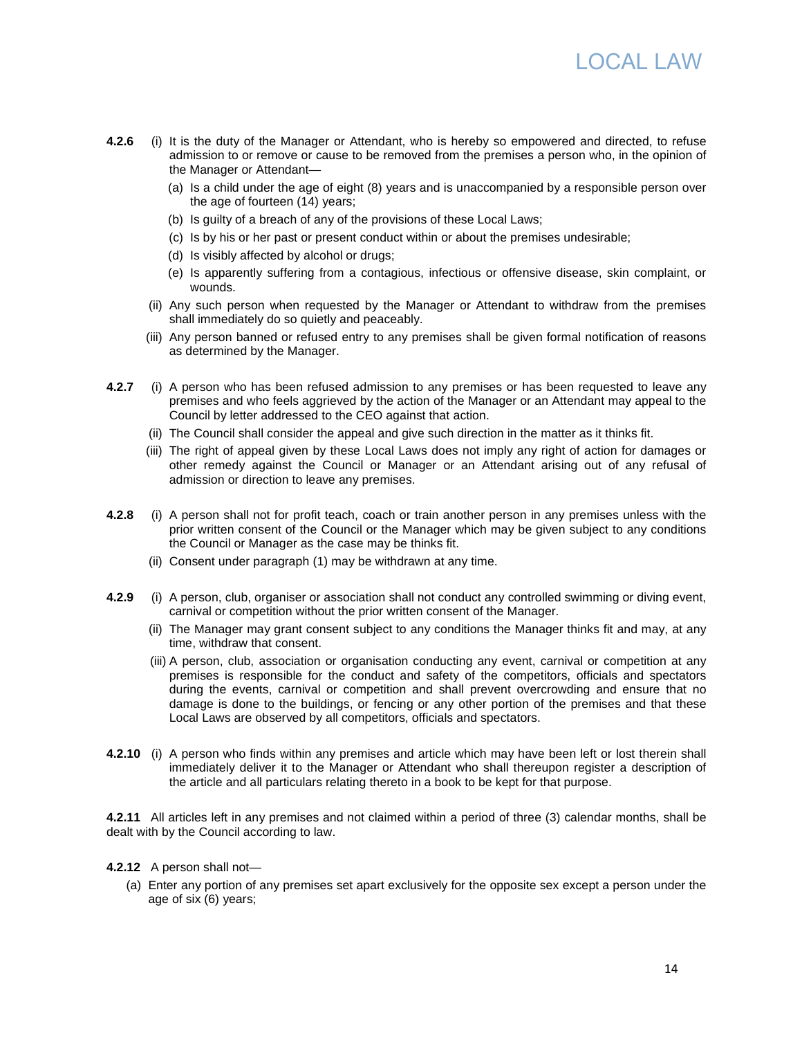**4.2.6** (i) It is the duty of the Manager or Attendant, who is hereby so empowered and directed, to refuse admission to or remove or cause to be removed from the premises a person who, in the opinion of the Manager or Attendant—

(a) Is a child under the age of eight (8) years and is unaccompanied by a responsible person over the age of fourteen (14) years;

(b) Is guilty of a breach of any of the provisions of these Local Laws;

(c) Is by his or her past or present conduct within or about the premises undesirable;

(d) Is visibly affected by alcohol or drugs;

(e) Is apparently suffering from a contagious, infectious or offensive disease, skin complaint, or wounds.

(ii) Any such person when requested by the Manager or Attendant to withdraw from the premises shall immediately do so quietly and peaceably.

(iii) Any person banned or refused entry to any premises shall be given formal notification of reasons as determined by the Manager.

**4.2.7** (i) A person who has been refused admission to any premises or has been requested to leave any premises and who feels aggrieved by the action of the Manager or an Attendant may appeal to the Council by letter addressed to the CEO against that action.

(ii) The Council shall consider the appeal and give such direction in the matter as it thinks fit.

(iii) The right of appeal given by these Local Laws does not imply any right of action for damages or other remedy against the Council or Manager or an Attendant arising out of any refusal of admission or direction to leave any premises.

**4.2.8** (i) A person shall not for profit teach, coach or train another person in any premises unless with the prior written consent of the Council or the Manager which may be given subject to any conditions the Council or Manager as the case may be thinks fit.

(ii) Consent under paragraph (1) may be withdrawn at any time.

**4.2.9** (i) A person, club, organiser or association shall not conduct any controlled swimming or diving event, carnival or competition without the prior written consent of the Manager.

(ii) The Manager may grant consent subject to any conditions the Manager thinks fit and may, at any time, withdraw that consent.

(iii) A person, club, association or organisation conducting any event, carnival or competition at any premises is responsible for the conduct and safety of the competitors, officials and spectators during the events, carnival or competition and shall prevent overcrowding and ensure that no damage is done to the buildings, or fencing or any other portion of the premises and that these Local Laws are observed by all competitors, officials and spectators.

**4.2.10** (i) A person who finds within any premises and article which may have been left or lost therein shall immediately deliver it to the Manager or Attendant who shall thereupon register a description of the article and all particulars relating thereto in a book to be kept for that purpose.

**4.2.11** All articles left in any premises and not claimed within a period of three (3) calendar months, shall be dealt with by the Council according to law.

**4.2.12** A person shall not—

(a) Enter any portion of any premises set apart exclusively for the opposite sex except a person under the age of six (6) years;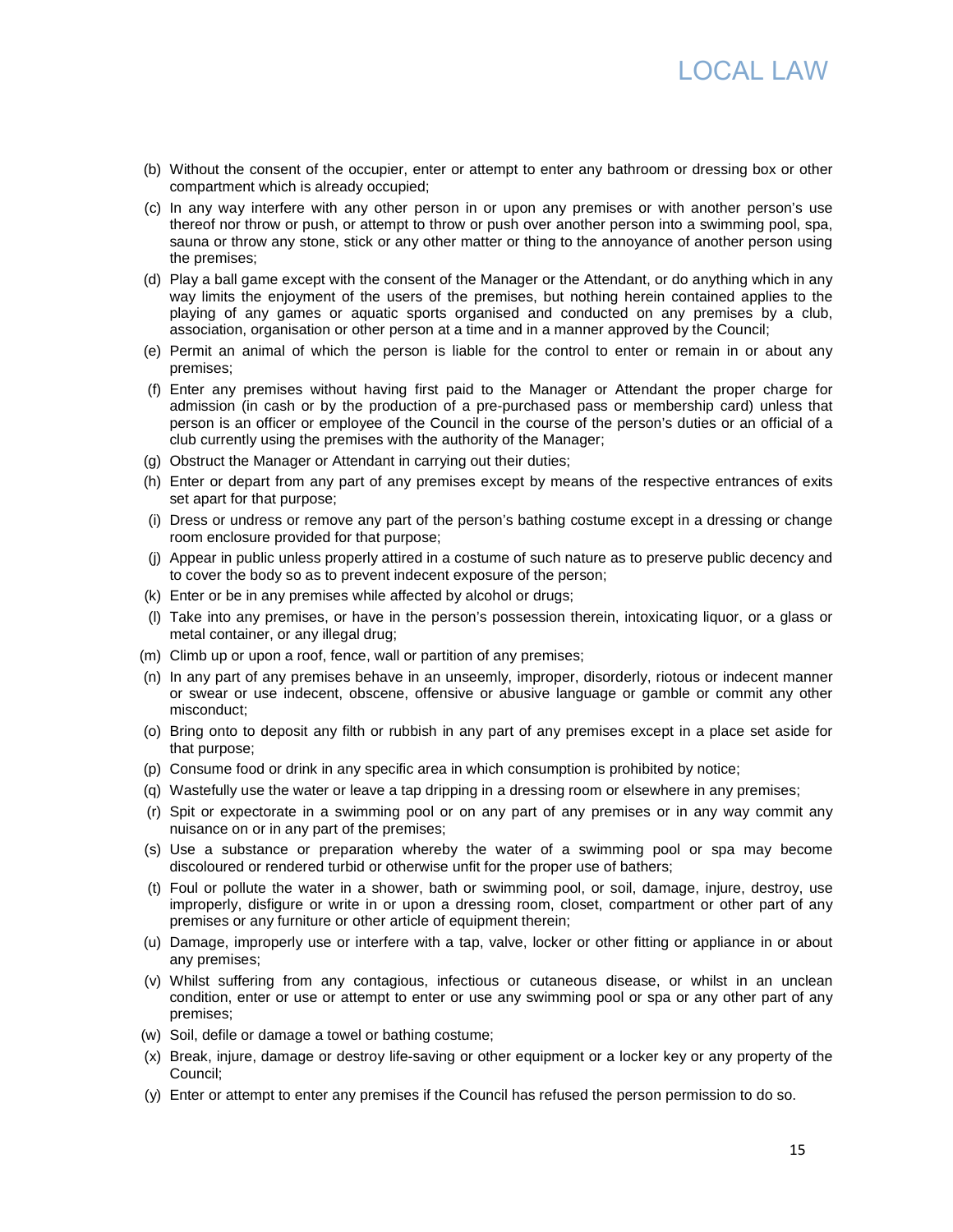(b) Without the consent of the occupier, enter or attempt to enter any bathroom or dressing box or other compartment which is already occupied;

(c) In any way interfere with any other person in or upon any premises or with another person's use thereof nor throw or push, or attempt to throw or push over another person into a swimming pool, spa, sauna or throw any stone, stick or any other matter or thing to the annoyance of another person using the premises;

(d) Play a ball game except with the consent of the Manager or the Attendant, or do anything which in any way limits the enjoyment of the users of the premises, but nothing herein contained applies to the playing of any games or aquatic sports organised and conducted on any premises by a club, association, organisation or other person at a time and in a manner approved by the Council;

(e) Permit an animal of which the person is liable for the control to enter or remain in or about any premises;

(f) Enter any premises without having first paid to the Manager or Attendant the proper charge for admission (in cash or by the production of a pre-purchased pass or membership card) unless that person is an officer or employee of the Council in the course of the person's duties or an official of a club currently using the premises with the authority of the Manager;

(g) Obstruct the Manager or Attendant in carrying out their duties;

(h) Enter or depart from any part of any premises except by means of the respective entrances of exits set apart for that purpose;

(i) Dress or undress or remove any part of the person's bathing costume except in a dressing or change room enclosure provided for that purpose;

(j) Appear in public unless properly attired in a costume of such nature as to preserve public decency and to cover the body so as to prevent indecent exposure of the person;

(k) Enter or be in any premises while affected by alcohol or drugs;

(l) Take into any premises, or have in the person's possession therein, intoxicating liquor, or a glass or metal container, or any illegal drug;

(m) Climb up or upon a roof, fence, wall or partition of any premises;

(n) In any part of any premises behave in an unseemly, improper, disorderly, riotous or indecent manner or swear or use indecent, obscene, offensive or abusive language or gamble or commit any other misconduct;

(o) Bring onto to deposit any filth or rubbish in any part of any premises except in a place set aside for that purpose;

(p) Consume food or drink in any specific area in which consumption is prohibited by notice;

(q) Wastefully use the water or leave a tap dripping in a dressing room or elsewhere in any premises;

(r) Spit or expectorate in a swimming pool or on any part of any premises or in any way commit any nuisance on or in any part of the premises;

(s) Use a substance or preparation whereby the water of a swimming pool or spa may become discoloured or rendered turbid or otherwise unfit for the proper use of bathers;

(t) Foul or pollute the water in a shower, bath or swimming pool, or soil, damage, injure, destroy, use improperly, disfigure or write in or upon a dressing room, closet, compartment or other part of any premises or any furniture or other article of equipment therein;

(u) Damage, improperly use or interfere with a tap, valve, locker or other fitting or appliance in or about any premises;

(v) Whilst suffering from any contagious, infectious or cutaneous disease, or whilst in an unclean condition, enter or use or attempt to enter or use any swimming pool or spa or any other part of any premises;

(w) Soil, defile or damage a towel or bathing costume;

(x) Break, injure, damage or destroy life-saving or other equipment or a locker key or any property of the Council;

(y) Enter or attempt to enter any premises if the Council has refused the person permission to do so.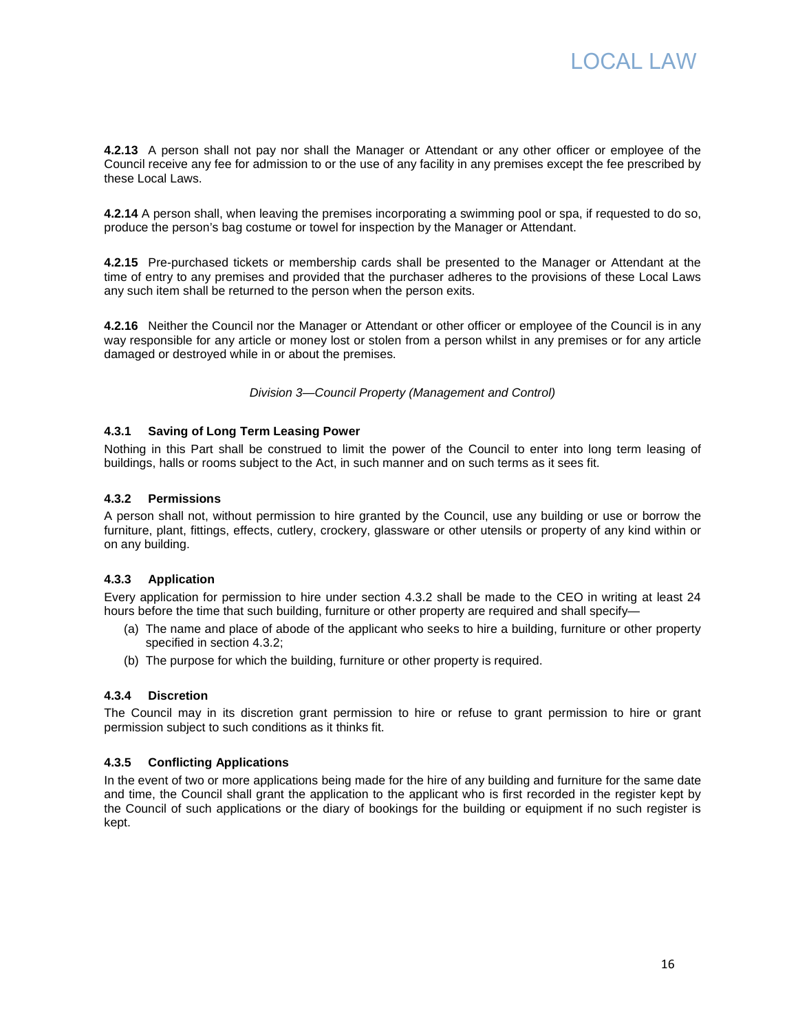**4.2.13** A person shall not pay nor shall the Manager or Attendant or any other officer or employee of the Council receive any fee for admission to or the use of any facility in any premises except the fee prescribed by these Local Laws.

**4.2.14** A person shall, when leaving the premises incorporating a swimming pool or spa, if requested to do so, produce the person's bag costume or towel for inspection by the Manager or Attendant.

**4.2.15** Pre-purchased tickets or membership cards shall be presented to the Manager or Attendant at the time of entry to any premises and provided that the purchaser adheres to the provisions of these Local Laws any such item shall be returned to the person when the person exits.

**4.2.16** Neither the Council nor the Manager or Attendant or other officer or employee of the Council is in any way responsible for any article or money lost or stolen from a person whilst in any premises or for any article damaged or destroyed while in or about the premises.

*Division 3—Council Property (Management and Control)*

#### 4.3.1 Saving of Long Term Leasing Power

Nothing in this Part shall be construed to limit the power of the Council to enter into long term leasing of buildings, halls or rooms subject to the Act, in such manner and on such terms as it sees fit.

#### 4.3.2 Permissions

A person shall not, without permission to hire granted by the Council, use any building or use or borrow the furniture, plant, fittings, effects, cutlery, crockery, glassware or other utensils or property of any kind within or on any building.

#### 4.3.3 Application

Every application for permission to hire under section 4.3.2 shall be made to the CEO in writing at least 24 hours before the time that such building, furniture or other property are required and shall specify—

(a) The name and place of abode of the applicant who seeks to hire a building, furniture or other property specified in section 4.3.2;

(b) The purpose for which the building, furniture or other property is required.

#### 4.3.4 Discretion

The Council may in its discretion grant permission to hire or refuse to grant permission to hire or grant permission subject to such conditions as it thinks fit.

#### 4.3.5 Conflicting Applications

In the event of two or more applications being made for the hire of any building and furniture for the same date and time, the Council shall grant the application to the applicant who is first recorded in the register kept by the Council of such applications or the diary of bookings for the building or equipment if no such register is kept.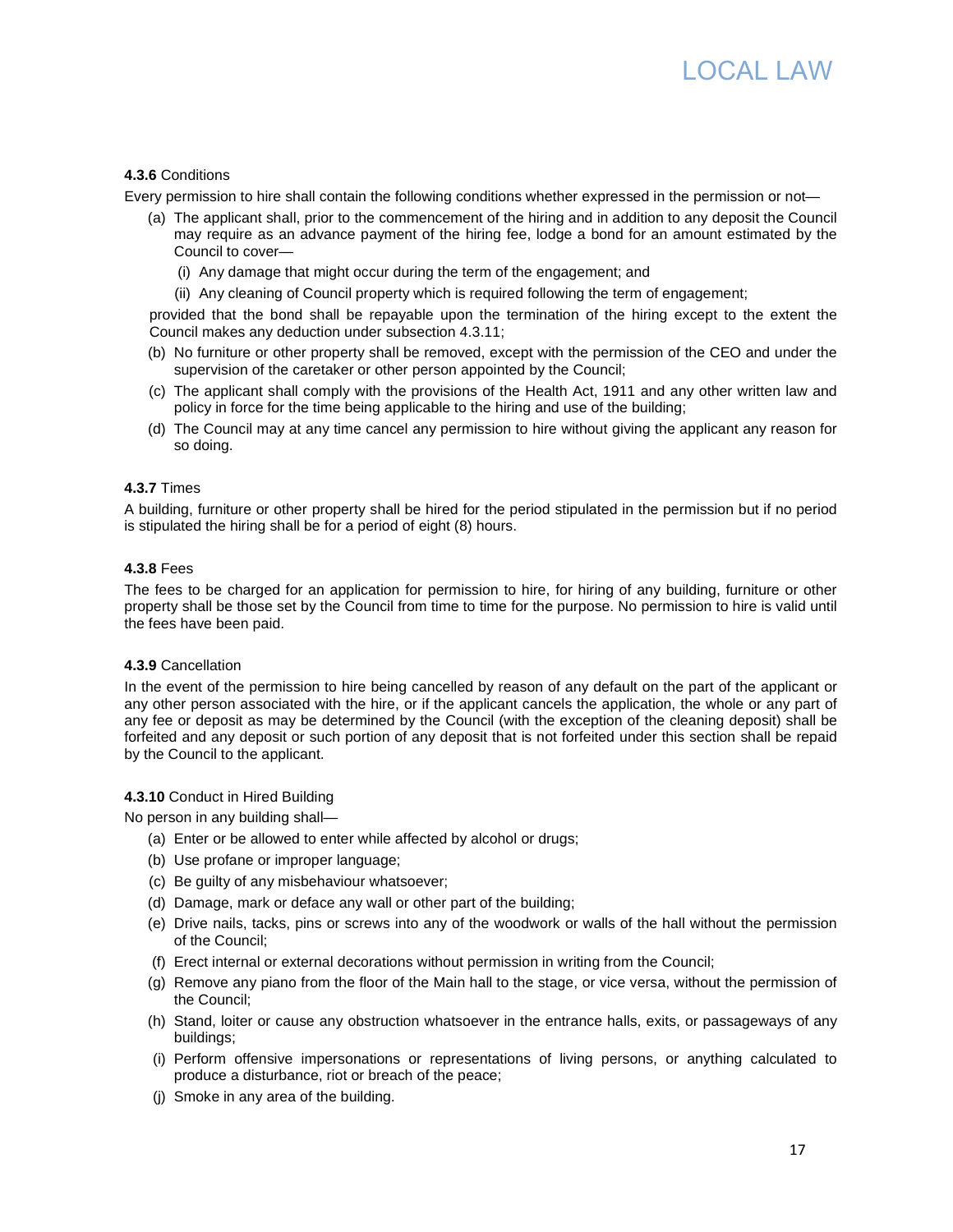**4.3.6** Conditions

Every permission to hire shall contain the following conditions whether expressed in the permission or not—

(a) The applicant shall, prior to the commencement of the hiring and in addition to any deposit the Council may require as an advance payment of the hiring fee, lodge a bond for an amount estimated by the Council to cover—

  (i) Any damage that might occur during the term of the engagement; and

  (ii) Any cleaning of Council property which is required following the term of engagement;

provided that the bond shall be repayable upon the termination of the hiring except to the extent the Council makes any deduction under subsection 4.3.11;

(b) No furniture or other property shall be removed, except with the permission of the CEO and under the supervision of the caretaker or other person appointed by the Council;

(c) The applicant shall comply with the provisions of the Health Act, 1911 and any other written law and policy in force for the time being applicable to the hiring and use of the building;

(d) The Council may at any time cancel any permission to hire without giving the applicant any reason for so doing.

**4.3.7** Times

A building, furniture or other property shall be hired for the period stipulated in the permission but if no period is stipulated the hiring shall be for a period of eight (8) hours.

**4.3.8** Fees

The fees to be charged for an application for permission to hire, for hiring of any building, furniture or other property shall be those set by the Council from time to time for the purpose. No permission to hire is valid until the fees have been paid.

**4.3.9** Cancellation

In the event of the permission to hire being cancelled by reason of any default on the part of the applicant or any other person associated with the hire, or if the applicant cancels the application, the whole or any part of any fee or deposit as may be determined by the Council (with the exception of the cleaning deposit) shall be forfeited and any deposit or such portion of any deposit that is not forfeited under this section shall be repaid by the Council to the applicant.

**4.3.10** Conduct in Hired Building

No person in any building shall—

(a) Enter or be allowed to enter while affected by alcohol or drugs;

(b) Use profane or improper language;

(c) Be guilty of any misbehaviour whatsoever;

(d) Damage, mark or deface any wall or other part of the building;

(e) Drive nails, tacks, pins or screws into any of the woodwork or walls of the hall without the permission of the Council;

(f) Erect internal or external decorations without permission in writing from the Council;

(g) Remove any piano from the floor of the Main hall to the stage, or vice versa, without the permission of the Council;

(h) Stand, loiter or cause any obstruction whatsoever in the entrance halls, exits, or passageways of any buildings;

(i) Perform offensive impersonations or representations of living persons, or anything calculated to produce a disturbance, riot or breach of the peace;

(j) Smoke in any area of the building.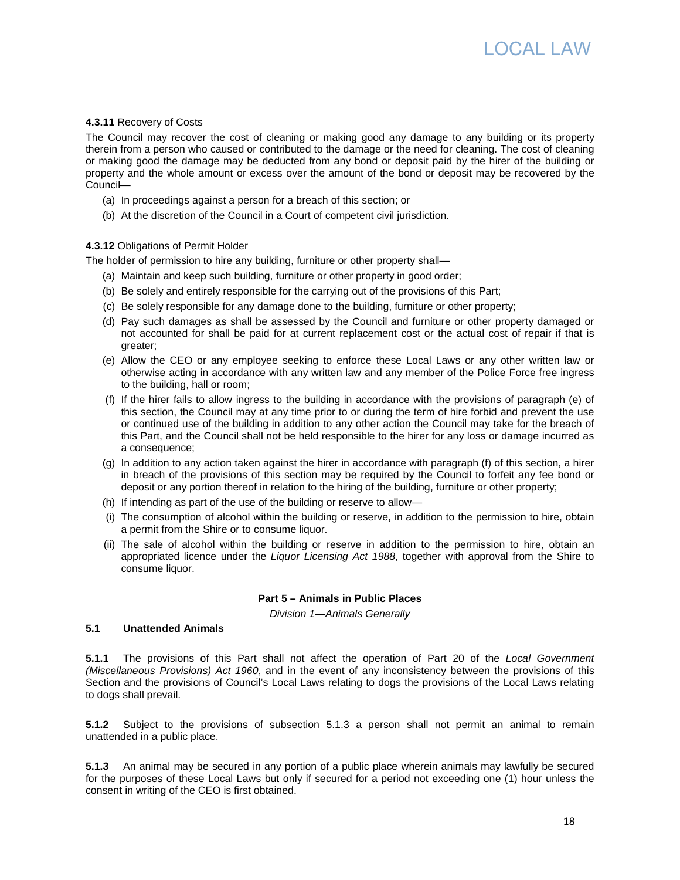**4.3.11** Recovery of Costs

The Council may recover the cost of cleaning or making good any damage to any building or its property therein from a person who caused or contributed to the damage or the need for cleaning. The cost of cleaning or making good the damage may be deducted from any bond or deposit paid by the hirer of the building or property and the whole amount or excess over the amount of the bond or deposit may be recovered by the Council—

(a) In proceedings against a person for a breach of this section; or

(b) At the discretion of the Council in a Court of competent civil jurisdiction.

**4.3.12** Obligations of Permit Holder

The holder of permission to hire any building, furniture or other property shall—

(a) Maintain and keep such building, furniture or other property in good order;

(b) Be solely and entirely responsible for the carrying out of the provisions of this Part;

(c) Be solely responsible for any damage done to the building, furniture or other property;

(d) Pay such damages as shall be assessed by the Council and furniture or other property damaged or not accounted for shall be paid for at current replacement cost or the actual cost of repair if that is greater;

(e) Allow the CEO or any employee seeking to enforce these Local Laws or any other written law or otherwise acting in accordance with any written law and any member of the Police Force free ingress to the building, hall or room;

(f) If the hirer fails to allow ingress to the building in accordance with the provisions of paragraph (e) of this section, the Council may at any time prior to or during the term of hire forbid and prevent the use or continued use of the building in addition to any other action the Council may take for the breach of this Part, and the Council shall not be held responsible to the hirer for any loss or damage incurred as a consequence;

(g) In addition to any action taken against the hirer in accordance with paragraph (f) of this section, a hirer in breach of the provisions of this section may be required by the Council to forfeit any fee bond or deposit or any portion thereof in relation to the hiring of the building, furniture or other property;

(h) If intending as part of the use of the building or reserve to allow—

(i) The consumption of alcohol within the building or reserve, in addition to the permission to hire, obtain a permit from the Shire or to consume liquor.

(ii) The sale of alcohol within the building or reserve in addition to the permission to hire, obtain an appropriated licence under the *Liquor Licensing Act 1988*, together with approval from the Shire to consume liquor.

## Part 5 – Animals in Public Places

*Division 1—Animals Generally*

### 5.1 Unattended Animals

**5.1.1** The provisions of this Part shall not affect the operation of Part 20 of the *Local Government (Miscellaneous Provisions) Act 1960*, and in the event of any inconsistency between the provisions of this Section and the provisions of Council's Local Laws relating to dogs the provisions of the Local Laws relating to dogs shall prevail.

**5.1.2** Subject to the provisions of subsection 5.1.3 a person shall not permit an animal to remain unattended in a public place.

**5.1.3** An animal may be secured in any portion of a public place wherein animals may lawfully be secured for the purposes of these Local Laws but only if secured for a period not exceeding one (1) hour unless the consent in writing of the CEO is first obtained.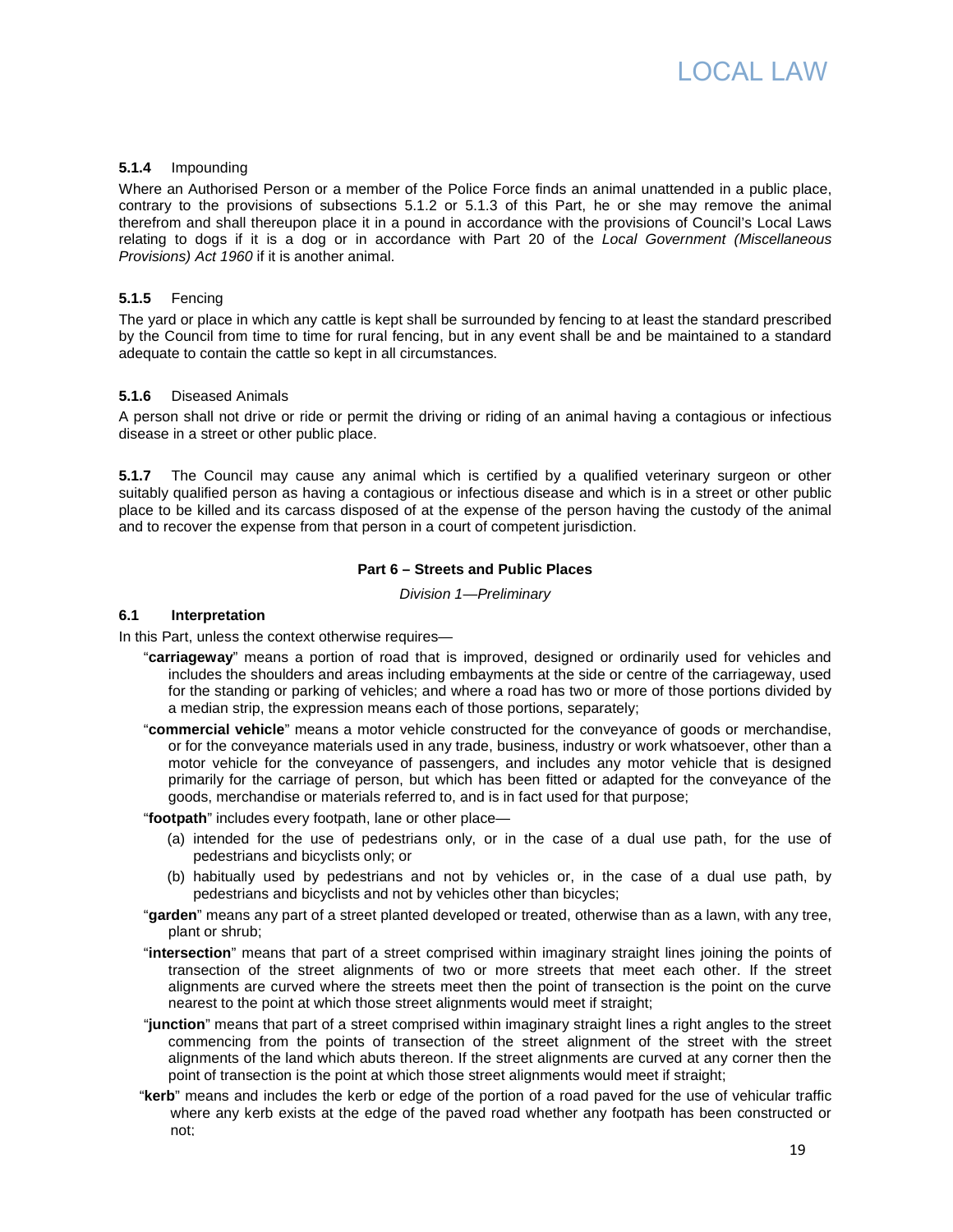**5.1.4** Impounding

Where an Authorised Person or a member of the Police Force finds an animal unattended in a public place, contrary to the provisions of subsections 5.1.2 or 5.1.3 of this Part, he or she may remove the animal therefrom and shall thereupon place it in a pound in accordance with the provisions of Council's Local Laws relating to dogs if it is a dog or in accordance with Part 20 of the *Local Government (Miscellaneous Provisions) Act 1960* if it is another animal.

**5.1.5** Fencing

The yard or place in which any cattle is kept shall be surrounded by fencing to at least the standard prescribed by the Council from time to time for rural fencing, but in any event shall be and be maintained to a standard adequate to contain the cattle so kept in all circumstances.

**5.1.6** Diseased Animals

A person shall not drive or ride or permit the driving or riding of an animal having a contagious or infectious disease in a street or other public place.

**5.1.7** The Council may cause any animal which is certified by a qualified veterinary surgeon or other suitably qualified person as having a contagious or infectious disease and which is in a street or other public place to be killed and its carcass disposed of at the expense of the person having the custody of the animal and to recover the expense from that person in a court of competent jurisdiction.

## Part 6 – Streets and Public Places

*Division 1—Preliminary*

### 6.1 Interpretation

In this Part, unless the context otherwise requires—

"**carriageway**" means a portion of road that is improved, designed or ordinarily used for vehicles and includes the shoulders and areas including embayments at the side or centre of the carriageway, used for the standing or parking of vehicles; and where a road has two or more of those portions divided by a median strip, the expression means each of those portions, separately;

"**commercial vehicle**" means a motor vehicle constructed for the conveyance of goods or merchandise, or for the conveyance materials used in any trade, business, industry or work whatsoever, other than a motor vehicle for the conveyance of passengers, and includes any motor vehicle that is designed primarily for the carriage of person, but which has been fitted or adapted for the conveyance of the goods, merchandise or materials referred to, and is in fact used for that purpose;

"**footpath**" includes every footpath, lane or other place—

(a) intended for the use of pedestrians only, or in the case of a dual use path, for the use of pedestrians and bicyclists only; or

(b) habitually used by pedestrians and not by vehicles or, in the case of a dual use path, by pedestrians and bicyclists and not by vehicles other than bicycles;

"**garden**" means any part of a street planted developed or treated, otherwise than as a lawn, with any tree, plant or shrub;

"**intersection**" means that part of a street comprised within imaginary straight lines joining the points of transection of the street alignments of two or more streets that meet each other. If the street alignments are curved where the streets meet then the point of transection is the point on the curve nearest to the point at which those street alignments would meet if straight;

"**junction**" means that part of a street comprised within imaginary straight lines a right angles to the street commencing from the points of transection of the street alignment of the street with the street alignments of the land which abuts thereon. If the street alignments are curved at any corner then the point of transection is the point at which those street alignments would meet if straight;

"**kerb**" means and includes the kerb or edge of the portion of a road paved for the use of vehicular traffic where any kerb exists at the edge of the paved road whether any footpath has been constructed or not;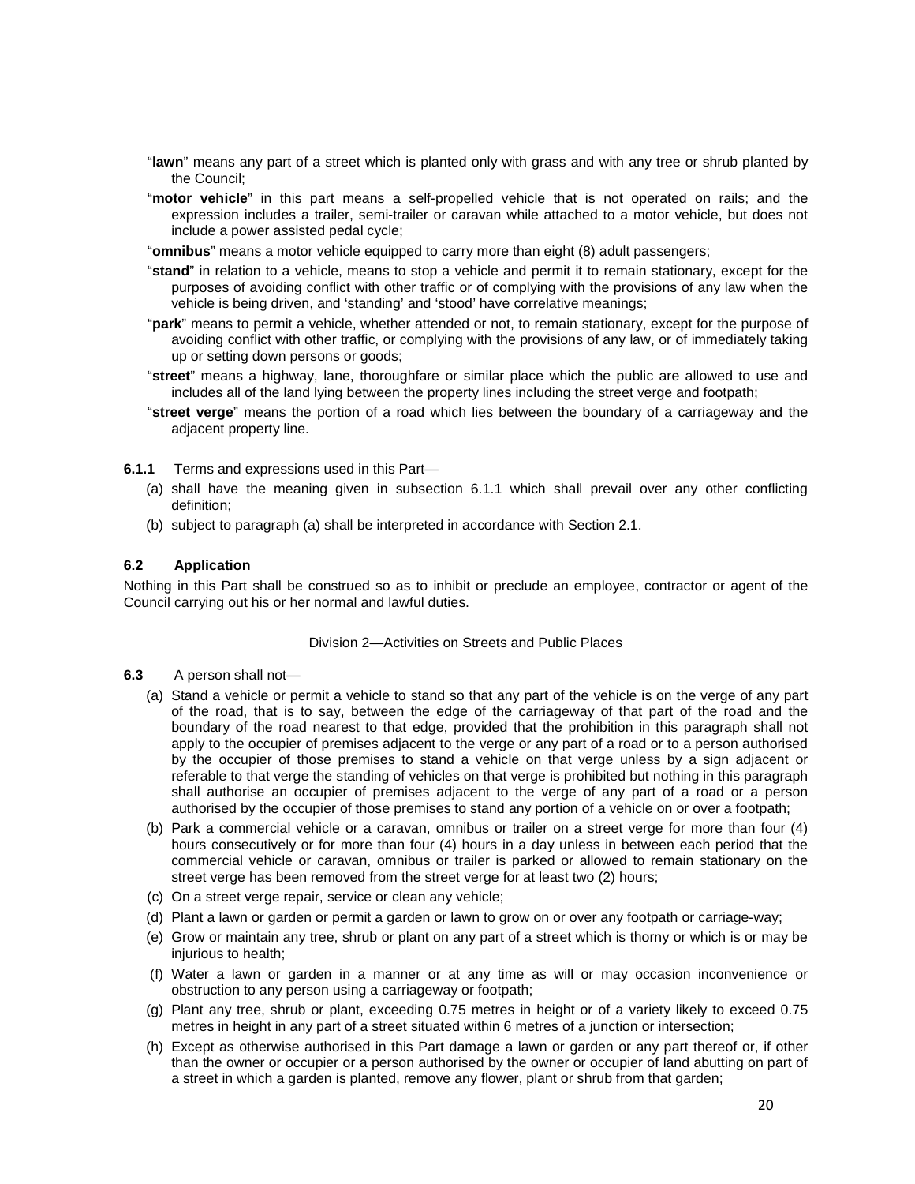"**lawn**" means any part of a street which is planted only with grass and with any tree or shrub planted by the Council;

"**motor vehicle**" in this part means a self-propelled vehicle that is not operated on rails; and the expression includes a trailer, semi-trailer or caravan while attached to a motor vehicle, but does not include a power assisted pedal cycle;

"**omnibus**" means a motor vehicle equipped to carry more than eight (8) adult passengers;

"**stand**" in relation to a vehicle, means to stop a vehicle and permit it to remain stationary, except for the purposes of avoiding conflict with other traffic or of complying with the provisions of any law when the vehicle is being driven, and 'standing' and 'stood' have correlative meanings;

"**park**" means to permit a vehicle, whether attended or not, to remain stationary, except for the purpose of avoiding conflict with other traffic, or complying with the provisions of any law, or of immediately taking up or setting down persons or goods;

"**street**" means a highway, lane, thoroughfare or similar place which the public are allowed to use and includes all of the land lying between the property lines including the street verge and footpath;

"**street verge**" means the portion of a road which lies between the boundary of a carriageway and the adjacent property line.

**6.1.1** Terms and expressions used in this Part—

(a) shall have the meaning given in subsection 6.1.1 which shall prevail over any other conflicting definition;

(b) subject to paragraph (a) shall be interpreted in accordance with Section 2.1.

### 6.2 Application

Nothing in this Part shall be construed so as to inhibit or preclude an employee, contractor or agent of the Council carrying out his or her normal and lawful duties.

Division 2—Activities on Streets and Public Places

**6.3** A person shall not—

(a) Stand a vehicle or permit a vehicle to stand so that any part of the vehicle is on the verge of any part of the road, that is to say, between the edge of the carriageway of that part of the road and the boundary of the road nearest to that edge, provided that the prohibition in this paragraph shall not apply to the occupier of premises adjacent to the verge or any part of a road or to a person authorised by the occupier of those premises to stand a vehicle on that verge unless by a sign adjacent or referable to that verge the standing of vehicles on that verge is prohibited but nothing in this paragraph shall authorise an occupier of premises adjacent to the verge of any part of a road or a person authorised by the occupier of those premises to stand any portion of a vehicle on or over a footpath;

(b) Park a commercial vehicle or a caravan, omnibus or trailer on a street verge for more than four (4) hours consecutively or for more than four (4) hours in a day unless in between each period that the commercial vehicle or caravan, omnibus or trailer is parked or allowed to remain stationary on the street verge has been removed from the street verge for at least two (2) hours;

(c) On a street verge repair, service or clean any vehicle;

(d) Plant a lawn or garden or permit a garden or lawn to grow on or over any footpath or carriage-way;

(e) Grow or maintain any tree, shrub or plant on any part of a street which is thorny or which is or may be injurious to health;

(f) Water a lawn or garden in a manner or at any time as will or may occasion inconvenience or obstruction to any person using a carriageway or footpath;

(g) Plant any tree, shrub or plant, exceeding 0.75 metres in height or of a variety likely to exceed 0.75 metres in height in any part of a street situated within 6 metres of a junction or intersection;

(h) Except as otherwise authorised in this Part damage a lawn or garden or any part thereof or, if other than the owner or occupier or a person authorised by the owner or occupier of land abutting on part of a street in which a garden is planted, remove any flower, plant or shrub from that garden;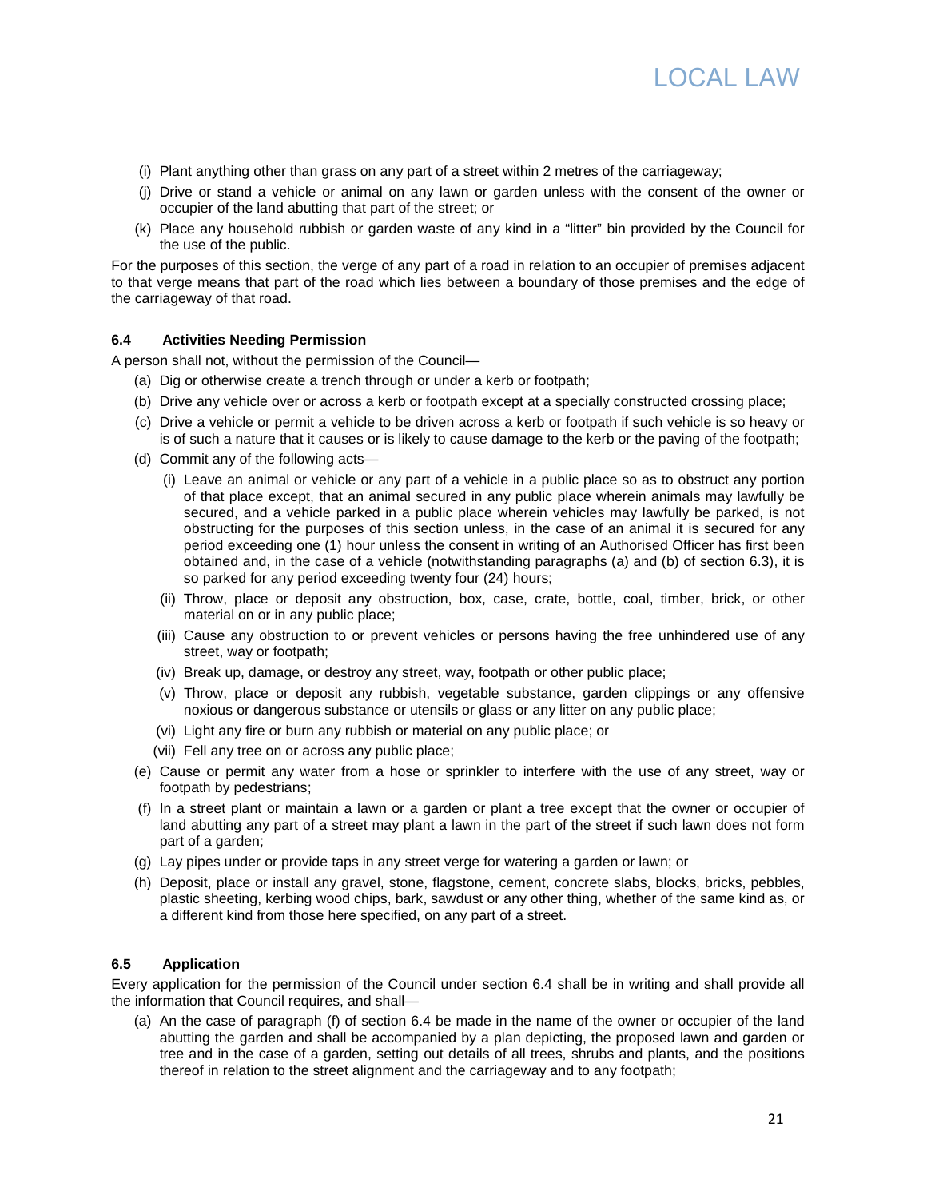(i) Plant anything other than grass on any part of a street within 2 metres of the carriageway;

(j) Drive or stand a vehicle or animal on any lawn or garden unless with the consent of the owner or occupier of the land abutting that part of the street; or

(k) Place any household rubbish or garden waste of any kind in a "litter" bin provided by the Council for the use of the public.

For the purposes of this section, the verge of any part of a road in relation to an occupier of premises adjacent to that verge means that part of the road which lies between a boundary of those premises and the edge of the carriageway of that road.

#### 6.4 Activities Needing Permission

A person shall not, without the permission of the Council—

(a) Dig or otherwise create a trench through or under a kerb or footpath;

(b) Drive any vehicle over or across a kerb or footpath except at a specially constructed crossing place;

(c) Drive a vehicle or permit a vehicle to be driven across a kerb or footpath if such vehicle is so heavy or is of such a nature that it causes or is likely to cause damage to the kerb or the paving of the footpath;

(d) Commit any of the following acts—

   (i) Leave an animal or vehicle or any part of a vehicle in a public place so as to obstruct any portion of that place except, that an animal secured in any public place wherein animals may lawfully be secured, and a vehicle parked in a public place wherein vehicles may lawfully be parked, is not obstructing for the purposes of this section unless, in the case of an animal it is secured for any period exceeding one (1) hour unless the consent in writing of an Authorised Officer has first been obtained and, in the case of a vehicle (notwithstanding paragraphs (a) and (b) of section 6.3), it is so parked for any period exceeding twenty four (24) hours;

   (ii) Throw, place or deposit any obstruction, box, case, crate, bottle, coal, timber, brick, or other material on or in any public place;

   (iii) Cause any obstruction to or prevent vehicles or persons having the free unhindered use of any street, way or footpath;

   (iv) Break up, damage, or destroy any street, way, footpath or other public place;

   (v) Throw, place or deposit any rubbish, vegetable substance, garden clippings or any offensive noxious or dangerous substance or utensils or glass or any litter on any public place;

   (vi) Light any fire or burn any rubbish or material on any public place; or

   (vii) Fell any tree on or across any public place;

(e) Cause or permit any water from a hose or sprinkler to interfere with the use of any street, way or footpath by pedestrians;

(f) In a street plant or maintain a lawn or a garden or plant a tree except that the owner or occupier of land abutting any part of a street may plant a lawn in the part of the street if such lawn does not form part of a garden;

(g) Lay pipes under or provide taps in any street verge for watering a garden or lawn; or

(h) Deposit, place or install any gravel, stone, flagstone, cement, concrete slabs, blocks, bricks, pebbles, plastic sheeting, kerbing wood chips, bark, sawdust or any other thing, whether of the same kind as, or a different kind from those here specified, on any part of a street.

#### 6.5 Application

Every application for the permission of the Council under section 6.4 shall be in writing and shall provide all the information that Council requires, and shall—

(a) An the case of paragraph (f) of section 6.4 be made in the name of the owner or occupier of the land abutting the garden and shall be accompanied by a plan depicting, the proposed lawn and garden or tree and in the case of a garden, setting out details of all trees, shrubs and plants, and the positions thereof in relation to the street alignment and the carriageway and to any footpath;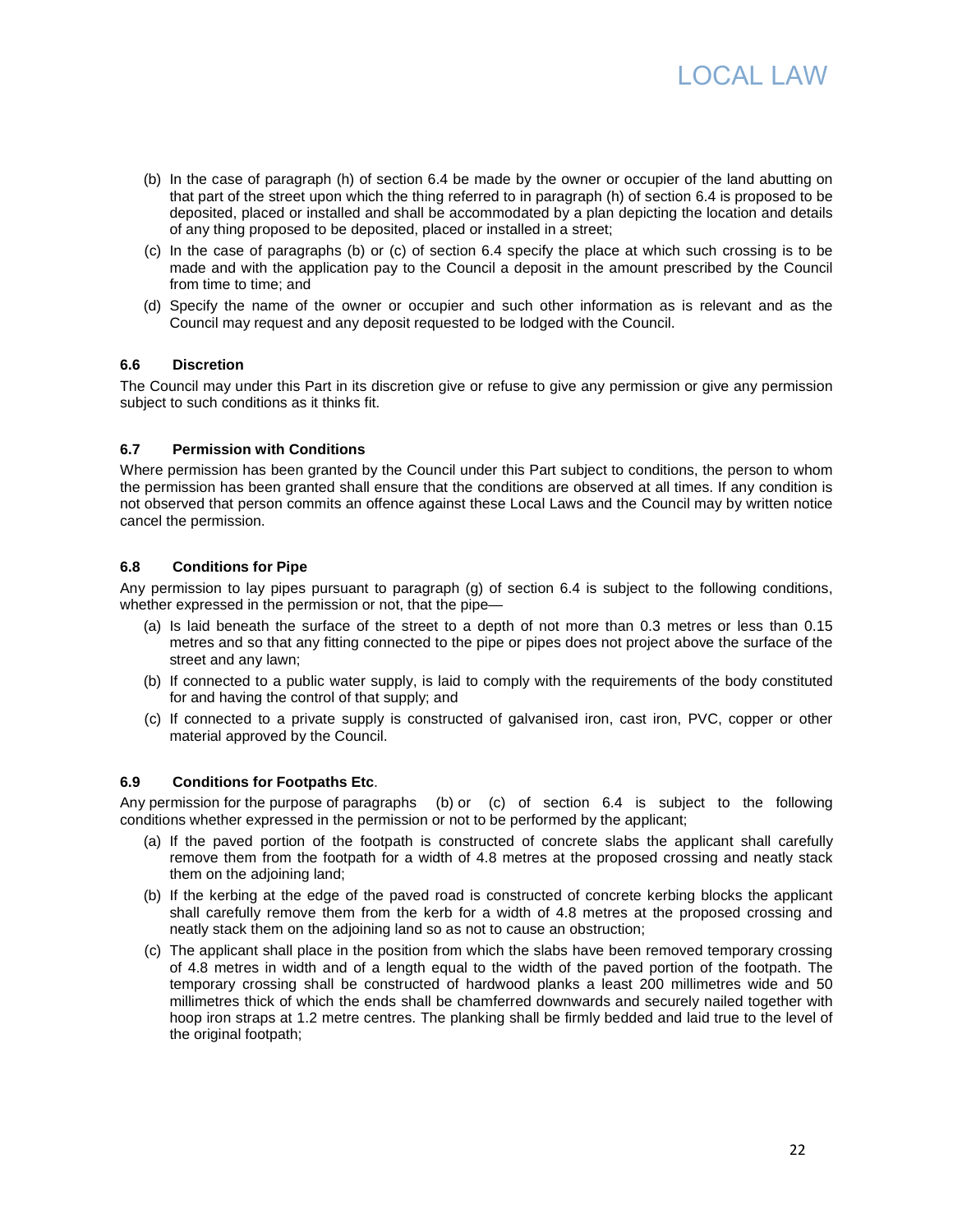(b) In the case of paragraph (h) of section 6.4 be made by the owner or occupier of the land abutting on that part of the street upon which the thing referred to in paragraph (h) of section 6.4 is proposed to be deposited, placed or installed and shall be accommodated by a plan depicting the location and details of any thing proposed to be deposited, placed or installed in a street;

(c) In the case of paragraphs (b) or (c) of section 6.4 specify the place at which such crossing is to be made and with the application pay to the Council a deposit in the amount prescribed by the Council from time to time; and

(d) Specify the name of the owner or occupier and such other information as is relevant and as the Council may request and any deposit requested to be lodged with the Council.

### 6.6 Discretion

The Council may under this Part in its discretion give or refuse to give any permission or give any permission subject to such conditions as it thinks fit.

### 6.7 Permission with Conditions

Where permission has been granted by the Council under this Part subject to conditions, the person to whom the permission has been granted shall ensure that the conditions are observed at all times. If any condition is not observed that person commits an offence against these Local Laws and the Council may by written notice cancel the permission.

### 6.8 Conditions for Pipe

Any permission to lay pipes pursuant to paragraph (g) of section 6.4 is subject to the following conditions, whether expressed in the permission or not, that the pipe—

(a) Is laid beneath the surface of the street to a depth of not more than 0.3 metres or less than 0.15 metres and so that any fitting connected to the pipe or pipes does not project above the surface of the street and any lawn;

(b) If connected to a public water supply, is laid to comply with the requirements of the body constituted for and having the control of that supply; and

(c) If connected to a private supply is constructed of galvanised iron, cast iron, PVC, copper or other material approved by the Council.

### 6.9 Conditions for Footpaths Etc.

Any permission for the purpose of paragraphs (b) or (c) of section 6.4 is subject to the following conditions whether expressed in the permission or not to be performed by the applicant;

(a) If the paved portion of the footpath is constructed of concrete slabs the applicant shall carefully remove them from the footpath for a width of 4.8 metres at the proposed crossing and neatly stack them on the adjoining land;

(b) If the kerbing at the edge of the paved road is constructed of concrete kerbing blocks the applicant shall carefully remove them from the kerb for a width of 4.8 metres at the proposed crossing and neatly stack them on the adjoining land so as not to cause an obstruction;

(c) The applicant shall place in the position from which the slabs have been removed temporary crossing of 4.8 metres in width and of a length equal to the width of the paved portion of the footpath. The temporary crossing shall be constructed of hardwood planks a least 200 millimetres wide and 50 millimetres thick of which the ends shall be chamferred downwards and securely nailed together with hoop iron straps at 1.2 metre centres. The planking shall be firmly bedded and laid true to the level of the original footpath;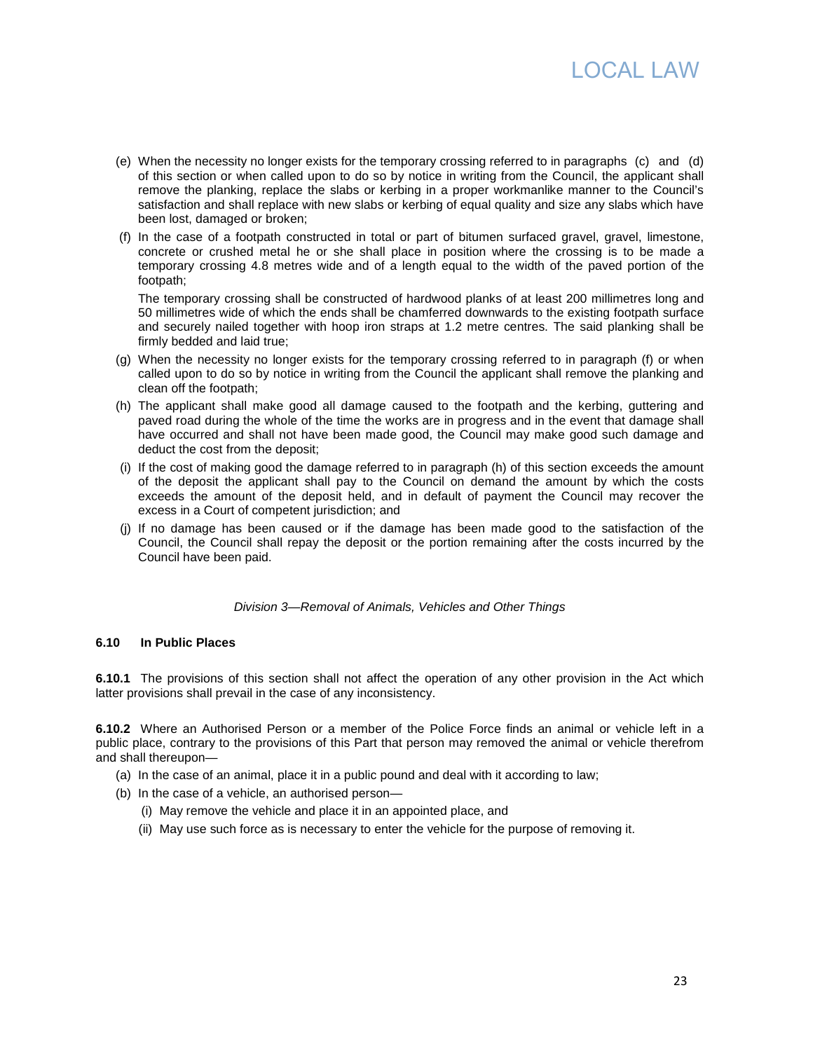(e) When the necessity no longer exists for the temporary crossing referred to in paragraphs (c) and (d) of this section or when called upon to do so by notice in writing from the Council, the applicant shall remove the planking, replace the slabs or kerbing in a proper workmanlike manner to the Council's satisfaction and shall replace with new slabs or kerbing of equal quality and size any slabs which have been lost, damaged or broken;

(f) In the case of a footpath constructed in total or part of bitumen surfaced gravel, gravel, limestone, concrete or crushed metal he or she shall place in position where the crossing is to be made a temporary crossing 4.8 metres wide and of a length equal to the width of the paved portion of the footpath;

The temporary crossing shall be constructed of hardwood planks of at least 200 millimetres long and 50 millimetres wide of which the ends shall be chamferred downwards to the existing footpath surface and securely nailed together with hoop iron straps at 1.2 metre centres. The said planking shall be firmly bedded and laid true;

(g) When the necessity no longer exists for the temporary crossing referred to in paragraph (f) or when called upon to do so by notice in writing from the Council the applicant shall remove the planking and clean off the footpath;

(h) The applicant shall make good all damage caused to the footpath and the kerbing, guttering and paved road during the whole of the time the works are in progress and in the event that damage shall have occurred and shall not have been made good, the Council may make good such damage and deduct the cost from the deposit;

(i) If the cost of making good the damage referred to in paragraph (h) of this section exceeds the amount of the deposit the applicant shall pay to the Council on demand the amount by which the costs exceeds the amount of the deposit held, and in default of payment the Council may recover the excess in a Court of competent jurisdiction; and

(j) If no damage has been caused or if the damage has been made good to the satisfaction of the Council, the Council shall repay the deposit or the portion remaining after the costs incurred by the Council have been paid.

*Division 3—Removal of Animals, Vehicles and Other Things*

### 6.10 In Public Places

**6.10.1** The provisions of this section shall not affect the operation of any other provision in the Act which latter provisions shall prevail in the case of any inconsistency.

**6.10.2** Where an Authorised Person or a member of the Police Force finds an animal or vehicle left in a public place, contrary to the provisions of this Part that person may removed the animal or vehicle therefrom and shall thereupon—

(a) In the case of an animal, place it in a public pound and deal with it according to law;

(b) In the case of a vehicle, an authorised person—

  (i) May remove the vehicle and place it in an appointed place, and

  (ii) May use such force as is necessary to enter the vehicle for the purpose of removing it.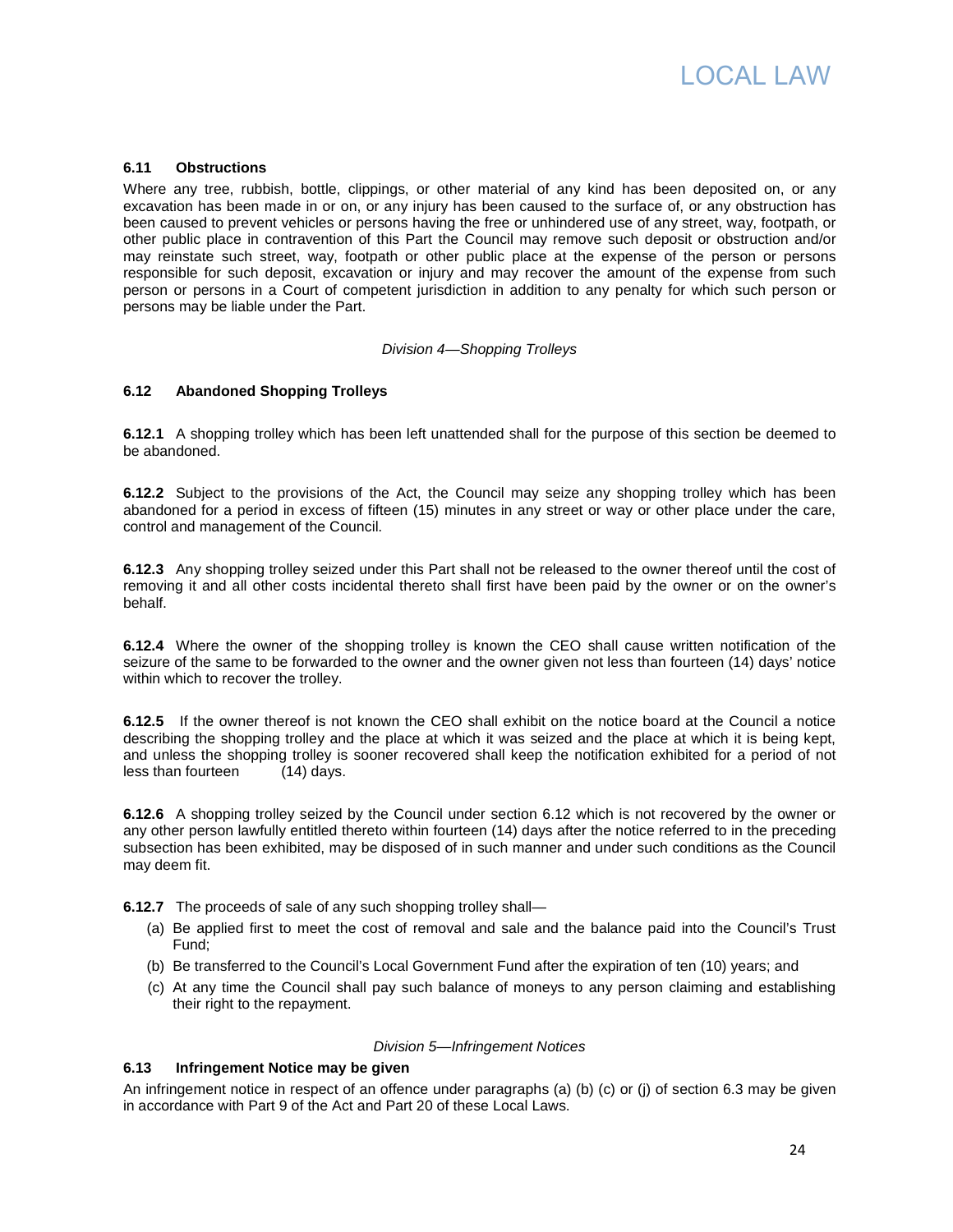### 6.11 Obstructions

Where any tree, rubbish, bottle, clippings, or other material of any kind has been deposited on, or any excavation has been made in or on, or any injury has been caused to the surface of, or any obstruction has been caused to prevent vehicles or persons having the free or unhindered use of any street, way, footpath, or other public place in contravention of this Part the Council may remove such deposit or obstruction and/or may reinstate such street, way, footpath or other public place at the expense of the person or persons responsible for such deposit, excavation or injury and may recover the amount of the expense from such person or persons in a Court of competent jurisdiction in addition to any penalty for which such person or persons may be liable under the Part.

*Division 4—Shopping Trolleys*

### 6.12 Abandoned Shopping Trolleys

**6.12.1** A shopping trolley which has been left unattended shall for the purpose of this section be deemed to be abandoned.

**6.12.2** Subject to the provisions of the Act, the Council may seize any shopping trolley which has been abandoned for a period in excess of fifteen (15) minutes in any street or way or other place under the care, control and management of the Council.

**6.12.3** Any shopping trolley seized under this Part shall not be released to the owner thereof until the cost of removing it and all other costs incidental thereto shall first have been paid by the owner or on the owner's behalf.

**6.12.4** Where the owner of the shopping trolley is known the CEO shall cause written notification of the seizure of the same to be forwarded to the owner and the owner given not less than fourteen (14) days' notice within which to recover the trolley.

**6.12.5** If the owner thereof is not known the CEO shall exhibit on the notice board at the Council a notice describing the shopping trolley and the place at which it was seized and the place at which it is being kept, and unless the shopping trolley is sooner recovered shall keep the notification exhibited for a period of not less than fourteen (14) days.

**6.12.6** A shopping trolley seized by the Council under section 6.12 which is not recovered by the owner or any other person lawfully entitled thereto within fourteen (14) days after the notice referred to in the preceding subsection has been exhibited, may be disposed of in such manner and under such conditions as the Council may deem fit.

**6.12.7** The proceeds of sale of any such shopping trolley shall—

(a) Be applied first to meet the cost of removal and sale and the balance paid into the Council's Trust Fund;

(b) Be transferred to the Council's Local Government Fund after the expiration of ten (10) years; and

(c) At any time the Council shall pay such balance of moneys to any person claiming and establishing their right to the repayment.

*Division 5—Infringement Notices*

### 6.13 Infringement Notice may be given

An infringement notice in respect of an offence under paragraphs (a) (b) (c) or (j) of section 6.3 may be given in accordance with Part 9 of the Act and Part 20 of these Local Laws.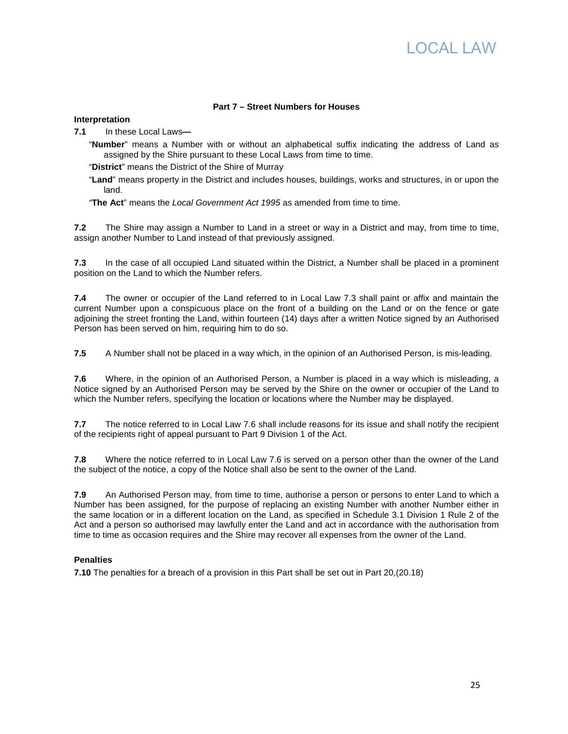## Part 7 – Street Numbers for Houses

**Interpretation**

**7.1** In these Local Laws—

"**Number**" means a Number with or without an alphabetical suffix indicating the address of Land as assigned by the Shire pursuant to these Local Laws from time to time.

"**District**" means the District of the Shire of Murray

"**Land**" means property in the District and includes houses, buildings, works and structures, in or upon the land.

"**The Act**" means the *Local Government Act 1995* as amended from time to time.

**7.2** The Shire may assign a Number to Land in a street or way in a District and may, from time to time, assign another Number to Land instead of that previously assigned.

**7.3** In the case of all occupied Land situated within the District, a Number shall be placed in a prominent position on the Land to which the Number refers.

**7.4** The owner or occupier of the Land referred to in Local Law 7.3 shall paint or affix and maintain the current Number upon a conspicuous place on the front of a building on the Land or on the fence or gate adjoining the street fronting the Land, within fourteen (14) days after a written Notice signed by an Authorised Person has been served on him, requiring him to do so.

**7.5** A Number shall not be placed in a way which, in the opinion of an Authorised Person, is mis-leading.

**7.6** Where, in the opinion of an Authorised Person, a Number is placed in a way which is misleading, a Notice signed by an Authorised Person may be served by the Shire on the owner or occupier of the Land to which the Number refers, specifying the location or locations where the Number may be displayed.

**7.7** The notice referred to in Local Law 7.6 shall include reasons for its issue and shall notify the recipient of the recipients right of appeal pursuant to Part 9 Division 1 of the Act.

**7.8** Where the notice referred to in Local Law 7.6 is served on a person other than the owner of the Land the subject of the notice, a copy of the Notice shall also be sent to the owner of the Land.

**7.9** An Authorised Person may, from time to time, authorise a person or persons to enter Land to which a Number has been assigned, for the purpose of replacing an existing Number with another Number either in the same location or in a different location on the Land, as specified in Schedule 3.1 Division 1 Rule 2 of the Act and a person so authorised may lawfully enter the Land and act in accordance with the authorisation from time to time as occasion requires and the Shire may recover all expenses from the owner of the Land.

**Penalties**

**7.10** The penalties for a breach of a provision in this Part shall be set out in Part 20,(20.18)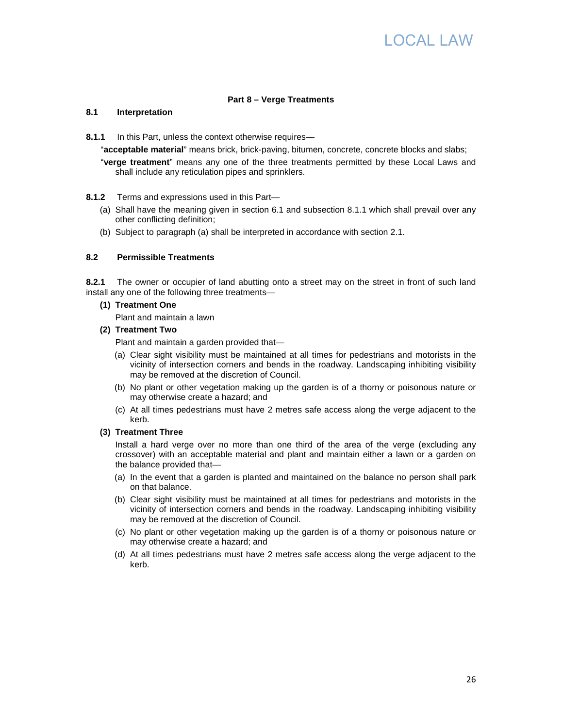## Part 8 – Verge Treatments

### 8.1 Interpretation

**8.1.1** In this Part, unless the context otherwise requires—

"**acceptable material**" means brick, brick-paving, bitumen, concrete, concrete blocks and slabs;

"**verge treatment**" means any one of the three treatments permitted by these Local Laws and shall include any reticulation pipes and sprinklers.

**8.1.2** Terms and expressions used in this Part—

(a) Shall have the meaning given in section 6.1 and subsection 8.1.1 which shall prevail over any other conflicting definition;

(b) Subject to paragraph (a) shall be interpreted in accordance with section 2.1.

### 8.2 Permissible Treatments

**8.2.1** The owner or occupier of land abutting onto a street may on the street in front of such land install any one of the following three treatments—

**(1) Treatment One**

Plant and maintain a lawn

**(2) Treatment Two**

Plant and maintain a garden provided that—

(a) Clear sight visibility must be maintained at all times for pedestrians and motorists in the vicinity of intersection corners and bends in the roadway. Landscaping inhibiting visibility may be removed at the discretion of Council.

(b) No plant or other vegetation making up the garden is of a thorny or poisonous nature or may otherwise create a hazard; and

(c) At all times pedestrians must have 2 metres safe access along the verge adjacent to the kerb.

**(3) Treatment Three**

Install a hard verge over no more than one third of the area of the verge (excluding any crossover) with an acceptable material and plant and maintain either a lawn or a garden on the balance provided that—

(a) In the event that a garden is planted and maintained on the balance no person shall park on that balance.

(b) Clear sight visibility must be maintained at all times for pedestrians and motorists in the vicinity of intersection corners and bends in the roadway. Landscaping inhibiting visibility may be removed at the discretion of Council.

(c) No plant or other vegetation making up the garden is of a thorny or poisonous nature or may otherwise create a hazard; and

(d) At all times pedestrians must have 2 metres safe access along the verge adjacent to the kerb.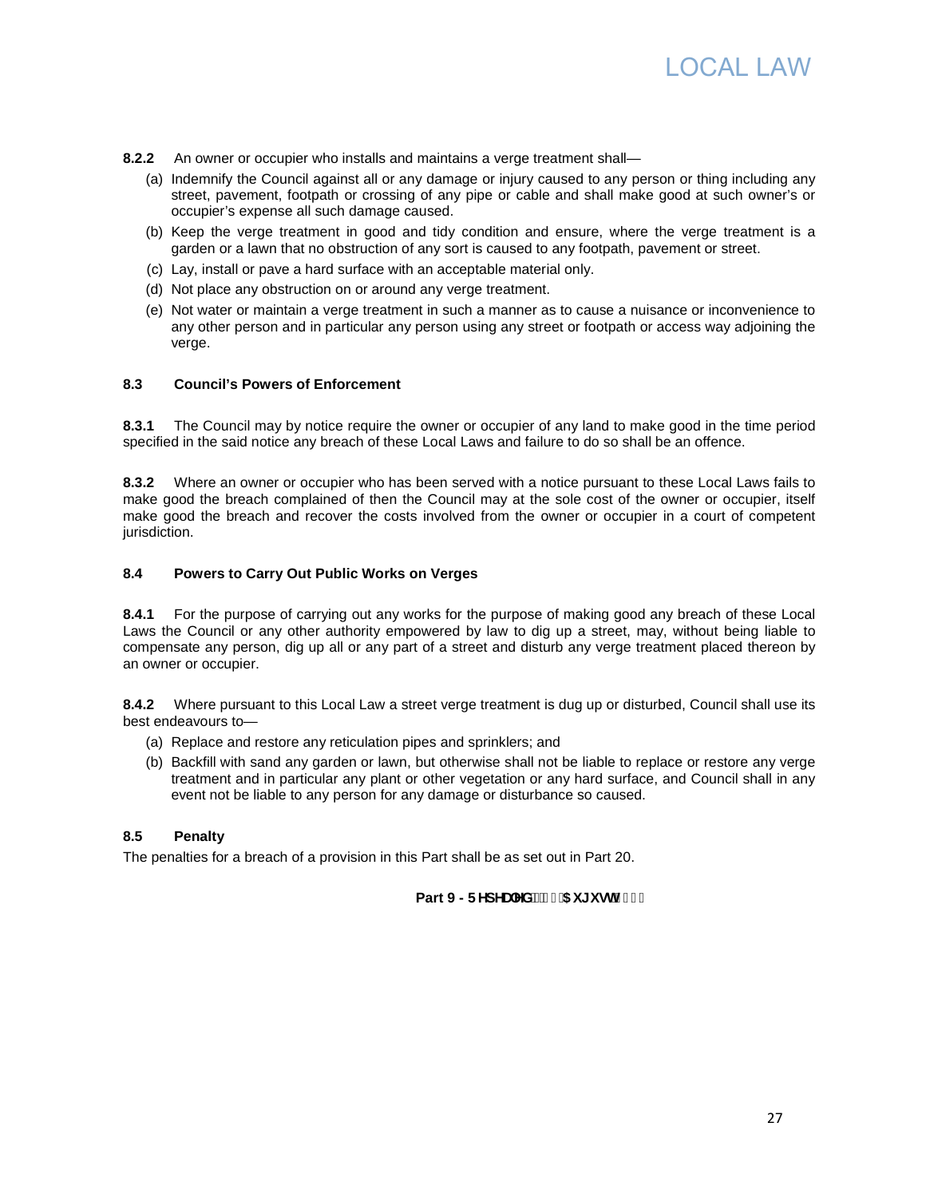**8.2.2** An owner or occupier who installs and maintains a verge treatment shall—

(a) Indemnify the Council against all or any damage or injury caused to any person or thing including any street, pavement, footpath or crossing of any pipe or cable and shall make good at such owner's or occupier's expense all such damage caused.

(b) Keep the verge treatment in good and tidy condition and ensure, where the verge treatment is a garden or a lawn that no obstruction of any sort is caused to any footpath, pavement or street.

(c) Lay, install or pave a hard surface with an acceptable material only.

(d) Not place any obstruction on or around any verge treatment.

(e) Not water or maintain a verge treatment in such a manner as to cause a nuisance or inconvenience to any other person and in particular any person using any street or footpath or access way adjoining the verge.

### 8.3 Council's Powers of Enforcement

**8.3.1** The Council may by notice require the owner or occupier of any land to make good in the time period specified in the said notice any breach of these Local Laws and failure to do so shall be an offence.

**8.3.2** Where an owner or occupier who has been served with a notice pursuant to these Local Laws fails to make good the breach complained of then the Council may at the sole cost of the owner or occupier, itself make good the breach and recover the costs involved from the owner or occupier in a court of competent jurisdiction.

### 8.4 Powers to Carry Out Public Works on Verges

**8.4.1** For the purpose of carrying out any works for the purpose of making good any breach of these Local Laws the Council or any other authority empowered by law to dig up a street, may, without being liable to compensate any person, dig up all or any part of a street and disturb any verge treatment placed thereon by an owner or occupier.

**8.4.2** Where pursuant to this Local Law a street verge treatment is dug up or disturbed, Council shall use its best endeavours to—

(a) Replace and restore any reticulation pipes and sprinklers; and

(b) Backfill with sand any garden or lawn, but otherwise shall not be liable to replace or restore any verge treatment and in particular any plant or other vegetation or any hard surface, and Council shall in any event not be liable to any person for any damage or disturbance so caused.

### 8.5 Penalty

The penalties for a breach of a provision in this Part shall be as set out in Part 20.

**Part 9 - 5HSHDOHG $XJXVW**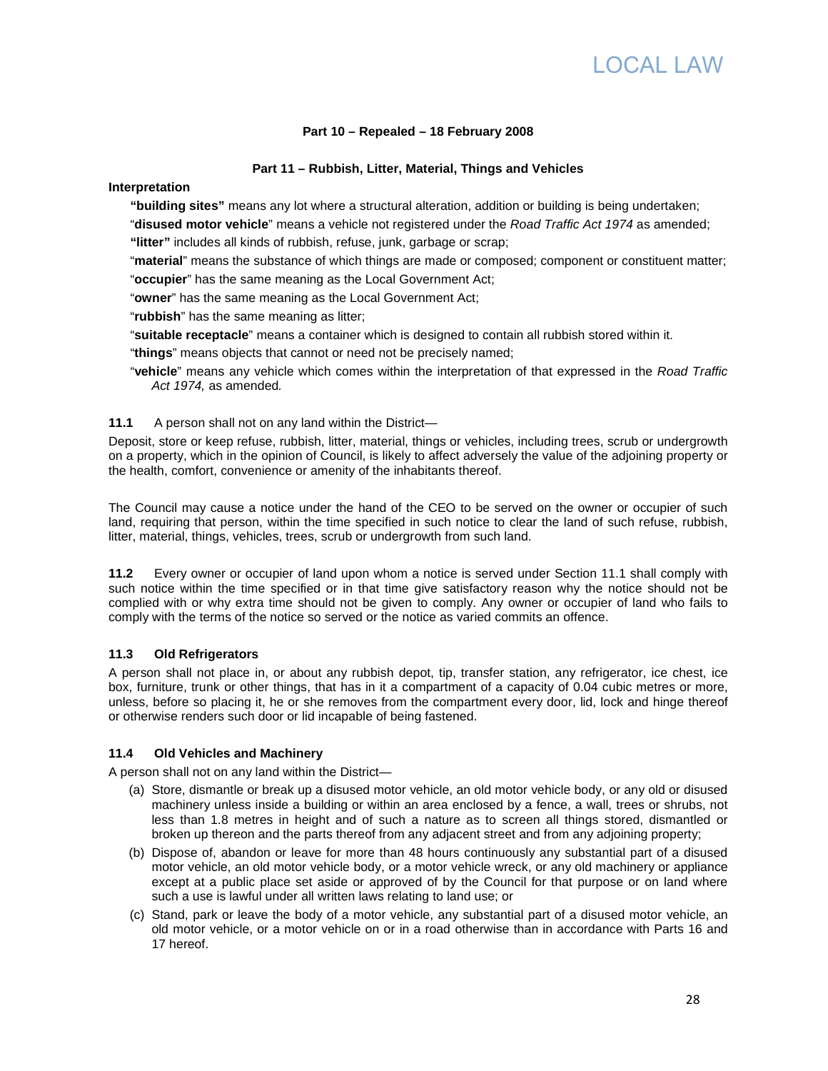**Part 10 – Repealed – 18 February 2008**

**Part 11 – Rubbish, Litter, Material, Things and Vehicles**

**Interpretation**

**"building sites"** means any lot where a structural alteration, addition or building is being undertaken;

"**disused motor vehicle**" means a vehicle not registered under the *Road Traffic Act 1974* as amended;

**"litter"** includes all kinds of rubbish, refuse, junk, garbage or scrap;

"**material**" means the substance of which things are made or composed; component or constituent matter;

"**occupier**" has the same meaning as the Local Government Act;

"**owner**" has the same meaning as the Local Government Act;

"**rubbish**" has the same meaning as litter;

"**suitable receptacle**" means a container which is designed to contain all rubbish stored within it.

"**things**" means objects that cannot or need not be precisely named;

"**vehicle**" means any vehicle which comes within the interpretation of that expressed in the *Road Traffic Act 1974,* as amended*.*

**11.1** A person shall not on any land within the District—

Deposit, store or keep refuse, rubbish, litter, material, things or vehicles, including trees, scrub or undergrowth on a property, which in the opinion of Council, is likely to affect adversely the value of the adjoining property or the health, comfort, convenience or amenity of the inhabitants thereof.

The Council may cause a notice under the hand of the CEO to be served on the owner or occupier of such land, requiring that person, within the time specified in such notice to clear the land of such refuse, rubbish, litter, material, things, vehicles, trees, scrub or undergrowth from such land.

**11.2** Every owner or occupier of land upon whom a notice is served under Section 11.1 shall comply with such notice within the time specified or in that time give satisfactory reason why the notice should not be complied with or why extra time should not be given to comply. Any owner or occupier of land who fails to comply with the terms of the notice so served or the notice as varied commits an offence.

**11.3 Old Refrigerators**

A person shall not place in, or about any rubbish depot, tip, transfer station, any refrigerator, ice chest, ice box, furniture, trunk or other things, that has in it a compartment of a capacity of 0.04 cubic metres or more, unless, before so placing it, he or she removes from the compartment every door, lid, lock and hinge thereof or otherwise renders such door or lid incapable of being fastened.

**11.4 Old Vehicles and Machinery**

A person shall not on any land within the District—

(a) Store, dismantle or break up a disused motor vehicle, an old motor vehicle body, or any old or disused machinery unless inside a building or within an area enclosed by a fence, a wall, trees or shrubs, not less than 1.8 metres in height and of such a nature as to screen all things stored, dismantled or broken up thereon and the parts thereof from any adjacent street and from any adjoining property;

(b) Dispose of, abandon or leave for more than 48 hours continuously any substantial part of a disused motor vehicle, an old motor vehicle body, or a motor vehicle wreck, or any old machinery or appliance except at a public place set aside or approved of by the Council for that purpose or on land where such a use is lawful under all written laws relating to land use; or

(c) Stand, park or leave the body of a motor vehicle, any substantial part of a disused motor vehicle, an old motor vehicle, or a motor vehicle on or in a road otherwise than in accordance with Parts 16 and 17 hereof.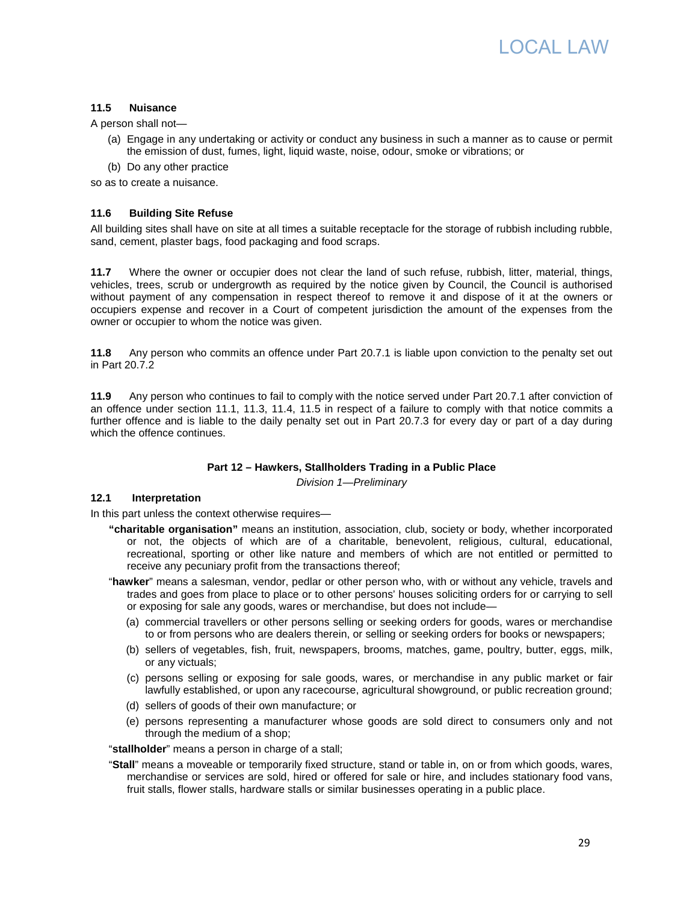### 11.5 Nuisance

A person shall not—

(a) Engage in any undertaking or activity or conduct any business in such a manner as to cause or permit the emission of dust, fumes, light, liquid waste, noise, odour, smoke or vibrations; or

(b) Do any other practice

so as to create a nuisance.

### 11.6 Building Site Refuse

All building sites shall have on site at all times a suitable receptacle for the storage of rubbish including rubble, sand, cement, plaster bags, food packaging and food scraps.

**11.7** Where the owner or occupier does not clear the land of such refuse, rubbish, litter, material, things, vehicles, trees, scrub or undergrowth as required by the notice given by Council, the Council is authorised without payment of any compensation in respect thereof to remove it and dispose of it at the owners or occupiers expense and recover in a Court of competent jurisdiction the amount of the expenses from the owner or occupier to whom the notice was given.

**11.8** Any person who commits an offence under Part 20.7.1 is liable upon conviction to the penalty set out in Part 20.7.2

**11.9** Any person who continues to fail to comply with the notice served under Part 20.7.1 after conviction of an offence under section 11.1, 11.3, 11.4, 11.5 in respect of a failure to comply with that notice commits a further offence and is liable to the daily penalty set out in Part 20.7.3 for every day or part of a day during which the offence continues.

## Part 12 – Hawkers, Stallholders Trading in a Public Place

*Division 1—Preliminary*

### 12.1 Interpretation

In this part unless the context otherwise requires—

**"charitable organisation"** means an institution, association, club, society or body, whether incorporated or not, the objects of which are of a charitable, benevolent, religious, cultural, educational, recreational, sporting or other like nature and members of which are not entitled or permitted to receive any pecuniary profit from the transactions thereof;

"**hawker**" means a salesman, vendor, pedlar or other person who, with or without any vehicle, travels and trades and goes from place to place or to other persons' houses soliciting orders for or carrying to sell or exposing for sale any goods, wares or merchandise, but does not include—

(a) commercial travellers or other persons selling or seeking orders for goods, wares or merchandise to or from persons who are dealers therein, or selling or seeking orders for books or newspapers;

(b) sellers of vegetables, fish, fruit, newspapers, brooms, matches, game, poultry, butter, eggs, milk, or any victuals;

(c) persons selling or exposing for sale goods, wares, or merchandise in any public market or fair lawfully established, or upon any racecourse, agricultural showground, or public recreation ground;

(d) sellers of goods of their own manufacture; or

(e) persons representing a manufacturer whose goods are sold direct to consumers only and not through the medium of a shop;

"**stallholder**" means a person in charge of a stall;

"**Stall**" means a moveable or temporarily fixed structure, stand or table in, on or from which goods, wares, merchandise or services are sold, hired or offered for sale or hire, and includes stationary food vans, fruit stalls, flower stalls, hardware stalls or similar businesses operating in a public place.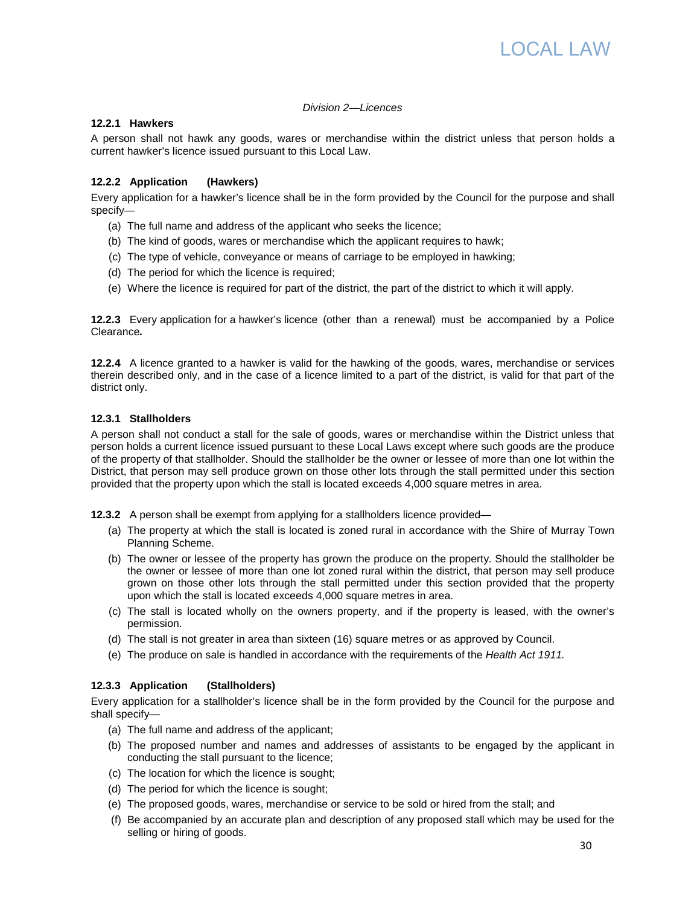*Division 2—Licences*

**12.2.1 Hawkers**

A person shall not hawk any goods, wares or merchandise within the district unless that person holds a current hawker's licence issued pursuant to this Local Law.

**12.2.2 Application (Hawkers)**

Every application for a hawker's licence shall be in the form provided by the Council for the purpose and shall specify—

(a) The full name and address of the applicant who seeks the licence;

(b) The kind of goods, wares or merchandise which the applicant requires to hawk;

(c) The type of vehicle, conveyance or means of carriage to be employed in hawking;

(d) The period for which the licence is required;

(e) Where the licence is required for part of the district, the part of the district to which it will apply.

**12.2.3** Every application for a hawker's licence (other than a renewal) must be accompanied by a Police Clearance***.***

**12.2.4** A licence granted to a hawker is valid for the hawking of the goods, wares, merchandise or services therein described only, and in the case of a licence limited to a part of the district, is valid for that part of the district only.

**12.3.1 Stallholders**

A person shall not conduct a stall for the sale of goods, wares or merchandise within the District unless that person holds a current licence issued pursuant to these Local Laws except where such goods are the produce of the property of that stallholder. Should the stallholder be the owner or lessee of more than one lot within the District, that person may sell produce grown on those other lots through the stall permitted under this section provided that the property upon which the stall is located exceeds 4,000 square metres in area.

**12.3.2** A person shall be exempt from applying for a stallholders licence provided—

(a) The property at which the stall is located is zoned rural in accordance with the Shire of Murray Town Planning Scheme.

(b) The owner or lessee of the property has grown the produce on the property. Should the stallholder be the owner or lessee of more than one lot zoned rural within the district, that person may sell produce grown on those other lots through the stall permitted under this section provided that the property upon which the stall is located exceeds 4,000 square metres in area.

(c) The stall is located wholly on the owners property, and if the property is leased, with the owner's permission.

(d) The stall is not greater in area than sixteen (16) square metres or as approved by Council.

(e) The produce on sale is handled in accordance with the requirements of the *Health Act 1911.*

**12.3.3 Application (Stallholders)**

Every application for a stallholder's licence shall be in the form provided by the Council for the purpose and shall specify—

(a) The full name and address of the applicant;

(b) The proposed number and names and addresses of assistants to be engaged by the applicant in conducting the stall pursuant to the licence;

(c) The location for which the licence is sought;

(d) The period for which the licence is sought;

(e) The proposed goods, wares, merchandise or service to be sold or hired from the stall; and

(f) Be accompanied by an accurate plan and description of any proposed stall which may be used for the selling or hiring of goods.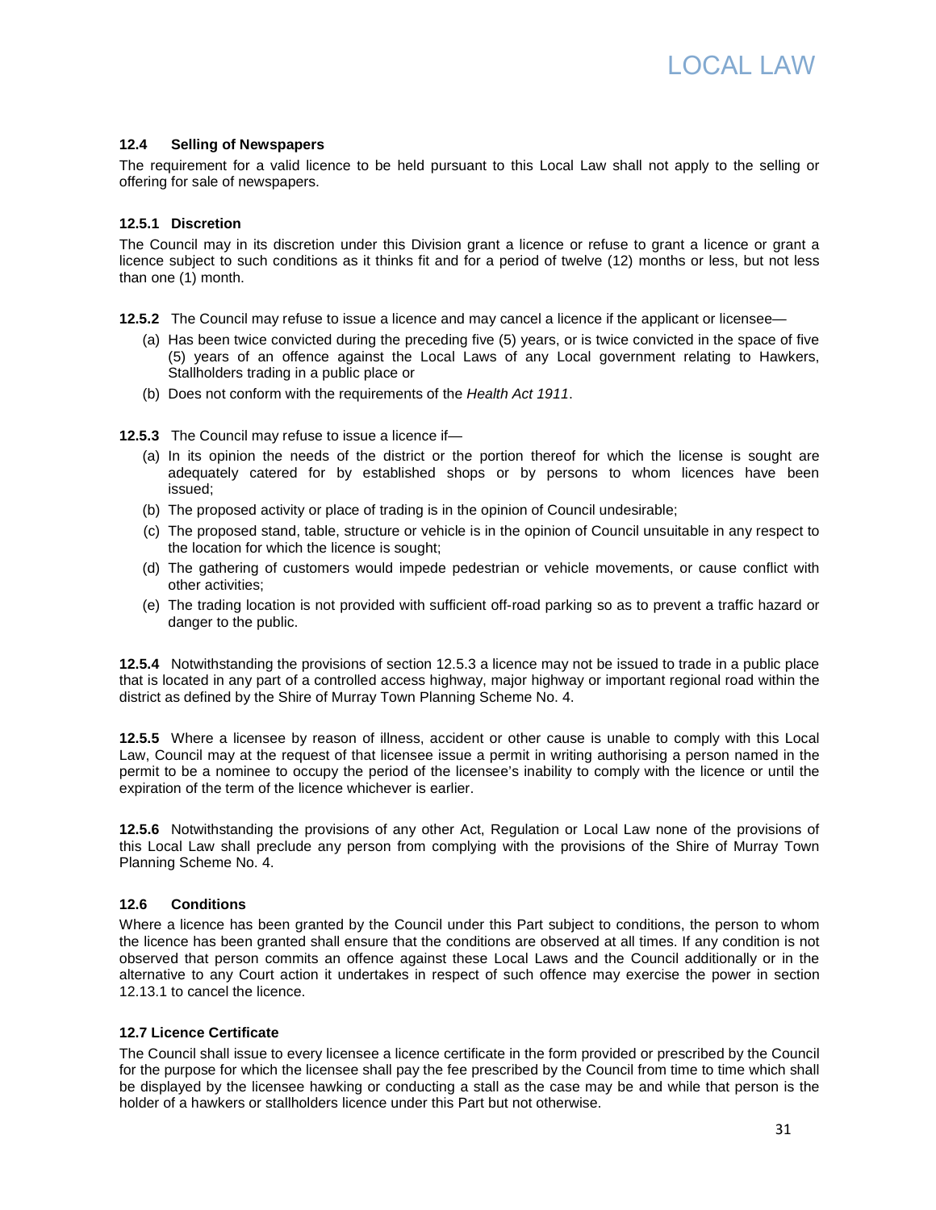### 12.4 Selling of Newspapers

The requirement for a valid licence to be held pursuant to this Local Law shall not apply to the selling or offering for sale of newspapers.

#### 12.5.1 Discretion

The Council may in its discretion under this Division grant a licence or refuse to grant a licence or grant a licence subject to such conditions as it thinks fit and for a period of twelve (12) months or less, but not less than one (1) month.

**12.5.2** The Council may refuse to issue a licence and may cancel a licence if the applicant or licensee—

(a) Has been twice convicted during the preceding five (5) years, or is twice convicted in the space of five (5) years of an offence against the Local Laws of any Local government relating to Hawkers, Stallholders trading in a public place or

(b) Does not conform with the requirements of the *Health Act 1911*.

**12.5.3** The Council may refuse to issue a licence if—

(a) In its opinion the needs of the district or the portion thereof for which the license is sought are adequately catered for by established shops or by persons to whom licences have been issued;

(b) The proposed activity or place of trading is in the opinion of Council undesirable;

(c) The proposed stand, table, structure or vehicle is in the opinion of Council unsuitable in any respect to the location for which the licence is sought;

(d) The gathering of customers would impede pedestrian or vehicle movements, or cause conflict with other activities;

(e) The trading location is not provided with sufficient off-road parking so as to prevent a traffic hazard or danger to the public.

**12.5.4** Notwithstanding the provisions of section 12.5.3 a licence may not be issued to trade in a public place that is located in any part of a controlled access highway, major highway or important regional road within the district as defined by the Shire of Murray Town Planning Scheme No. 4.

**12.5.5** Where a licensee by reason of illness, accident or other cause is unable to comply with this Local Law, Council may at the request of that licensee issue a permit in writing authorising a person named in the permit to be a nominee to occupy the period of the licensee's inability to comply with the licence or until the expiration of the term of the licence whichever is earlier.

**12.5.6** Notwithstanding the provisions of any other Act, Regulation or Local Law none of the provisions of this Local Law shall preclude any person from complying with the provisions of the Shire of Murray Town Planning Scheme No. 4.

### 12.6 Conditions

Where a licence has been granted by the Council under this Part subject to conditions, the person to whom the licence has been granted shall ensure that the conditions are observed at all times. If any condition is not observed that person commits an offence against these Local Laws and the Council additionally or in the alternative to any Court action it undertakes in respect of such offence may exercise the power in section 12.13.1 to cancel the licence.

### 12.7 Licence Certificate

The Council shall issue to every licensee a licence certificate in the form provided or prescribed by the Council for the purpose for which the licensee shall pay the fee prescribed by the Council from time to time which shall be displayed by the licensee hawking or conducting a stall as the case may be and while that person is the holder of a hawkers or stallholders licence under this Part but not otherwise.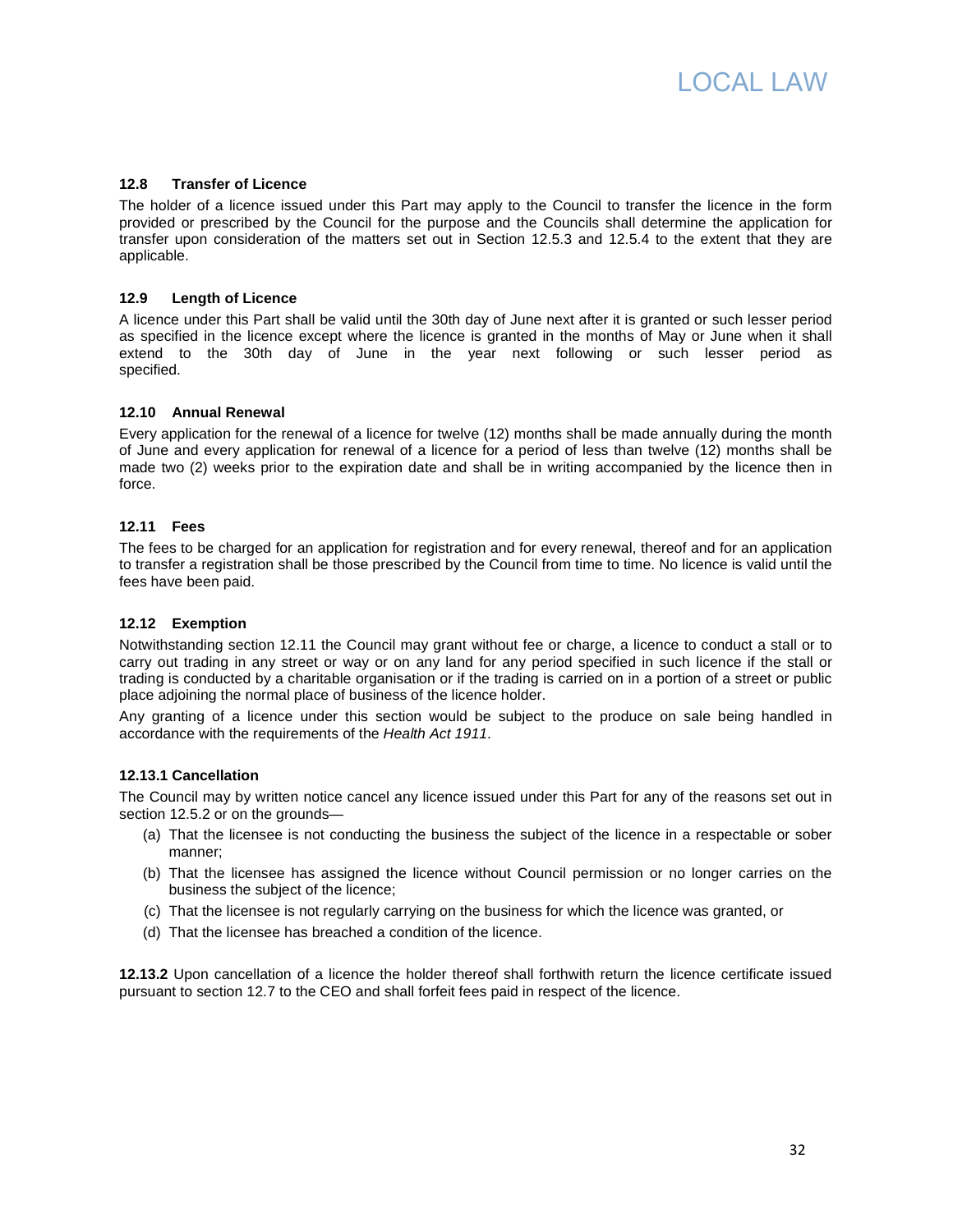### 12.8 Transfer of Licence

The holder of a licence issued under this Part may apply to the Council to transfer the licence in the form provided or prescribed by the Council for the purpose and the Councils shall determine the application for transfer upon consideration of the matters set out in Section 12.5.3 and 12.5.4 to the extent that they are applicable.

### 12.9 Length of Licence

A licence under this Part shall be valid until the 30th day of June next after it is granted or such lesser period as specified in the licence except where the licence is granted in the months of May or June when it shall extend to the 30th day of June in the year next following or such lesser period as specified.

### 12.10 Annual Renewal

Every application for the renewal of a licence for twelve (12) months shall be made annually during the month of June and every application for renewal of a licence for a period of less than twelve (12) months shall be made two (2) weeks prior to the expiration date and shall be in writing accompanied by the licence then in force.

### 12.11 Fees

The fees to be charged for an application for registration and for every renewal, thereof and for an application to transfer a registration shall be those prescribed by the Council from time to time. No licence is valid until the fees have been paid.

### 12.12 Exemption

Notwithstanding section 12.11 the Council may grant without fee or charge, a licence to conduct a stall or to carry out trading in any street or way or on any land for any period specified in such licence if the stall or trading is conducted by a charitable organisation or if the trading is carried on in a portion of a street or public place adjoining the normal place of business of the licence holder.

Any granting of a licence under this section would be subject to the produce on sale being handled in accordance with the requirements of the *Health Act 1911*.

### 12.13.1 Cancellation

The Council may by written notice cancel any licence issued under this Part for any of the reasons set out in section 12.5.2 or on the grounds—

(a) That the licensee is not conducting the business the subject of the licence in a respectable or sober manner;

(b) That the licensee has assigned the licence without Council permission or no longer carries on the business the subject of the licence;

(c) That the licensee is not regularly carrying on the business for which the licence was granted, or

(d) That the licensee has breached a condition of the licence.

**12.13.2** Upon cancellation of a licence the holder thereof shall forthwith return the licence certificate issued pursuant to section 12.7 to the CEO and shall forfeit fees paid in respect of the licence.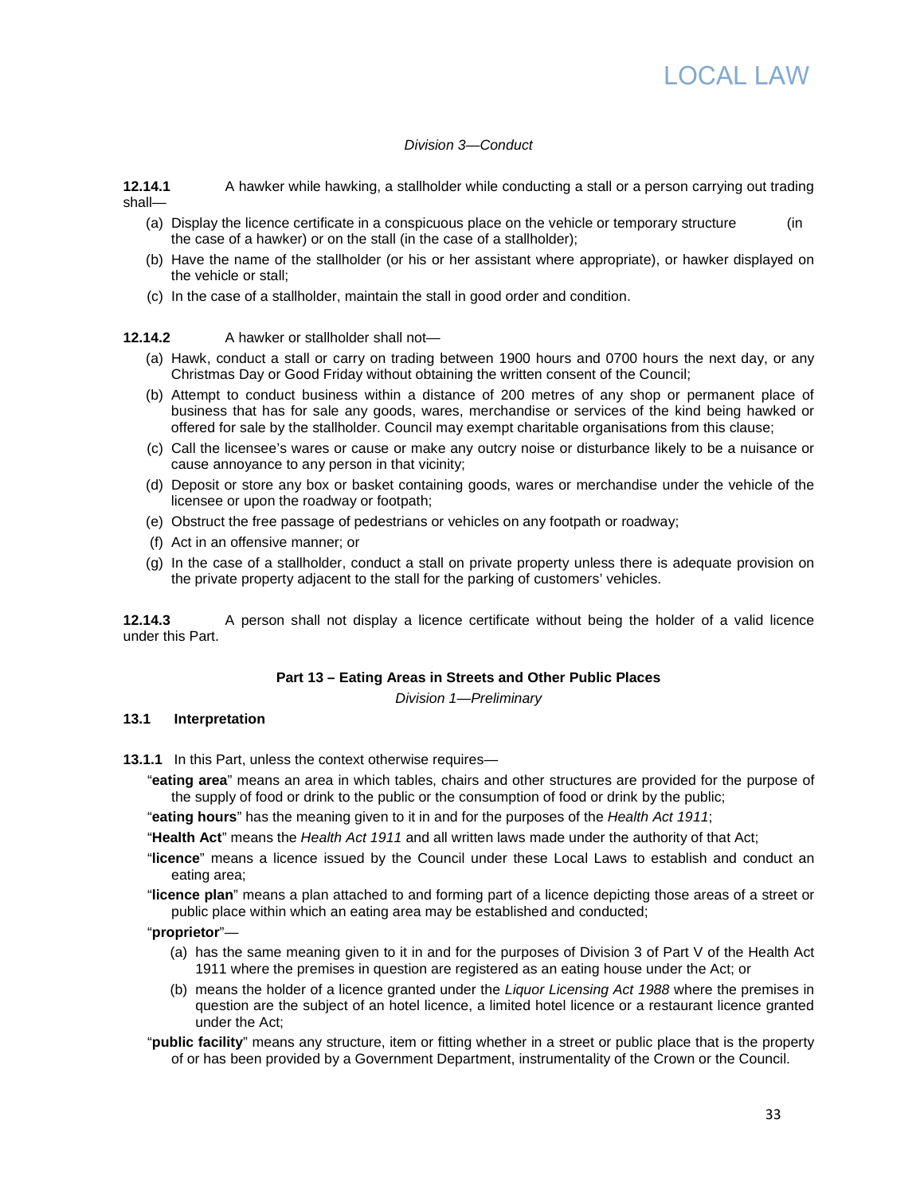*Division 3—Conduct*

**12.14.1** A hawker while hawking, a stallholder while conducting a stall or a person carrying out trading shall—

(a) Display the licence certificate in a conspicuous place on the vehicle or temporary structure (in the case of a hawker) or on the stall (in the case of a stallholder);

(b) Have the name of the stallholder (or his or her assistant where appropriate), or hawker displayed on the vehicle or stall;

(c) In the case of a stallholder, maintain the stall in good order and condition.

**12.14.2** A hawker or stallholder shall not—

(a) Hawk, conduct a stall or carry on trading between 1900 hours and 0700 hours the next day, or any Christmas Day or Good Friday without obtaining the written consent of the Council;

(b) Attempt to conduct business within a distance of 200 metres of any shop or permanent place of business that has for sale any goods, wares, merchandise or services of the kind being hawked or offered for sale by the stallholder. Council may exempt charitable organisations from this clause;

(c) Call the licensee's wares or cause or make any outcry noise or disturbance likely to be a nuisance or cause annoyance to any person in that vicinity;

(d) Deposit or store any box or basket containing goods, wares or merchandise under the vehicle of the licensee or upon the roadway or footpath;

(e) Obstruct the free passage of pedestrians or vehicles on any footpath or roadway;

(f) Act in an offensive manner; or

(g) In the case of a stallholder, conduct a stall on private property unless there is adequate provision on the private property adjacent to the stall for the parking of customers' vehicles.

**12.14.3** A person shall not display a licence certificate without being the holder of a valid licence under this Part.

## Part 13 – Eating Areas in Streets and Other Public Places

*Division 1—Preliminary*

### 13.1 Interpretation

**13.1.1** In this Part, unless the context otherwise requires—

"**eating area**" means an area in which tables, chairs and other structures are provided for the purpose of the supply of food or drink to the public or the consumption of food or drink by the public;

"**eating hours**" has the meaning given to it in and for the purposes of the *Health Act 1911*;

"**Health Act**" means the *Health Act 1911* and all written laws made under the authority of that Act;

"**licence**" means a licence issued by the Council under these Local Laws to establish and conduct an eating area;

"**licence plan**" means a plan attached to and forming part of a licence depicting those areas of a street or public place within which an eating area may be established and conducted;

"**proprietor**"—

(a) has the same meaning given to it in and for the purposes of Division 3 of Part V of the Health Act 1911 where the premises in question are registered as an eating house under the Act; or

(b) means the holder of a licence granted under the *Liquor Licensing Act 1988* where the premises in question are the subject of an hotel licence, a limited hotel licence or a restaurant licence granted under the Act;

"**public facility**" means any structure, item or fitting whether in a street or public place that is the property of or has been provided by a Government Department, instrumentality of the Crown or the Council.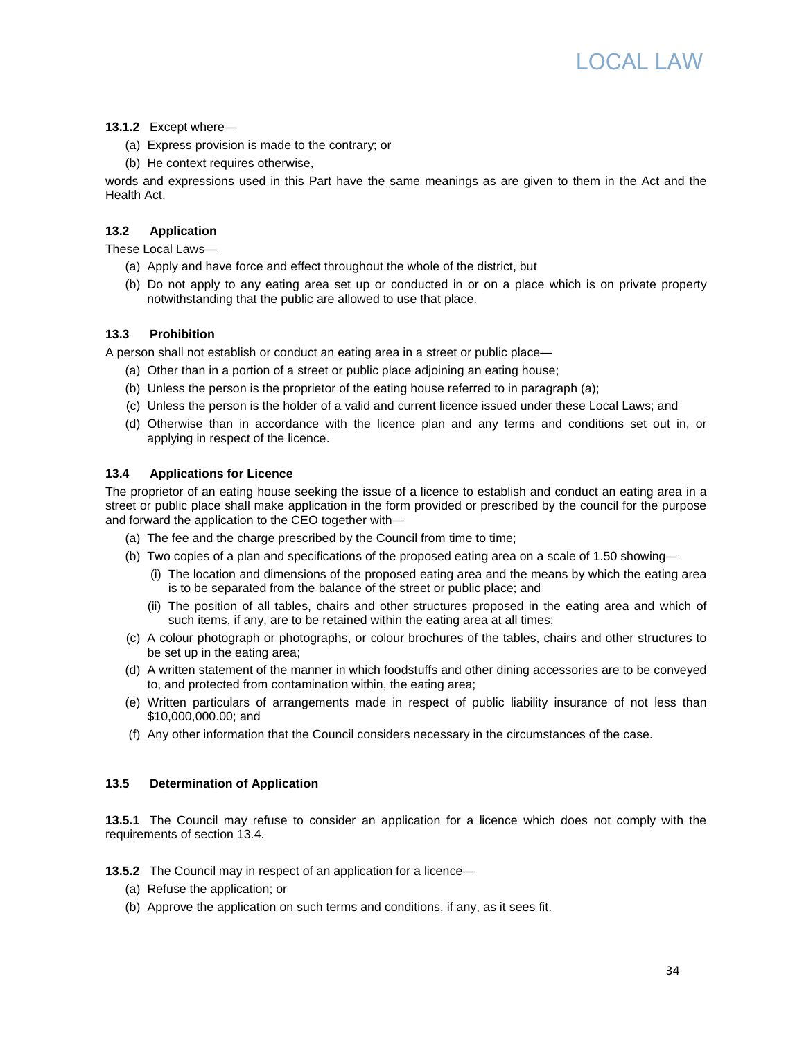**13.1.2** Except where—

(a) Express provision is made to the contrary; or

(b) He context requires otherwise,

words and expressions used in this Part have the same meanings as are given to them in the Act and the Health Act.

### 13.2 Application

These Local Laws—

(a) Apply and have force and effect throughout the whole of the district, but

(b) Do not apply to any eating area set up or conducted in or on a place which is on private property notwithstanding that the public are allowed to use that place.

### 13.3 Prohibition

A person shall not establish or conduct an eating area in a street or public place—

(a) Other than in a portion of a street or public place adjoining an eating house;

(b) Unless the person is the proprietor of the eating house referred to in paragraph (a);

(c) Unless the person is the holder of a valid and current licence issued under these Local Laws; and

(d) Otherwise than in accordance with the licence plan and any terms and conditions set out in, or applying in respect of the licence.

### 13.4 Applications for Licence

The proprietor of an eating house seeking the issue of a licence to establish and conduct an eating area in a street or public place shall make application in the form provided or prescribed by the council for the purpose and forward the application to the CEO together with—

(a) The fee and the charge prescribed by the Council from time to time;

(b) Two copies of a plan and specifications of the proposed eating area on a scale of 1.50 showing—

  (i) The location and dimensions of the proposed eating area and the means by which the eating area is to be separated from the balance of the street or public place; and

  (ii) The position of all tables, chairs and other structures proposed in the eating area and which of such items, if any, are to be retained within the eating area at all times;

(c) A colour photograph or photographs, or colour brochures of the tables, chairs and other structures to be set up in the eating area;

(d) A written statement of the manner in which foodstuffs and other dining accessories are to be conveyed to, and protected from contamination within, the eating area;

(e) Written particulars of arrangements made in respect of public liability insurance of not less than $10,000,000.00; and

(f) Any other information that the Council considers necessary in the circumstances of the case.

### 13.5 Determination of Application

**13.5.1** The Council may refuse to consider an application for a licence which does not comply with the requirements of section 13.4.

**13.5.2** The Council may in respect of an application for a licence—

(a) Refuse the application; or

(b) Approve the application on such terms and conditions, if any, as it sees fit.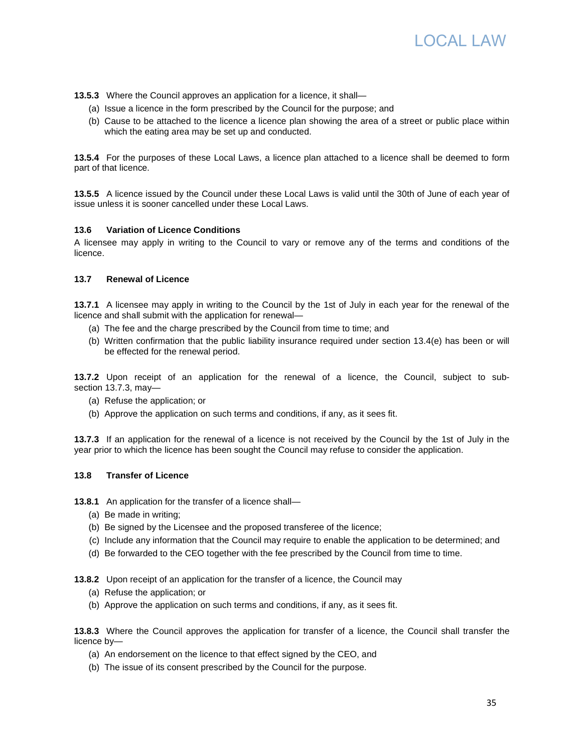**13.5.3** Where the Council approves an application for a licence, it shall—

(a) Issue a licence in the form prescribed by the Council for the purpose; and

(b) Cause to be attached to the licence a licence plan showing the area of a street or public place within which the eating area may be set up and conducted.

**13.5.4** For the purposes of these Local Laws, a licence plan attached to a licence shall be deemed to form part of that licence.

**13.5.5** A licence issued by the Council under these Local Laws is valid until the 30th of June of each year of issue unless it is sooner cancelled under these Local Laws.

### 13.6 Variation of Licence Conditions

A licensee may apply in writing to the Council to vary or remove any of the terms and conditions of the licence.

### 13.7 Renewal of Licence

**13.7.1** A licensee may apply in writing to the Council by the 1st of July in each year for the renewal of the licence and shall submit with the application for renewal—

(a) The fee and the charge prescribed by the Council from time to time; and

(b) Written confirmation that the public liability insurance required under section 13.4(e) has been or will be effected for the renewal period.

**13.7.2** Upon receipt of an application for the renewal of a licence, the Council, subject to sub-section 13.7.3, may—

(a) Refuse the application; or

(b) Approve the application on such terms and conditions, if any, as it sees fit.

**13.7.3** If an application for the renewal of a licence is not received by the Council by the 1st of July in the year prior to which the licence has been sought the Council may refuse to consider the application.

### 13.8 Transfer of Licence

**13.8.1** An application for the transfer of a licence shall—

(a) Be made in writing;

(b) Be signed by the Licensee and the proposed transferee of the licence;

(c) Include any information that the Council may require to enable the application to be determined; and

(d) Be forwarded to the CEO together with the fee prescribed by the Council from time to time.

**13.8.2** Upon receipt of an application for the transfer of a licence, the Council may

(a) Refuse the application; or

(b) Approve the application on such terms and conditions, if any, as it sees fit.

**13.8.3** Where the Council approves the application for transfer of a licence, the Council shall transfer the licence by—

(a) An endorsement on the licence to that effect signed by the CEO, and

(b) The issue of its consent prescribed by the Council for the purpose.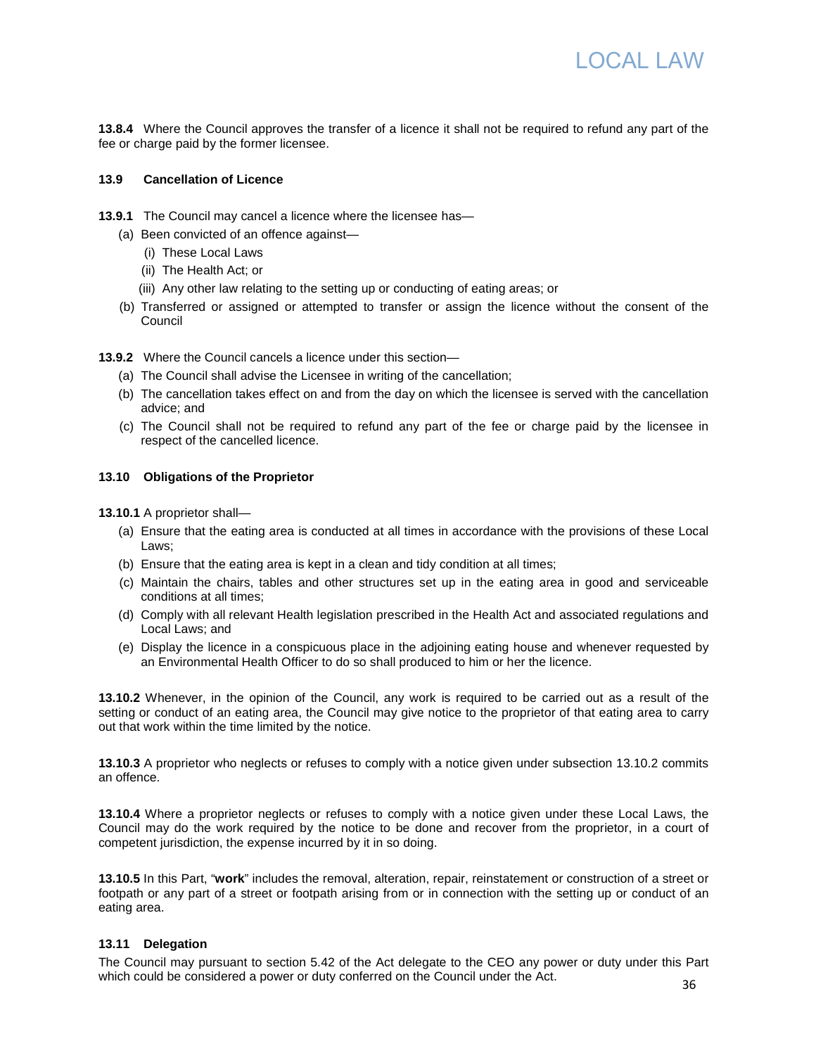**13.8.4** Where the Council approves the transfer of a licence it shall not be required to refund any part of the fee or charge paid by the former licensee.

### 13.9 Cancellation of Licence

**13.9.1** The Council may cancel a licence where the licensee has—

(a) Been convicted of an offence against—

(i) These Local Laws

(ii) The Health Act; or

(iii) Any other law relating to the setting up or conducting of eating areas; or

(b) Transferred or assigned or attempted to transfer or assign the licence without the consent of the Council

**13.9.2** Where the Council cancels a licence under this section—

(a) The Council shall advise the Licensee in writing of the cancellation;

(b) The cancellation takes effect on and from the day on which the licensee is served with the cancellation advice; and

(c) The Council shall not be required to refund any part of the fee or charge paid by the licensee in respect of the cancelled licence.

### 13.10 Obligations of the Proprietor

**13.10.1** A proprietor shall—

(a) Ensure that the eating area is conducted at all times in accordance with the provisions of these Local Laws;

(b) Ensure that the eating area is kept in a clean and tidy condition at all times;

(c) Maintain the chairs, tables and other structures set up in the eating area in good and serviceable conditions at all times;

(d) Comply with all relevant Health legislation prescribed in the Health Act and associated regulations and Local Laws; and

(e) Display the licence in a conspicuous place in the adjoining eating house and whenever requested by an Environmental Health Officer to do so shall produced to him or her the licence.

**13.10.2** Whenever, in the opinion of the Council, any work is required to be carried out as a result of the setting or conduct of an eating area, the Council may give notice to the proprietor of that eating area to carry out that work within the time limited by the notice.

**13.10.3** A proprietor who neglects or refuses to comply with a notice given under subsection 13.10.2 commits an offence.

**13.10.4** Where a proprietor neglects or refuses to comply with a notice given under these Local Laws, the Council may do the work required by the notice to be done and recover from the proprietor, in a court of competent jurisdiction, the expense incurred by it in so doing.

**13.10.5** In this Part, "**work**" includes the removal, alteration, repair, reinstatement or construction of a street or footpath or any part of a street or footpath arising from or in connection with the setting up or conduct of an eating area.

### 13.11 Delegation

The Council may pursuant to section 5.42 of the Act delegate to the CEO any power or duty under this Part which could be considered a power or duty conferred on the Council under the Act.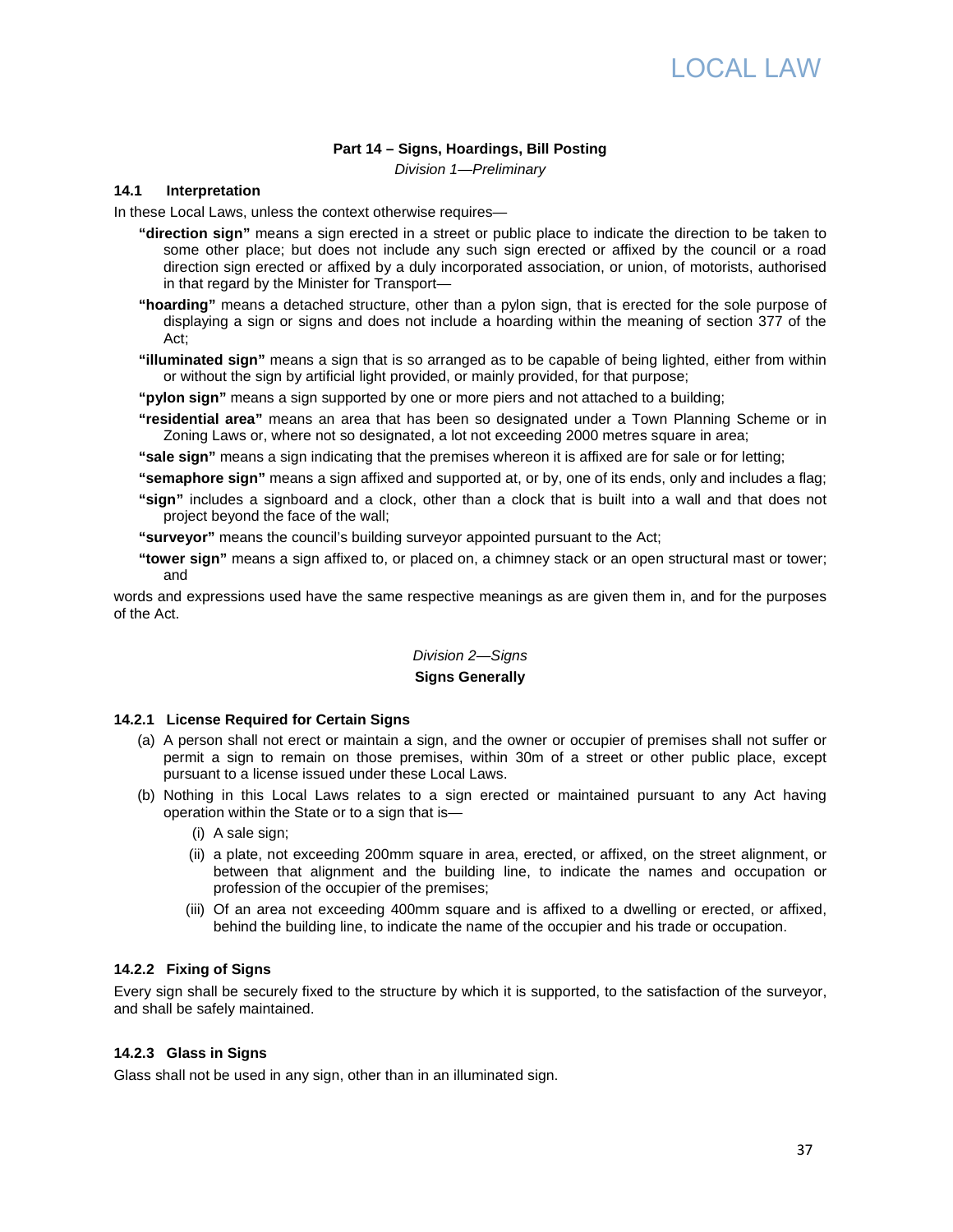## Part 14 – Signs, Hoardings, Bill Posting

*Division 1—Preliminary*

### 14.1 Interpretation

In these Local Laws, unless the context otherwise requires—

**"direction sign"** means a sign erected in a street or public place to indicate the direction to be taken to some other place; but does not include any such sign erected or affixed by the council or a road direction sign erected or affixed by a duly incorporated association, or union, of motorists, authorised in that regard by the Minister for Transport—

**"hoarding"** means a detached structure, other than a pylon sign, that is erected for the sole purpose of displaying a sign or signs and does not include a hoarding within the meaning of section 377 of the Act;

**"illuminated sign"** means a sign that is so arranged as to be capable of being lighted, either from within or without the sign by artificial light provided, or mainly provided, for that purpose;

**"pylon sign"** means a sign supported by one or more piers and not attached to a building;

**"residential area"** means an area that has been so designated under a Town Planning Scheme or in Zoning Laws or, where not so designated, a lot not exceeding 2000 metres square in area;

**"sale sign"** means a sign indicating that the premises whereon it is affixed are for sale or for letting;

**"semaphore sign"** means a sign affixed and supported at, or by, one of its ends, only and includes a flag;

**"sign"** includes a signboard and a clock, other than a clock that is built into a wall and that does not project beyond the face of the wall;

**"surveyor"** means the council's building surveyor appointed pursuant to the Act;

**"tower sign"** means a sign affixed to, or placed on, a chimney stack or an open structural mast or tower; and

words and expressions used have the same respective meanings as are given them in, and for the purposes of the Act.

*Division 2—Signs*

**Signs Generally**

### 14.2.1 License Required for Certain Signs

(a) A person shall not erect or maintain a sign, and the owner or occupier of premises shall not suffer or permit a sign to remain on those premises, within 30m of a street or other public place, except pursuant to a license issued under these Local Laws.

(b) Nothing in this Local Laws relates to a sign erected or maintained pursuant to any Act having operation within the State or to a sign that is—

- (i) A sale sign;
- (ii) a plate, not exceeding 200mm square in area, erected, or affixed, on the street alignment, or between that alignment and the building line, to indicate the names and occupation or profession of the occupier of the premises;
- (iii) Of an area not exceeding 400mm square and is affixed to a dwelling or erected, or affixed, behind the building line, to indicate the name of the occupier and his trade or occupation.

### 14.2.2 Fixing of Signs

Every sign shall be securely fixed to the structure by which it is supported, to the satisfaction of the surveyor, and shall be safely maintained.

### 14.2.3 Glass in Signs

Glass shall not be used in any sign, other than in an illuminated sign.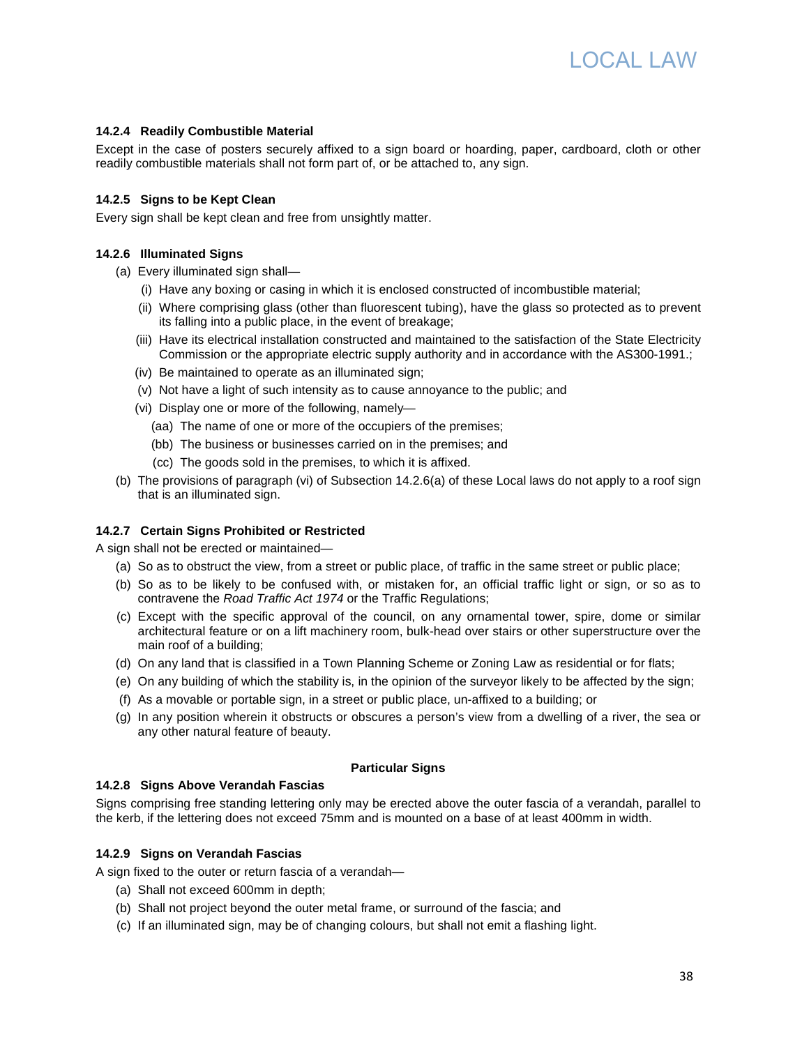#### 14.2.4 Readily Combustible Material

Except in the case of posters securely affixed to a sign board or hoarding, paper, cardboard, cloth or other readily combustible materials shall not form part of, or be attached to, any sign.

#### 14.2.5 Signs to be Kept Clean

Every sign shall be kept clean and free from unsightly matter.

#### 14.2.6 Illuminated Signs

(a) Every illuminated sign shall—

  (i) Have any boxing or casing in which it is enclosed constructed of incombustible material;

  (ii) Where comprising glass (other than fluorescent tubing), have the glass so protected as to prevent its falling into a public place, in the event of breakage;

  (iii) Have its electrical installation constructed and maintained to the satisfaction of the State Electricity Commission or the appropriate electric supply authority and in accordance with the AS300-1991.;

  (iv) Be maintained to operate as an illuminated sign;

  (v) Not have a light of such intensity as to cause annoyance to the public; and

  (vi) Display one or more of the following, namely—

    (aa) The name of one or more of the occupiers of the premises;

    (bb) The business or businesses carried on in the premises; and

    (cc) The goods sold in the premises, to which it is affixed.

(b) The provisions of paragraph (vi) of Subsection 14.2.6(a) of these Local laws do not apply to a roof sign that is an illuminated sign.

#### 14.2.7 Certain Signs Prohibited or Restricted

A sign shall not be erected or maintained—

(a) So as to obstruct the view, from a street or public place, of traffic in the same street or public place;

(b) So as to be likely to be confused with, or mistaken for, an official traffic light or sign, or so as to contravene the *Road Traffic Act 1974* or the Traffic Regulations;

(c) Except with the specific approval of the council, on any ornamental tower, spire, dome or similar architectural feature or on a lift machinery room, bulk-head over stairs or other superstructure over the main roof of a building;

(d) On any land that is classified in a Town Planning Scheme or Zoning Law as residential or for flats;

(e) On any building of which the stability is, in the opinion of the surveyor likely to be affected by the sign;

(f) As a movable or portable sign, in a street or public place, un-affixed to a building; or

(g) In any position wherein it obstructs or obscures a person's view from a dwelling of a river, the sea or any other natural feature of beauty.

**Particular Signs**

#### 14.2.8 Signs Above Verandah Fascias

Signs comprising free standing lettering only may be erected above the outer fascia of a verandah, parallel to the kerb, if the lettering does not exceed 75mm and is mounted on a base of at least 400mm in width.

#### 14.2.9 Signs on Verandah Fascias

A sign fixed to the outer or return fascia of a verandah—

(a) Shall not exceed 600mm in depth;

(b) Shall not project beyond the outer metal frame, or surround of the fascia; and

(c) If an illuminated sign, may be of changing colours, but shall not emit a flashing light.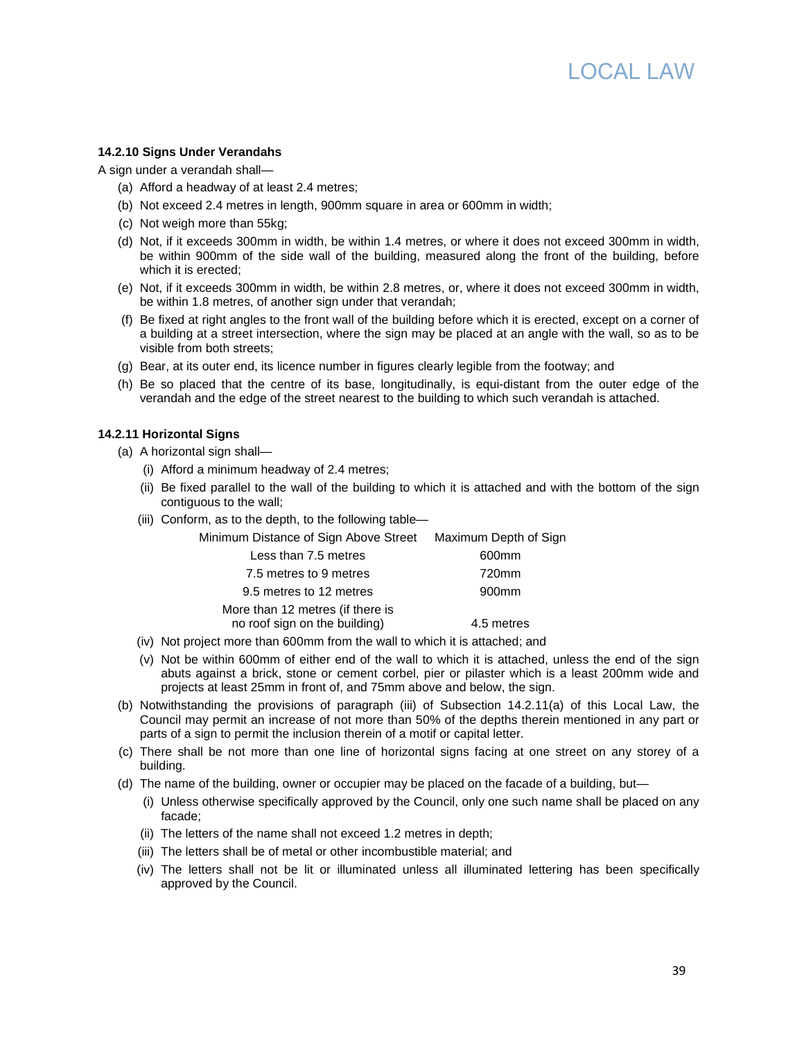#### 14.2.10 Signs Under Verandahs

A sign under a verandah shall—

(a) Afford a headway of at least 2.4 metres;

(b) Not exceed 2.4 metres in length, 900mm square in area or 600mm in width;

(c) Not weigh more than 55kg;

(d) Not, if it exceeds 300mm in width, be within 1.4 metres, or where it does not exceed 300mm in width, be within 900mm of the side wall of the building, measured along the front of the building, before which it is erected;

(e) Not, if it exceeds 300mm in width, be within 2.8 metres, or, where it does not exceed 300mm in width, be within 1.8 metres, of another sign under that verandah;

(f) Be fixed at right angles to the front wall of the building before which it is erected, except on a corner of a building at a street intersection, where the sign may be placed at an angle with the wall, so as to be visible from both streets;

(g) Bear, at its outer end, its licence number in figures clearly legible from the footway; and

(h) Be so placed that the centre of its base, longitudinally, is equi-distant from the outer edge of the verandah and the edge of the street nearest to the building to which such verandah is attached.

#### 14.2.11 Horizontal Signs

(a) A horizontal sign shall—

(i) Afford a minimum headway of 2.4 metres;

(ii) Be fixed parallel to the wall of the building to which it is attached and with the bottom of the sign contiguous to the wall;

(iii) Conform, as to the depth, to the following table—

| Minimum Distance of Sign Above Street | Maximum Depth of Sign |
|---|---|
| Less than 7.5 metres | 600mm |
| 7.5 metres to 9 metres | 720mm |
| 9.5 metres to 12 metres | 900mm |
| More than 12 metres (if there is no roof sign on the building) | 4.5 metres |

(iv) Not project more than 600mm from the wall to which it is attached; and

(v) Not be within 600mm of either end of the wall to which it is attached, unless the end of the sign abuts against a brick, stone or cement corbel, pier or pilaster which is a least 200mm wide and projects at least 25mm in front of, and 75mm above and below, the sign.

(b) Notwithstanding the provisions of paragraph (iii) of Subsection 14.2.11(a) of this Local Law, the Council may permit an increase of not more than 50% of the depths therein mentioned in any part or parts of a sign to permit the inclusion therein of a motif or capital letter.

(c) There shall be not more than one line of horizontal signs facing at one street on any storey of a building.

(d) The name of the building, owner or occupier may be placed on the facade of a building, but—

(i) Unless otherwise specifically approved by the Council, only one such name shall be placed on any facade;

(ii) The letters of the name shall not exceed 1.2 metres in depth;

(iii) The letters shall be of metal or other incombustible material; and

(iv) The letters shall not be lit or illuminated unless all illuminated lettering has been specifically approved by the Council.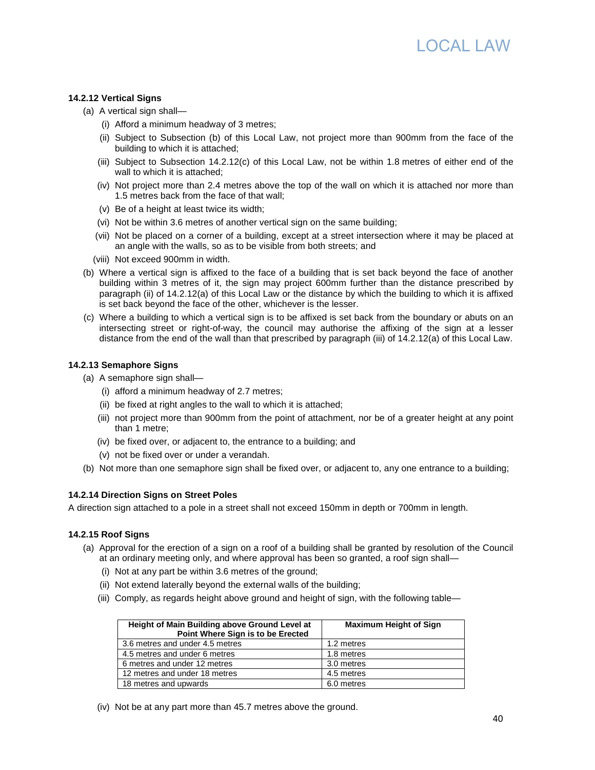#### 14.2.12 Vertical Signs

(a) A vertical sign shall—

  (i) Afford a minimum headway of 3 metres;

  (ii) Subject to Subsection (b) of this Local Law, not project more than 900mm from the face of the building to which it is attached;

  (iii) Subject to Subsection 14.2.12(c) of this Local Law, not be within 1.8 metres of either end of the wall to which it is attached;

  (iv) Not project more than 2.4 metres above the top of the wall on which it is attached nor more than 1.5 metres back from the face of that wall;

  (v) Be of a height at least twice its width;

  (vi) Not be within 3.6 metres of another vertical sign on the same building;

  (vii) Not be placed on a corner of a building, except at a street intersection where it may be placed at an angle with the walls, so as to be visible from both streets; and

  (viii) Not exceed 900mm in width.

(b) Where a vertical sign is affixed to the face of a building that is set back beyond the face of another building within 3 metres of it, the sign may project 600mm further than the distance prescribed by paragraph (ii) of 14.2.12(a) of this Local Law or the distance by which the building to which it is affixed is set back beyond the face of the other, whichever is the lesser.

(c) Where a building to which a vertical sign is to be affixed is set back from the boundary or abuts on an intersecting street or right-of-way, the council may authorise the affixing of the sign at a lesser distance from the end of the wall than that prescribed by paragraph (iii) of 14.2.12(a) of this Local Law.

#### 14.2.13 Semaphore Signs

(a) A semaphore sign shall—

  (i) afford a minimum headway of 2.7 metres;

  (ii) be fixed at right angles to the wall to which it is attached;

  (iii) not project more than 900mm from the point of attachment, nor be of a greater height at any point than 1 metre;

  (iv) be fixed over, or adjacent to, the entrance to a building; and

  (v) not be fixed over or under a verandah.

(b) Not more than one semaphore sign shall be fixed over, or adjacent to, any one entrance to a building;

#### 14.2.14 Direction Signs on Street Poles

A direction sign attached to a pole in a street shall not exceed 150mm in depth or 700mm in length.

#### 14.2.15 Roof Signs

(a) Approval for the erection of a sign on a roof of a building shall be granted by resolution of the Council at an ordinary meeting only, and where approval has been so granted, a roof sign shall—

  (i) Not at any part be within 3.6 metres of the ground;

  (ii) Not extend laterally beyond the external walls of the building;

  (iii) Comply, as regards height above ground and height of sign, with the following table—

| Height of Main Building above Ground Level at Point Where Sign is to be Erected | Maximum Height of Sign |
|---|---|
| 3.6 metres and under 4.5 metres | 1.2 metres |
| 4.5 metres and under 6 metres | 1.8 metres |
| 6 metres and under 12 metres | 3.0 metres |
| 12 metres and under 18 metres | 4.5 metres |
| 18 metres and upwards | 6.0 metres |

  (iv) Not be at any part more than 45.7 metres above the ground.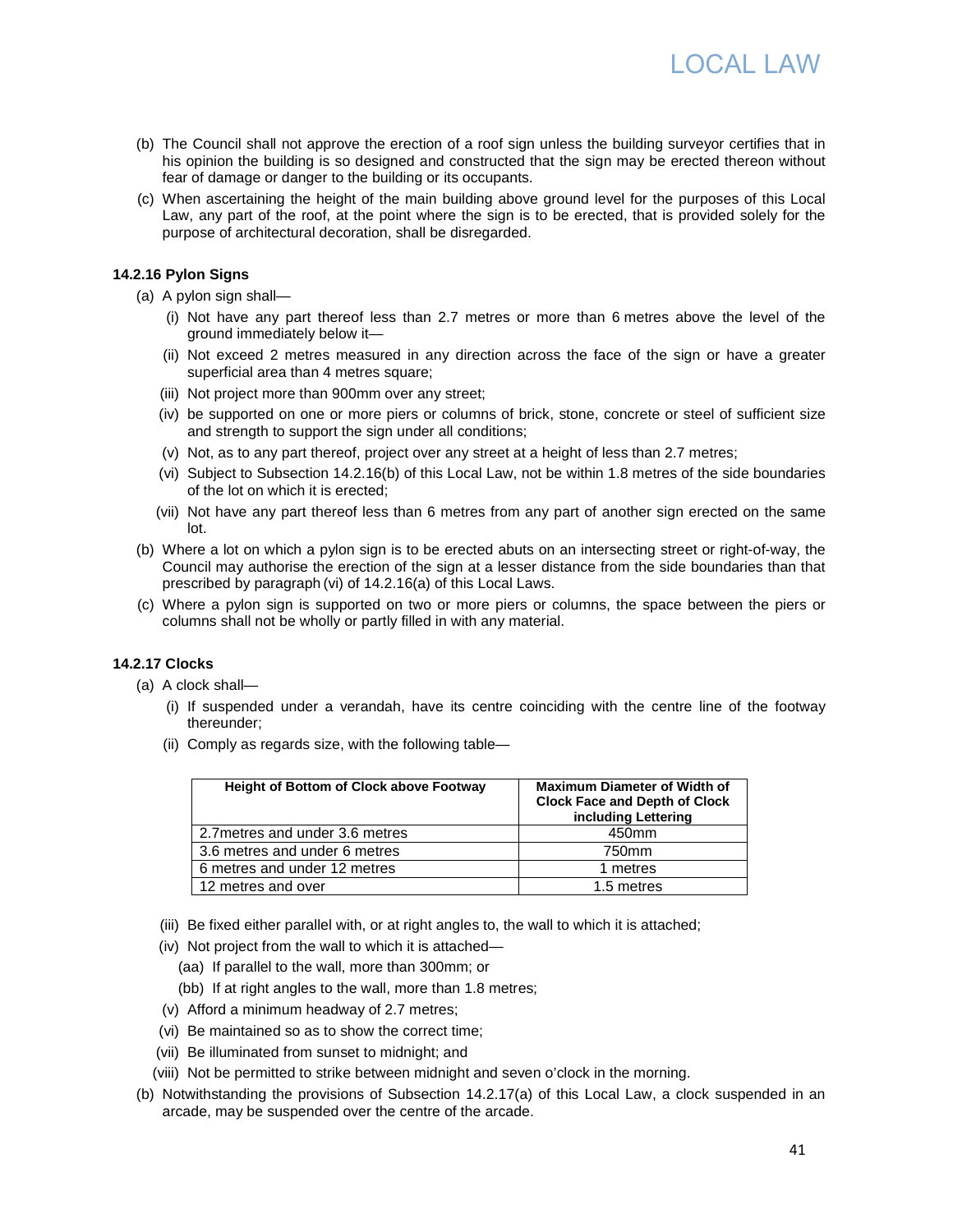(b) The Council shall not approve the erection of a roof sign unless the building surveyor certifies that in his opinion the building is so designed and constructed that the sign may be erected thereon without fear of damage or danger to the building or its occupants.

(c) When ascertaining the height of the main building above ground level for the purposes of this Local Law, any part of the roof, at the point where the sign is to be erected, that is provided solely for the purpose of architectural decoration, shall be disregarded.

#### 14.2.16 Pylon Signs

(a) A pylon sign shall—

(i) Not have any part thereof less than 2.7 metres or more than 6 metres above the level of the ground immediately below it—

(ii) Not exceed 2 metres measured in any direction across the face of the sign or have a greater superficial area than 4 metres square;

(iii) Not project more than 900mm over any street;

(iv) be supported on one or more piers or columns of brick, stone, concrete or steel of sufficient size and strength to support the sign under all conditions;

(v) Not, as to any part thereof, project over any street at a height of less than 2.7 metres;

(vi) Subject to Subsection 14.2.16(b) of this Local Law, not be within 1.8 metres of the side boundaries of the lot on which it is erected;

(vii) Not have any part thereof less than 6 metres from any part of another sign erected on the same lot.

(b) Where a lot on which a pylon sign is to be erected abuts on an intersecting street or right-of-way, the Council may authorise the erection of the sign at a lesser distance from the side boundaries than that prescribed by paragraph (vi) of 14.2.16(a) of this Local Laws.

(c) Where a pylon sign is supported on two or more piers or columns, the space between the piers or columns shall not be wholly or partly filled in with any material.

#### 14.2.17 Clocks

(a) A clock shall—

(i) If suspended under a verandah, have its centre coinciding with the centre line of the footway thereunder;

(ii) Comply as regards size, with the following table—

| Height of Bottom of Clock above Footway | Maximum Diameter of Width of Clock Face and Depth of Clock including Lettering |
|---|---|
| 2.7metres and under 3.6 metres | 450mm |
| 3.6 metres and under 6 metres | 750mm |
| 6 metres and under 12 metres | 1 metres |
| 12 metres and over | 1.5 metres |

(iii) Be fixed either parallel with, or at right angles to, the wall to which it is attached;

(iv) Not project from the wall to which it is attached—

(aa) If parallel to the wall, more than 300mm; or

(bb) If at right angles to the wall, more than 1.8 metres;

(v) Afford a minimum headway of 2.7 metres;

(vi) Be maintained so as to show the correct time;

(vii) Be illuminated from sunset to midnight; and

(viii) Not be permitted to strike between midnight and seven o'clock in the morning.

(b) Notwithstanding the provisions of Subsection 14.2.17(a) of this Local Law, a clock suspended in an arcade, may be suspended over the centre of the arcade.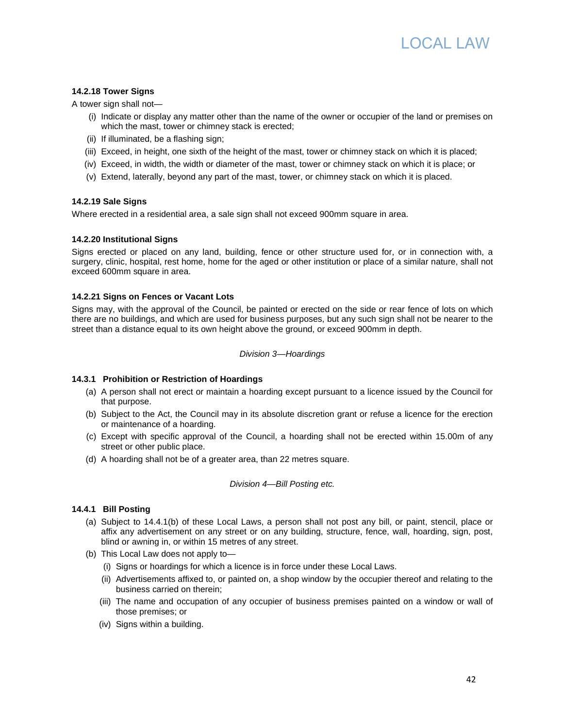#### 14.2.18 Tower Signs

A tower sign shall not—

- (i) Indicate or display any matter other than the name of the owner or occupier of the land or premises on which the mast, tower or chimney stack is erected;
- (ii) If illuminated, be a flashing sign;
- (iii) Exceed, in height, one sixth of the height of the mast, tower or chimney stack on which it is placed;
- (iv) Exceed, in width, the width or diameter of the mast, tower or chimney stack on which it is place; or
- (v) Extend, laterally, beyond any part of the mast, tower, or chimney stack on which it is placed.

#### 14.2.19 Sale Signs

Where erected in a residential area, a sale sign shall not exceed 900mm square in area.

#### 14.2.20 Institutional Signs

Signs erected or placed on any land, building, fence or other structure used for, or in connection with, a surgery, clinic, hospital, rest home, home for the aged or other institution or place of a similar nature, shall not exceed 600mm square in area.

#### 14.2.21 Signs on Fences or Vacant Lots

Signs may, with the approval of the Council, be painted or erected on the side or rear fence of lots on which there are no buildings, and which are used for business purposes, but any such sign shall not be nearer to the street than a distance equal to its own height above the ground, or exceed 900mm in depth.

*Division 3—Hoardings*

#### 14.3.1 Prohibition or Restriction of Hoardings

- (a) A person shall not erect or maintain a hoarding except pursuant to a licence issued by the Council for that purpose.
- (b) Subject to the Act, the Council may in its absolute discretion grant or refuse a licence for the erection or maintenance of a hoarding.
- (c) Except with specific approval of the Council, a hoarding shall not be erected within 15.00m of any street or other public place.
- (d) A hoarding shall not be of a greater area, than 22 metres square.

*Division 4—Bill Posting etc.*

#### 14.4.1 Bill Posting

- (a) Subject to 14.4.1(b) of these Local Laws, a person shall not post any bill, or paint, stencil, place or affix any advertisement on any street or on any building, structure, fence, wall, hoarding, sign, post, blind or awning in, or within 15 metres of any street.
- (b) This Local Law does not apply to—
  - (i) Signs or hoardings for which a licence is in force under these Local Laws.
  - (ii) Advertisements affixed to, or painted on, a shop window by the occupier thereof and relating to the business carried on therein;
  - (iii) The name and occupation of any occupier of business premises painted on a window or wall of those premises; or
  - (iv) Signs within a building.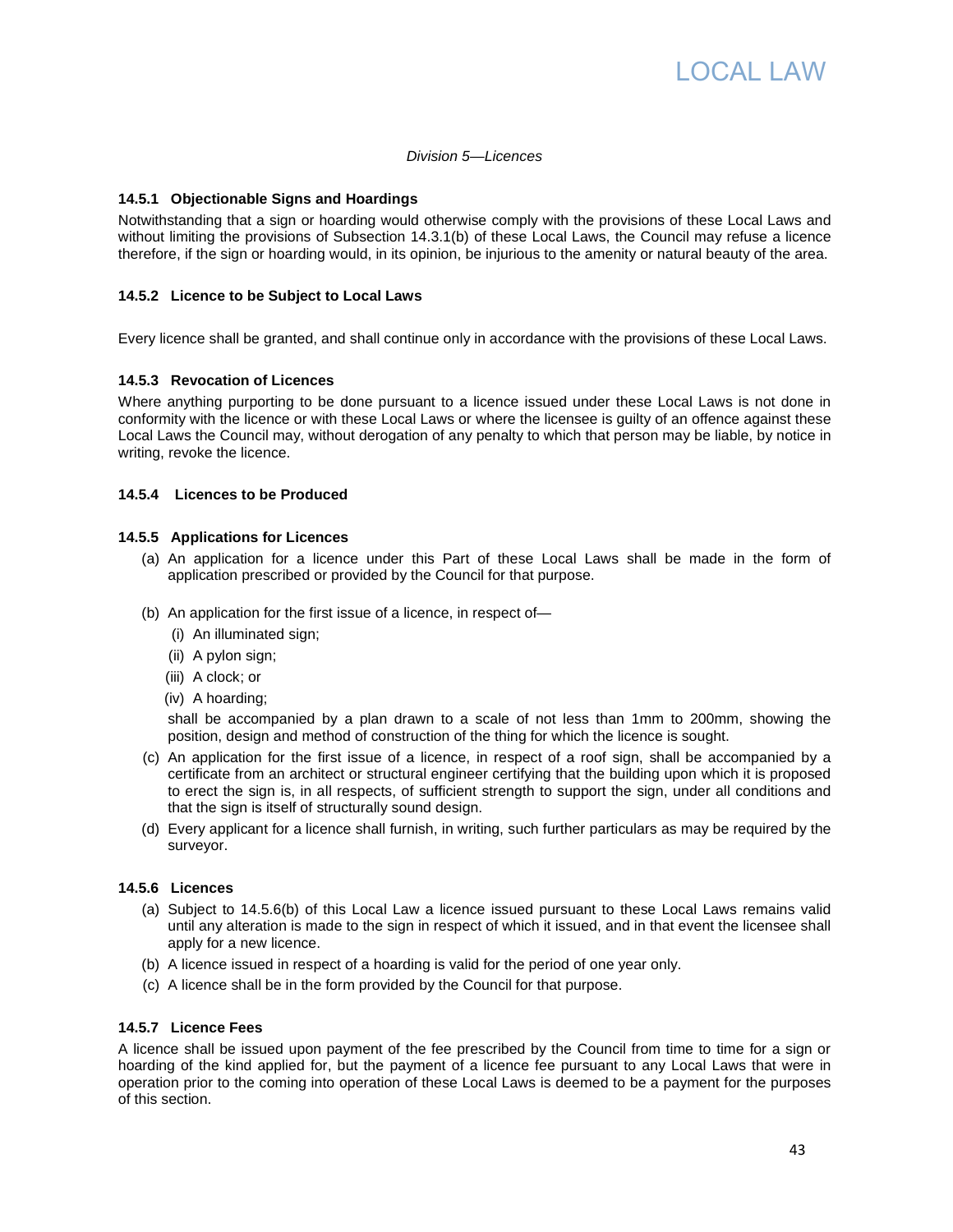*Division 5—Licences*

### 14.5.1 Objectionable Signs and Hoardings

Notwithstanding that a sign or hoarding would otherwise comply with the provisions of these Local Laws and without limiting the provisions of Subsection 14.3.1(b) of these Local Laws, the Council may refuse a licence therefore, if the sign or hoarding would, in its opinion, be injurious to the amenity or natural beauty of the area.

### 14.5.2 Licence to be Subject to Local Laws

Every licence shall be granted, and shall continue only in accordance with the provisions of these Local Laws.

### 14.5.3 Revocation of Licences

Where anything purporting to be done pursuant to a licence issued under these Local Laws is not done in conformity with the licence or with these Local Laws or where the licensee is guilty of an offence against these Local Laws the Council may, without derogation of any penalty to which that person may be liable, by notice in writing, revoke the licence.

### 14.5.4 Licences to be Produced

### 14.5.5 Applications for Licences

(a) An application for a licence under this Part of these Local Laws shall be made in the form of application prescribed or provided by the Council for that purpose.

(b) An application for the first issue of a licence, in respect of—
   - (i) An illuminated sign;
   - (ii) A pylon sign;
   - (iii) A clock; or
   - (iv) A hoarding;

   shall be accompanied by a plan drawn to a scale of not less than 1mm to 200mm, showing the position, design and method of construction of the thing for which the licence is sought.

(c) An application for the first issue of a licence, in respect of a roof sign, shall be accompanied by a certificate from an architect or structural engineer certifying that the building upon which it is proposed to erect the sign is, in all respects, of sufficient strength to support the sign, under all conditions and that the sign is itself of structurally sound design.

(d) Every applicant for a licence shall furnish, in writing, such further particulars as may be required by the surveyor.

### 14.5.6 Licences

(a) Subject to 14.5.6(b) of this Local Law a licence issued pursuant to these Local Laws remains valid until any alteration is made to the sign in respect of which it issued, and in that event the licensee shall apply for a new licence.

(b) A licence issued in respect of a hoarding is valid for the period of one year only.

(c) A licence shall be in the form provided by the Council for that purpose.

### 14.5.7 Licence Fees

A licence shall be issued upon payment of the fee prescribed by the Council from time to time for a sign or hoarding of the kind applied for, but the payment of a licence fee pursuant to any Local Laws that were in operation prior to the coming into operation of these Local Laws is deemed to be a payment for the purposes of this section.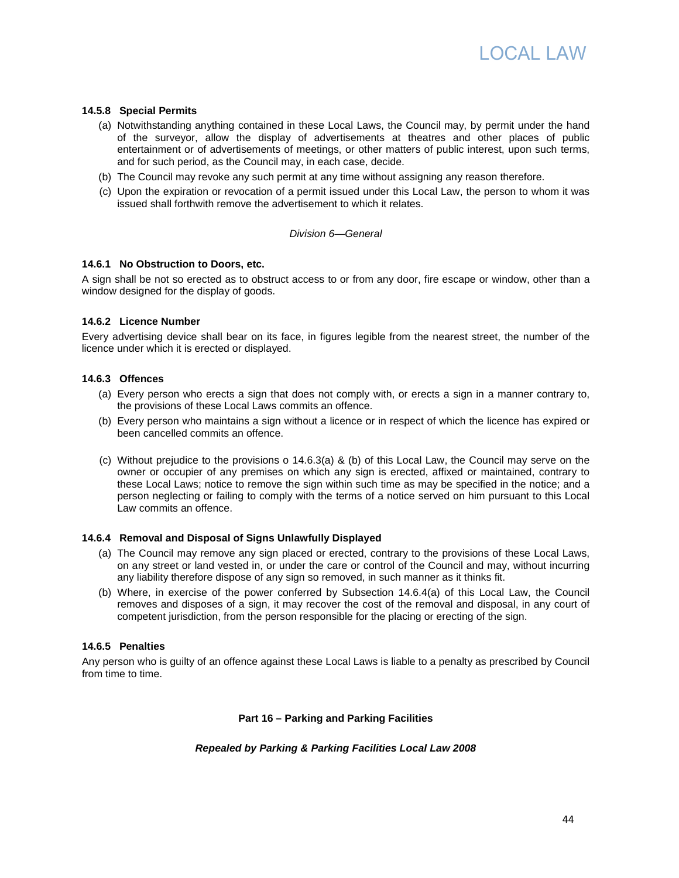#### 14.5.8 Special Permits

(a) Notwithstanding anything contained in these Local Laws, the Council may, by permit under the hand of the surveyor, allow the display of advertisements at theatres and other places of public entertainment or of advertisements of meetings, or other matters of public interest, upon such terms, and for such period, as the Council may, in each case, decide.

(b) The Council may revoke any such permit at any time without assigning any reason therefore.

(c) Upon the expiration or revocation of a permit issued under this Local Law, the person to whom it was issued shall forthwith remove the advertisement to which it relates.

*Division 6—General*

#### 14.6.1 No Obstruction to Doors, etc.

A sign shall be not so erected as to obstruct access to or from any door, fire escape or window, other than a window designed for the display of goods.

#### 14.6.2 Licence Number

Every advertising device shall bear on its face, in figures legible from the nearest street, the number of the licence under which it is erected or displayed.

#### 14.6.3 Offences

(a) Every person who erects a sign that does not comply with, or erects a sign in a manner contrary to, the provisions of these Local Laws commits an offence.

(b) Every person who maintains a sign without a licence or in respect of which the licence has expired or been cancelled commits an offence.

(c) Without prejudice to the provisions o 14.6.3(a) & (b) of this Local Law, the Council may serve on the owner or occupier of any premises on which any sign is erected, affixed or maintained, contrary to these Local Laws; notice to remove the sign within such time as may be specified in the notice; and a person neglecting or failing to comply with the terms of a notice served on him pursuant to this Local Law commits an offence.

#### 14.6.4 Removal and Disposal of Signs Unlawfully Displayed

(a) The Council may remove any sign placed or erected, contrary to the provisions of these Local Laws, on any street or land vested in, or under the care or control of the Council and may, without incurring any liability therefore dispose of any sign so removed, in such manner as it thinks fit.

(b) Where, in exercise of the power conferred by Subsection 14.6.4(a) of this Local Law, the Council removes and disposes of a sign, it may recover the cost of the removal and disposal, in any court of competent jurisdiction, from the person responsible for the placing or erecting of the sign.

#### 14.6.5 Penalties

Any person who is guilty of an offence against these Local Laws is liable to a penalty as prescribed by Council from time to time.

## Part 16 – Parking and Parking Facilities

***Repealed by Parking & Parking Facilities Local Law 2008***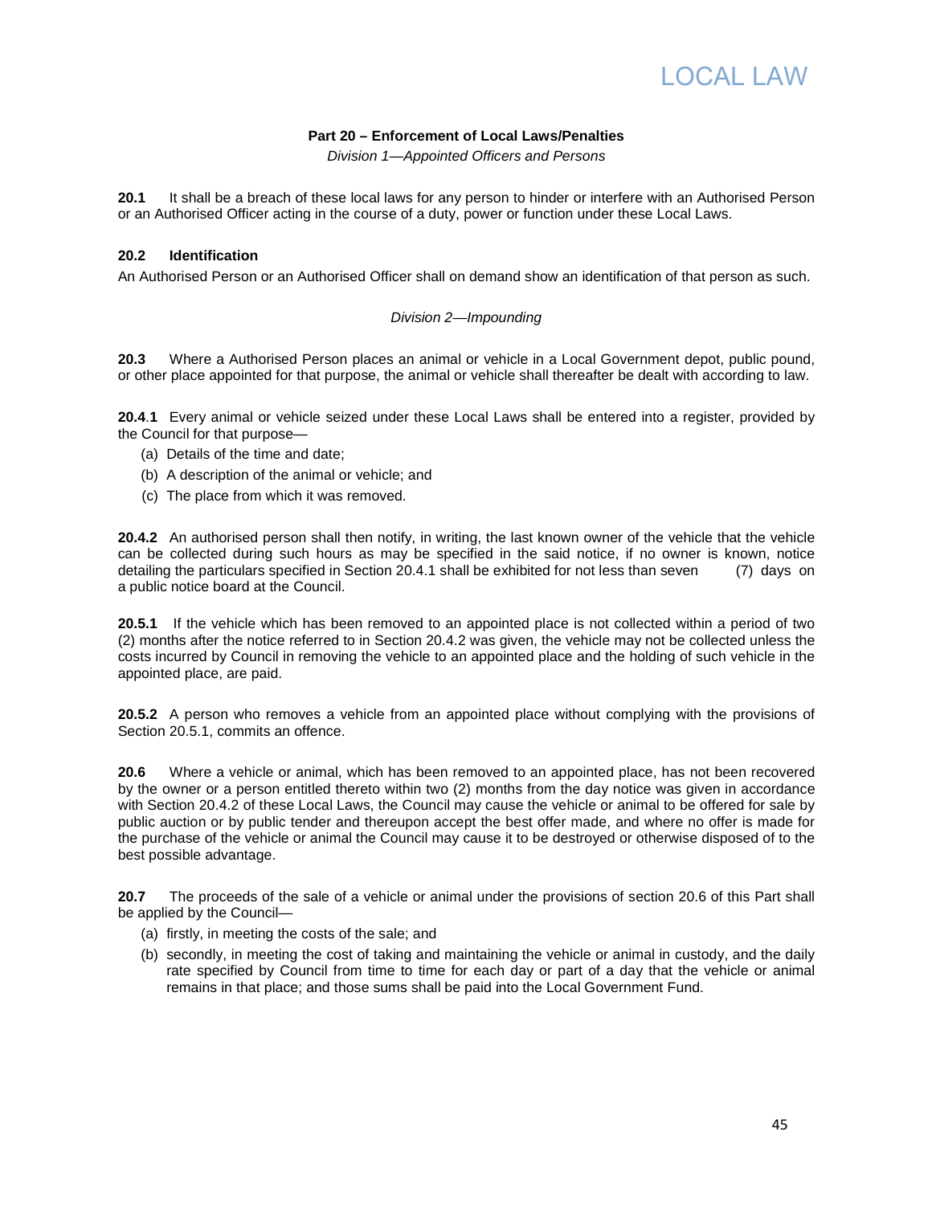### Part 20 – Enforcement of Local Laws/Penalties

*Division 1—Appointed Officers and Persons*

**20.1** It shall be a breach of these local laws for any person to hinder or interfere with an Authorised Person or an Authorised Officer acting in the course of a duty, power or function under these Local Laws.

**20.2 Identification**

An Authorised Person or an Authorised Officer shall on demand show an identification of that person as such.

*Division 2—Impounding*

**20.3** Where a Authorised Person places an animal or vehicle in a Local Government depot, public pound, or other place appointed for that purpose, the animal or vehicle shall thereafter be dealt with according to law.

**20.4.1** Every animal or vehicle seized under these Local Laws shall be entered into a register, provided by the Council for that purpose—

(a) Details of the time and date;

(b) A description of the animal or vehicle; and

(c) The place from which it was removed.

**20.4.2** An authorised person shall then notify, in writing, the last known owner of the vehicle that the vehicle can be collected during such hours as may be specified in the said notice, if no owner is known, notice detailing the particulars specified in Section 20.4.1 shall be exhibited for not less than seven (7) days on a public notice board at the Council.

**20.5.1** If the vehicle which has been removed to an appointed place is not collected within a period of two (2) months after the notice referred to in Section 20.4.2 was given, the vehicle may not be collected unless the costs incurred by Council in removing the vehicle to an appointed place and the holding of such vehicle in the appointed place, are paid.

**20.5.2** A person who removes a vehicle from an appointed place without complying with the provisions of Section 20.5.1, commits an offence.

**20.6** Where a vehicle or animal, which has been removed to an appointed place, has not been recovered by the owner or a person entitled thereto within two (2) months from the day notice was given in accordance with Section 20.4.2 of these Local Laws, the Council may cause the vehicle or animal to be offered for sale by public auction or by public tender and thereupon accept the best offer made, and where no offer is made for the purchase of the vehicle or animal the Council may cause it to be destroyed or otherwise disposed of to the best possible advantage.

**20.7** The proceeds of the sale of a vehicle or animal under the provisions of section 20.6 of this Part shall be applied by the Council—

(a) firstly, in meeting the costs of the sale; and

(b) secondly, in meeting the cost of taking and maintaining the vehicle or animal in custody, and the daily rate specified by Council from time to time for each day or part of a day that the vehicle or animal remains in that place; and those sums shall be paid into the Local Government Fund.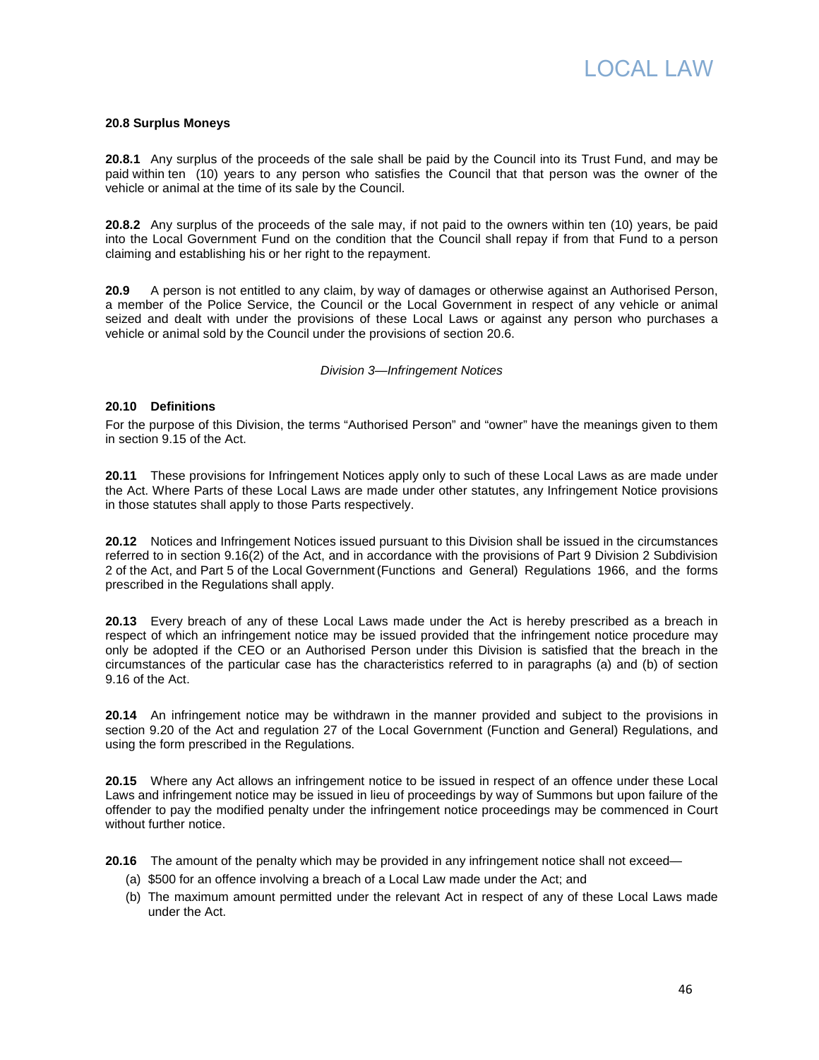**20.8 Surplus Moneys**

**20.8.1** Any surplus of the proceeds of the sale shall be paid by the Council into its Trust Fund, and may be paid within ten (10) years to any person who satisfies the Council that that person was the owner of the vehicle or animal at the time of its sale by the Council.

**20.8.2** Any surplus of the proceeds of the sale may, if not paid to the owners within ten (10) years, be paid into the Local Government Fund on the condition that the Council shall repay if from that Fund to a person claiming and establishing his or her right to the repayment.

**20.9** A person is not entitled to any claim, by way of damages or otherwise against an Authorised Person, a member of the Police Service, the Council or the Local Government in respect of any vehicle or animal seized and dealt with under the provisions of these Local Laws or against any person who purchases a vehicle or animal sold by the Council under the provisions of section 20.6.

*Division 3—Infringement Notices*

**20.10 Definitions**

For the purpose of this Division, the terms "Authorised Person" and "owner" have the meanings given to them in section 9.15 of the Act.

**20.11** These provisions for Infringement Notices apply only to such of these Local Laws as are made under the Act. Where Parts of these Local Laws are made under other statutes, any Infringement Notice provisions in those statutes shall apply to those Parts respectively.

**20.12** Notices and Infringement Notices issued pursuant to this Division shall be issued in the circumstances referred to in section 9.16(2) of the Act, and in accordance with the provisions of Part 9 Division 2 Subdivision 2 of the Act, and Part 5 of the Local Government (Functions and General) Regulations 1966, and the forms prescribed in the Regulations shall apply.

**20.13** Every breach of any of these Local Laws made under the Act is hereby prescribed as a breach in respect of which an infringement notice may be issued provided that the infringement notice procedure may only be adopted if the CEO or an Authorised Person under this Division is satisfied that the breach in the circumstances of the particular case has the characteristics referred to in paragraphs (a) and (b) of section 9.16 of the Act.

**20.14** An infringement notice may be withdrawn in the manner provided and subject to the provisions in section 9.20 of the Act and regulation 27 of the Local Government (Function and General) Regulations, and using the form prescribed in the Regulations.

**20.15** Where any Act allows an infringement notice to be issued in respect of an offence under these Local Laws and infringement notice may be issued in lieu of proceedings by way of Summons but upon failure of the offender to pay the modified penalty under the infringement notice proceedings may be commenced in Court without further notice.

**20.16** The amount of the penalty which may be provided in any infringement notice shall not exceed—

(a) $500 for an offence involving a breach of a Local Law made under the Act; and

(b) The maximum amount permitted under the relevant Act in respect of any of these Local Laws made under the Act.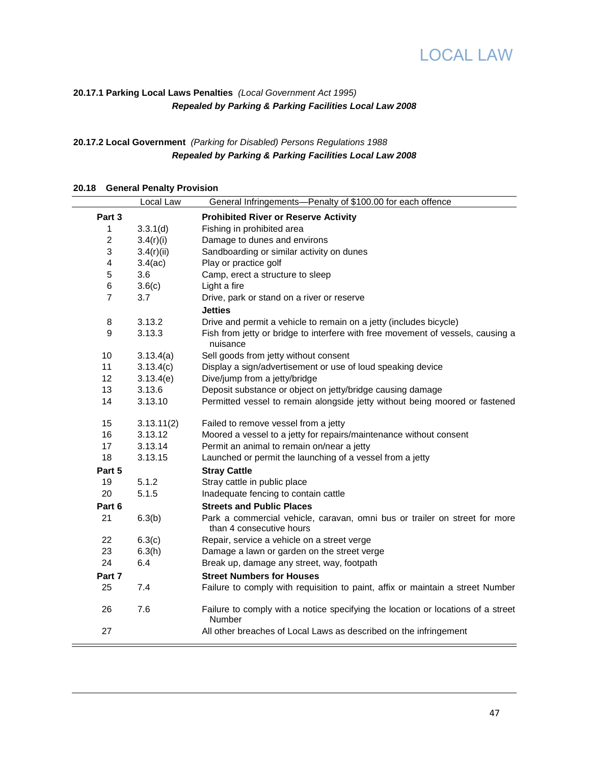**20.17.1 Parking Local Laws Penalties** *(Local Government Act 1995)*
***Repealed by Parking & Parking Facilities Local Law 2008***

**20.17.2 Local Government** *(Parking for Disabled) Persons Regulations 1988*
***Repealed by Parking & Parking Facilities Local Law 2008***

**20.18 General Penalty Provision**

| | Local Law | General Infringements—Penalty of $100.00 for each offence |
|---|---|---|
| **Part 3** | | **Prohibited River or Reserve Activity** |
| 1 | 3.3.1(d) | Fishing in prohibited area |
| 2 | 3.4(r)(i) | Damage to dunes and environs |
| 3 | 3.4(r)(ii) | Sandboarding or similar activity on dunes |
| 4 | 3.4(ac) | Play or practice golf |
| 5 | 3.6 | Camp, erect a structure to sleep |
| 6 | 3.6(c) | Light a fire |
| 7 | 3.7 | Drive, park or stand on a river or reserve |
| | | **Jetties** |
| 8 | 3.13.2 | Drive and permit a vehicle to remain on a jetty (includes bicycle) |
| 9 | 3.13.3 | Fish from jetty or bridge to interfere with free movement of vessels, causing a nuisance |
| 10 | 3.13.4(a) | Sell goods from jetty without consent |
| 11 | 3.13.4(c) | Display a sign/advertisement or use of loud speaking device |
| 12 | 3.13.4(e) | Dive/jump from a jetty/bridge |
| 13 | 3.13.6 | Deposit substance or object on jetty/bridge causing damage |
| 14 | 3.13.10 | Permitted vessel to remain alongside jetty without being moored or fastened |
| 15 | 3.13.11(2) | Failed to remove vessel from a jetty |
| 16 | 3.13.12 | Moored a vessel to a jetty for repairs/maintenance without consent |
| 17 | 3.13.14 | Permit an animal to remain on/near a jetty |
| 18 | 3.13.15 | Launched or permit the launching of a vessel from a jetty |
| **Part 5** | | **Stray Cattle** |
| 19 | 5.1.2 | Stray cattle in public place |
| 20 | 5.1.5 | Inadequate fencing to contain cattle |
| **Part 6** | | **Streets and Public Places** |
| 21 | 6.3(b) | Park a commercial vehicle, caravan, omni bus or trailer on street for more than 4 consecutive hours |
| 22 | 6.3(c) | Repair, service a vehicle on a street verge |
| 23 | 6.3(h) | Damage a lawn or garden on the street verge |
| 24 | 6.4 | Break up, damage any street, way, footpath |
| **Part 7** | | **Street Numbers for Houses** |
| 25 | 7.4 | Failure to comply with requisition to paint, affix or maintain a street Number |
| 26 | 7.6 | Failure to comply with a notice specifying the location or locations of a street Number |
| 27 | | All other breaches of Local Laws as described on the infringement |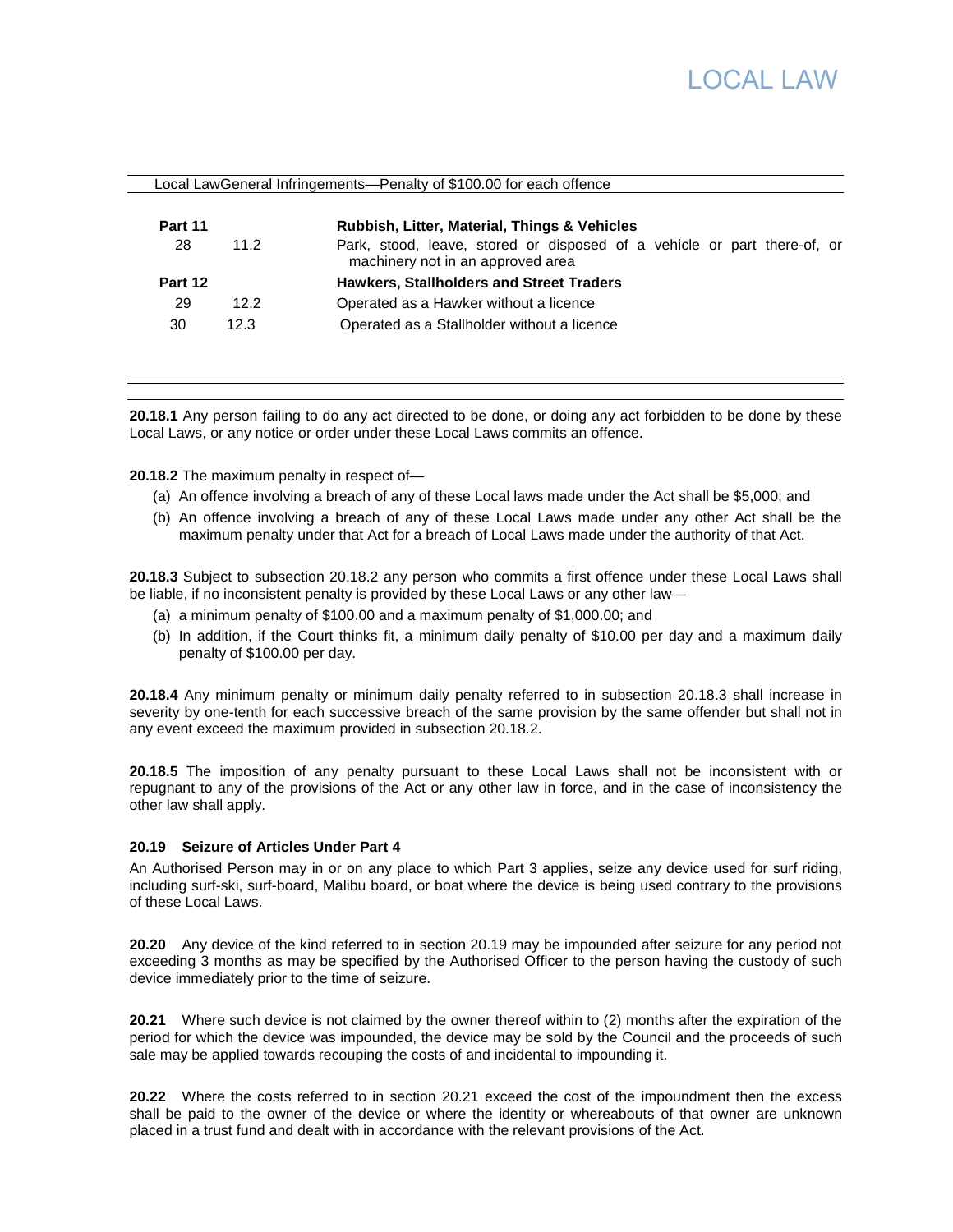| Local LawGeneral Infringements—Penalty of $100.00 for each offence | | |
|---|---|---|
| **Part 11** | | **Rubbish, Litter, Material, Things & Vehicles** |
| 28 | 11.2 | Park, stood, leave, stored or disposed of a vehicle or part there-of, or machinery not in an approved area |
| **Part 12** | | **Hawkers, Stallholders and Street Traders** |
| 29 | 12.2 | Operated as a Hawker without a licence |
| 30 | 12.3 | Operated as a Stallholder without a licence |

**20.18.1** Any person failing to do any act directed to be done, or doing any act forbidden to be done by these Local Laws, or any notice or order under these Local Laws commits an offence.

**20.18.2** The maximum penalty in respect of—

(a) An offence involving a breach of any of these Local laws made under the Act shall be $5,000; and

(b) An offence involving a breach of any of these Local Laws made under any other Act shall be the maximum penalty under that Act for a breach of Local Laws made under the authority of that Act.

**20.18.3** Subject to subsection 20.18.2 any person who commits a first offence under these Local Laws shall be liable, if no inconsistent penalty is provided by these Local Laws or any other law—

(a) a minimum penalty of $100.00 and a maximum penalty of $1,000.00; and

(b) In addition, if the Court thinks fit, a minimum daily penalty of $10.00 per day and a maximum daily penalty of $100.00 per day.

**20.18.4** Any minimum penalty or minimum daily penalty referred to in subsection 20.18.3 shall increase in severity by one-tenth for each successive breach of the same provision by the same offender but shall not in any event exceed the maximum provided in subsection 20.18.2.

**20.18.5** The imposition of any penalty pursuant to these Local Laws shall not be inconsistent with or repugnant to any of the provisions of the Act or any other law in force, and in the case of inconsistency the other law shall apply.

#### 20.19 Seizure of Articles Under Part 4

An Authorised Person may in or on any place to which Part 3 applies, seize any device used for surf riding, including surf-ski, surf-board, Malibu board, or boat where the device is being used contrary to the provisions of these Local Laws.

**20.20** Any device of the kind referred to in section 20.19 may be impounded after seizure for any period not exceeding 3 months as may be specified by the Authorised Officer to the person having the custody of such device immediately prior to the time of seizure.

**20.21** Where such device is not claimed by the owner thereof within to (2) months after the expiration of the period for which the device was impounded, the device may be sold by the Council and the proceeds of such sale may be applied towards recouping the costs of and incidental to impounding it.

**20.22** Where the costs referred to in section 20.21 exceed the cost of the impoundment then the excess shall be paid to the owner of the device or where the identity or whereabouts of that owner are unknown placed in a trust fund and dealt with in accordance with the relevant provisions of the Act.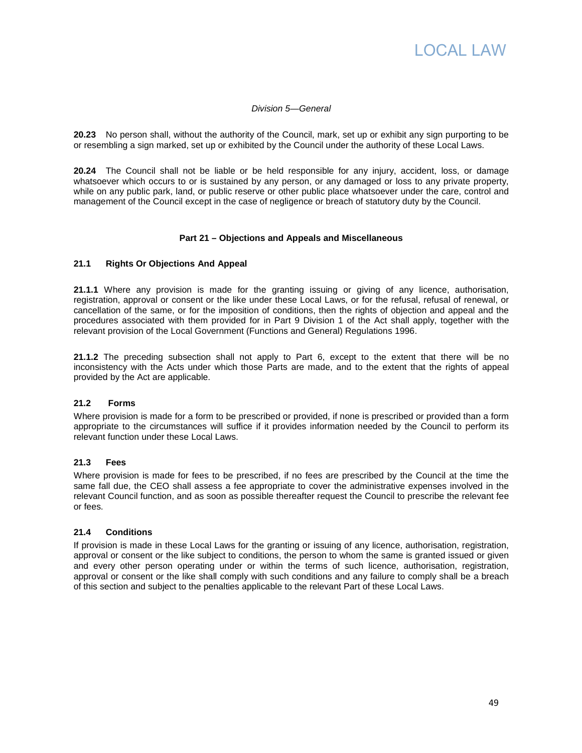*Division 5—General*

**20.23** No person shall, without the authority of the Council, mark, set up or exhibit any sign purporting to be or resembling a sign marked, set up or exhibited by the Council under the authority of these Local Laws.

**20.24** The Council shall not be liable or be held responsible for any injury, accident, loss, or damage whatsoever which occurs to or is sustained by any person, or any damaged or loss to any private property, while on any public park, land, or public reserve or other public place whatsoever under the care, control and management of the Council except in the case of negligence or breach of statutory duty by the Council.

## Part 21 – Objections and Appeals and Miscellaneous

### 21.1 Rights Or Objections And Appeal

**21.1.1** Where any provision is made for the granting issuing or giving of any licence, authorisation, registration, approval or consent or the like under these Local Laws, or for the refusal, refusal of renewal, or cancellation of the same, or for the imposition of conditions, then the rights of objection and appeal and the procedures associated with them provided for in Part 9 Division 1 of the Act shall apply, together with the relevant provision of the Local Government (Functions and General) Regulations 1996.

**21.1.2** The preceding subsection shall not apply to Part 6, except to the extent that there will be no inconsistency with the Acts under which those Parts are made, and to the extent that the rights of appeal provided by the Act are applicable.

### 21.2 Forms

Where provision is made for a form to be prescribed or provided, if none is prescribed or provided than a form appropriate to the circumstances will suffice if it provides information needed by the Council to perform its relevant function under these Local Laws.

### 21.3 Fees

Where provision is made for fees to be prescribed, if no fees are prescribed by the Council at the time the same fall due, the CEO shall assess a fee appropriate to cover the administrative expenses involved in the relevant Council function, and as soon as possible thereafter request the Council to prescribe the relevant fee or fees.

### 21.4 Conditions

If provision is made in these Local Laws for the granting or issuing of any licence, authorisation, registration, approval or consent or the like subject to conditions, the person to whom the same is granted issued or given and every other person operating under or within the terms of such licence, authorisation, registration, approval or consent or the like shall comply with such conditions and any failure to comply shall be a breach of this section and subject to the penalties applicable to the relevant Part of these Local Laws.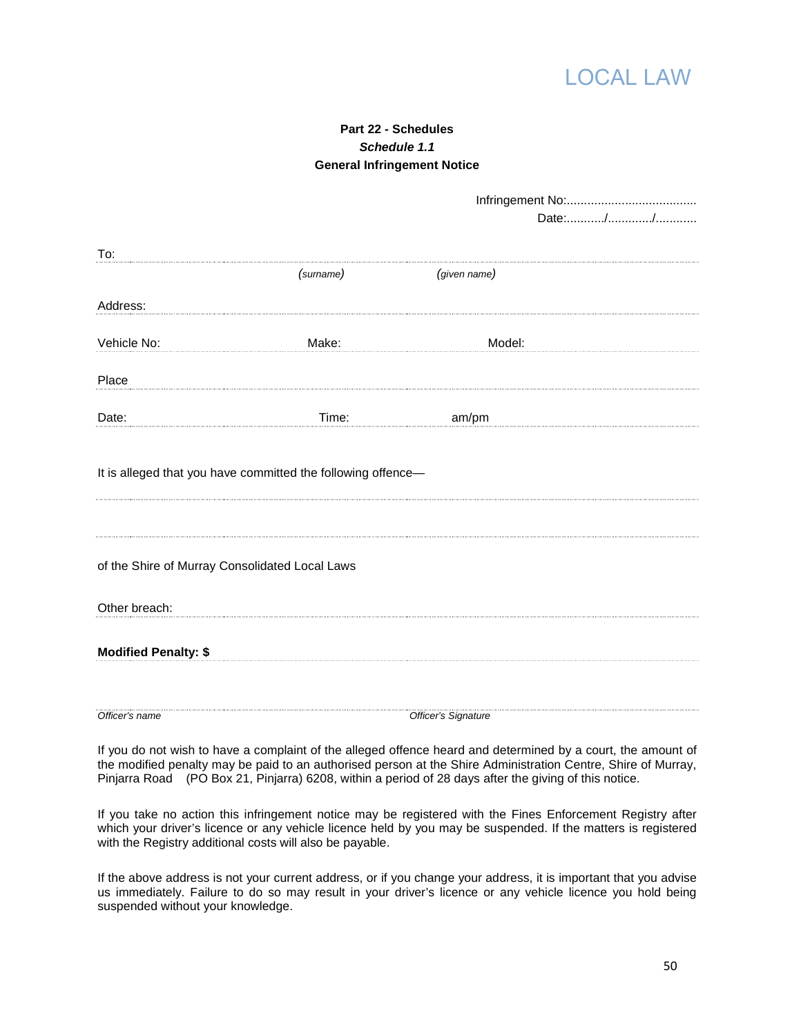**Part 22 - Schedules**

***Schedule 1.1***

**General Infringement Notice**

Infringement No:......................................

Date:.........../............/............

To:

*(surname)* *(given name)*

Address:

Vehicle No: Make: Model:

Place

Date: Time: am/pm

It is alleged that you have committed the following offence—

of the Shire of Murray Consolidated Local Laws

Other breach:

**Modified Penalty: $**

*Officer's name* *Officer's Signature*

If you do not wish to have a complaint of the alleged offence heard and determined by a court, the amount of the modified penalty may be paid to an authorised person at the Shire Administration Centre, Shire of Murray, Pinjarra Road (PO Box 21, Pinjarra) 6208, within a period of 28 days after the giving of this notice.

If you take no action this infringement notice may be registered with the Fines Enforcement Registry after which your driver's licence or any vehicle licence held by you may be suspended. If the matters is registered with the Registry additional costs will also be payable.

If the above address is not your current address, or if you change your address, it is important that you advise us immediately. Failure to do so may result in your driver's licence or any vehicle licence you hold being suspended without your knowledge.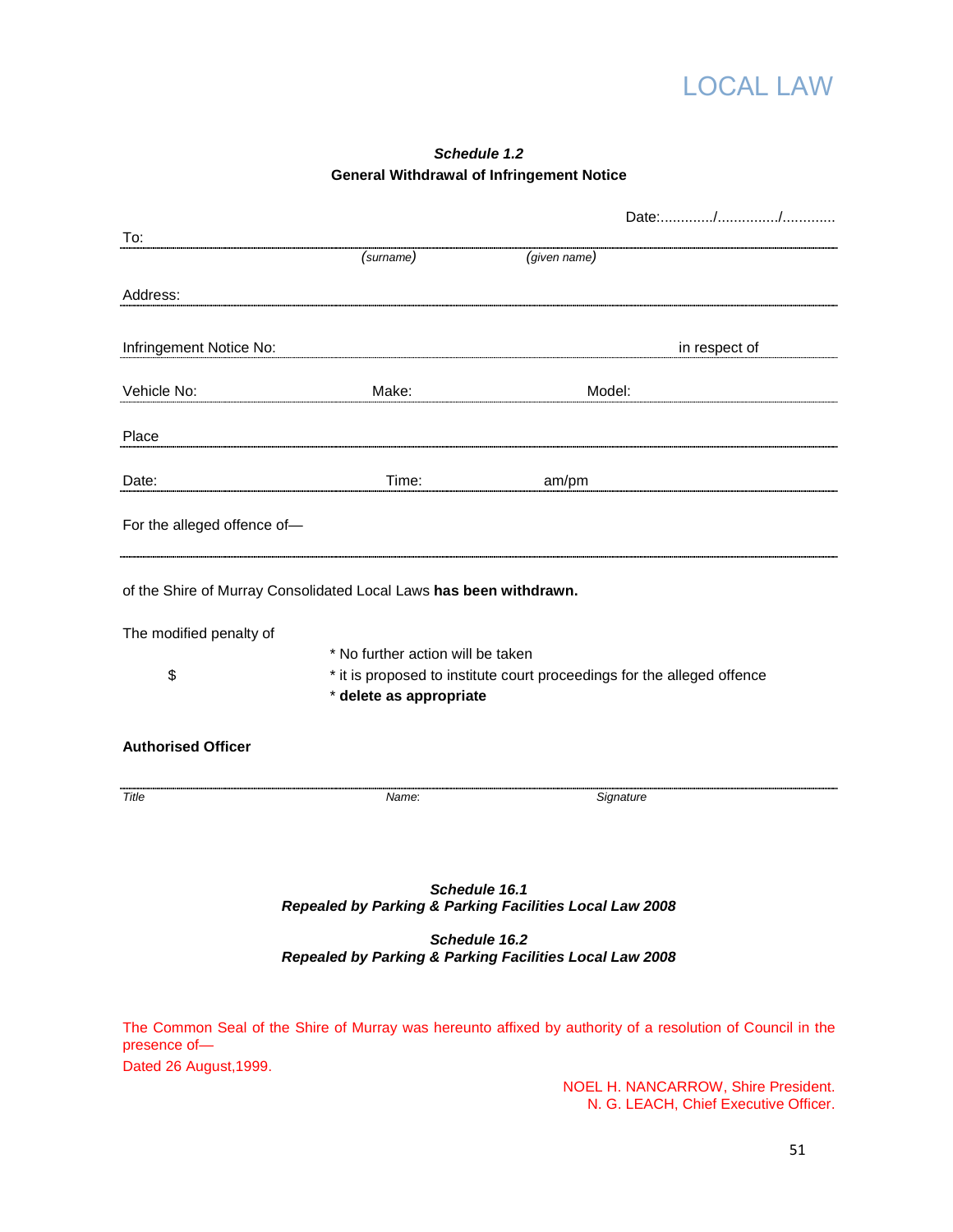*Schedule 1.2*

**General Withdrawal of Infringement Notice**

Date:............/............../............

To: ............................................................................................................

(*surname*) (*given name*)

Address: ............................................................................................................

Infringement Notice No: .................................................. in respect of ..................

Vehicle No: .................. Make: .................. Model: ..................

Place ............................................................................................................

Date: .................. Time: .................. am/pm

For the alleged offence of—

............................................................................................................

of the Shire of Murray Consolidated Local Laws **has been withdrawn.**

The modified penalty of

$

\* No further action will be taken

\* it is proposed to institute court proceedings for the alleged offence

\* **delete as appropriate**

**Authorised Officer**

............................................................................................................

*Title* *Name*: *Signature*

***Schedule 16.1***

***Repealed by Parking & Parking Facilities Local Law 2008***

***Schedule 16.2***

***Repealed by Parking & Parking Facilities Local Law 2008***

The Common Seal of the Shire of Murray was hereunto affixed by authority of a resolution of Council in the presence of—

Dated 26 August,1999.

NOEL H. NANCARROW, Shire President.

N. G. LEACH, Chief Executive Officer.